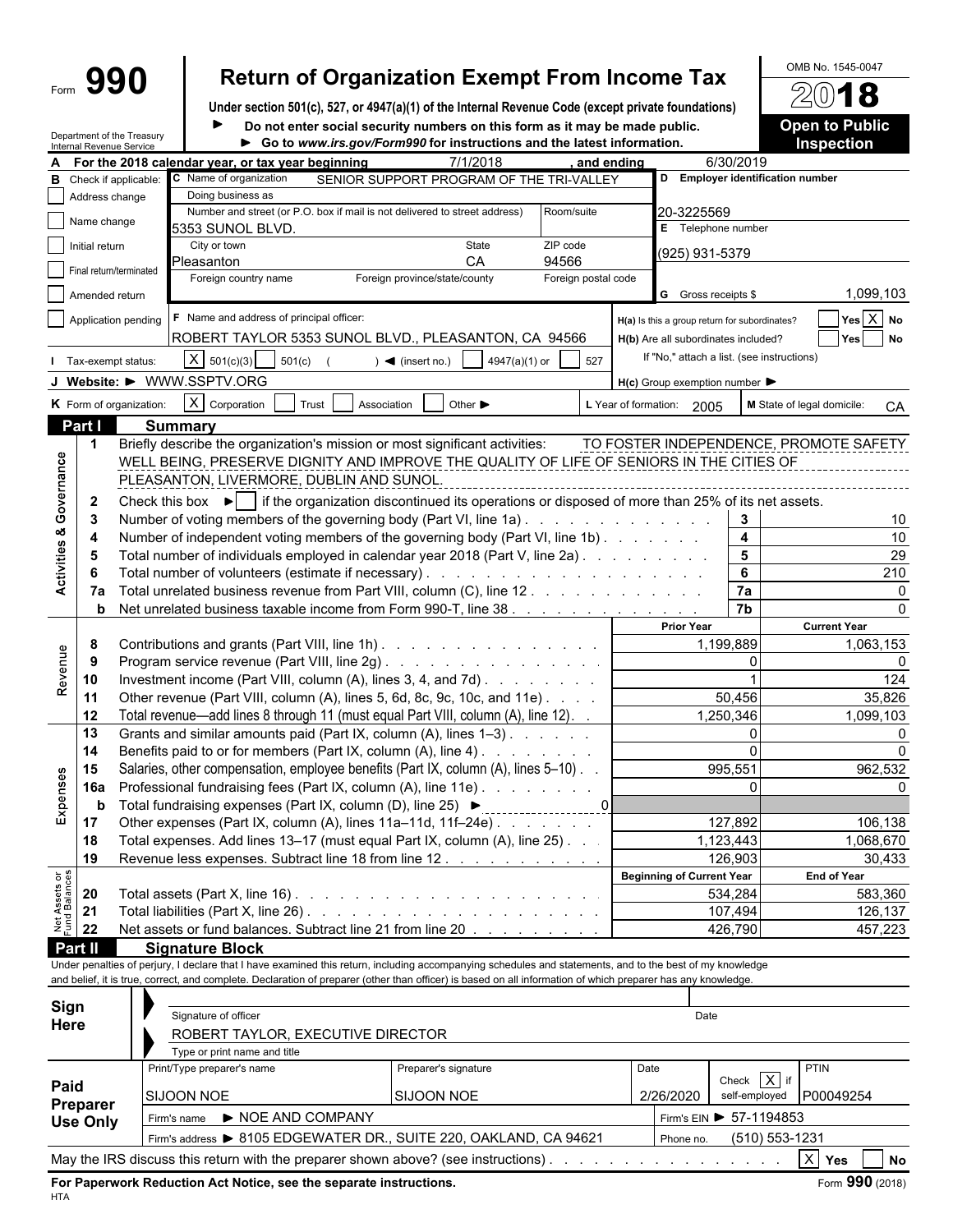Form **990**

# Return of Organization Exempt From Income Tax

**Under section 501(c), 527, or 4947(a)(1) of the Internal Revenue Code (except private foundations)**

▶ **Do not enter social security numbers on this form as it may be made public.**

▶ **Go to *www.irs.gov/Form990* for instructions and the latest information.**

OMB No. 1545-0047

**2018**

**Open to Public Inspection**

Department of the Treasury
Internal Revenue Service

**A** For the 2018 calendar year, or tax year beginning 7/1/2018 , and ending 6/30/2019

**B** Check if applicable:
- ☐ Address change
- ☐ Name change
- ☐ Initial return
- ☐ Final return/terminated
- ☐ Amended return
- ☐ Application pending

**C** Name of organization: SENIOR SUPPORT PROGRAM OF THE TRI-VALLEY

Doing business as

Number and street (or P.O. box if mail is not delivered to street address): 5353 SUNOL BLVD. Room/suite

City or town: Pleasanton State: CA ZIP code: 94566

Foreign country name Foreign province/state/county Foreign postal code

**D** Employer identification number: 20-3225569

**E** Telephone number: (925) 931-5379

**G** Gross receipts $ 1,099,103

**F** Name and address of principal officer: ROBERT TAYLOR 5353 SUNOL BLVD., PLEASANTON, CA 94566

**H(a)** Is this a group return for subordinates? ☐ Yes ☒ No

**H(b)** Are all subordinates included? ☐ Yes ☐ No

If "No," attach a list. (see instructions)

**I** Tax-exempt status: ☒ 501(c)(3) ☐ 501(c) ( ) ◀ (insert no.) ☐ 4947(a)(1) or ☐ 527

**J** Website: ▶ WWW.SSPTV.ORG

**H(c)** Group exemption number ▶

**K** Form of organization: ☒ Corporation ☐ Trust ☐ Association ☐ Other ▶

**L** Year of formation: 2005

**M** State of legal domicile: CA

## Part I Summary

**Activities & Governance**

1. Briefly describe the organization's mission or most significant activities: TO FOSTER INDEPENDENCE, PROMOTE SAFETY WELL BEING, PRESERVE DIGNITY AND IMPROVE THE QUALITY OF LIFE OF SENIORS IN THE CITIES OF PLEASANTON, LIVERMORE, DUBLIN AND SUNOL.
2. Check this box ▶ ☐ if the organization discontinued its operations or disposed of more than 25% of its net assets.

| Line | Description | | Value |
|---|---|---|---|
| 3 | Number of voting members of the governing body (Part VI, line 1a) | 3 | 10 |
| 4 | Number of independent voting members of the governing body (Part VI, line 1b) | 4 | 10 |
| 5 | Total number of individuals employed in calendar year 2018 (Part V, line 2a) | 5 | 29 |
| 6 | Total number of volunteers (estimate if necessary) | 6 | 210 |
| 7a | Total unrelated business revenue from Part VIII, column (C), line 12 | 7a | 0 |
| b | Net unrelated business taxable income from Form 990-T, line 38 | 7b | 0 |

| Section | Line | Description | Prior Year | Current Year |
|---|---|---|---|---|
| Revenue | 8 | Contributions and grants (Part VIII, line 1h) | 1,199,889 | 1,063,153 |
| | 9 | Program service revenue (Part VIII, line 2g) | 0 | 0 |
| | 10 | Investment income (Part VIII, column (A), lines 3, 4, and 7d) | 1 | 124 |
| | 11 | Other revenue (Part VIII, column (A), lines 5, 6d, 8c, 9c, 10c, and 11e) | 50,456 | 35,826 |
| | 12 | Total revenue—add lines 8 through 11 (must equal Part VIII, column (A), line 12) | 1,250,346 | 1,099,103 |
| Expenses | 13 | Grants and similar amounts paid (Part IX, column (A), lines 1–3) | 0 | 0 |
| | 14 | Benefits paid to or for members (Part IX, column (A), line 4) | 0 | 0 |
| | 15 | Salaries, other compensation, employee benefits (Part IX, column (A), lines 5–10) | 995,551 | 962,532 |
| | 16a | Professional fundraising fees (Part IX, column (A), line 11e) | 0 | 0 |
| | b | Total fundraising expenses (Part IX, column (D), line 25) ▶ 0 | | |
| | 17 | Other expenses (Part IX, column (A), lines 11a–11d, 11f–24e) | 127,892 | 106,138 |
| | 18 | Total expenses. Add lines 13–17 (must equal Part IX, column (A), line 25) | 1,123,443 | 1,068,670 |
| | 19 | Revenue less expenses. Subtract line 18 from line 12 | 126,903 | 30,433 |

| Section | Line | Description | Beginning of Current Year | End of Year |
|---|---|---|---|---|
| Net Assets or Fund Balances | 20 | Total assets (Part X, line 16) | 534,284 | 583,360 |
| | 21 | Total liabilities (Part X, line 26) | 107,494 | 126,137 |
| | 22 | Net assets or fund balances. Subtract line 21 from line 20 | 426,790 | 457,223 |

## Part II Signature Block

Under penalties of perjury, I declare that I have examined this return, including accompanying schedules and statements, and to the best of my knowledge and belief, it is true, correct, and complete. Declaration of preparer (other than officer) is based on all information of which preparer has any knowledge.

**Sign Here**

Signature of officer Date

ROBERT TAYLOR, EXECUTIVE DIRECTOR

Type or print name and title

**Paid Preparer Use Only**

| Print/Type preparer's name | Preparer's signature | Date | Check ☒ if self-employed | PTIN |
|---|---|---|---|---|
| SIJOON NOE | SIJOON NOE | 2/26/2020 | | P00049254 |

Firm's name ▶ NOE AND COMPANY Firm's EIN ▶ 57-1194853

Firm's address ▶ 8105 EDGEWATER DR., SUITE 220, OAKLAND, CA 94621 Phone no. (510) 553-1231

May the IRS discuss this return with the preparer shown above? (see instructions) ☒ Yes ☐ No

**For Paperwork Reduction Act Notice, see the separate instructions.** Form **990** (2018)

HTA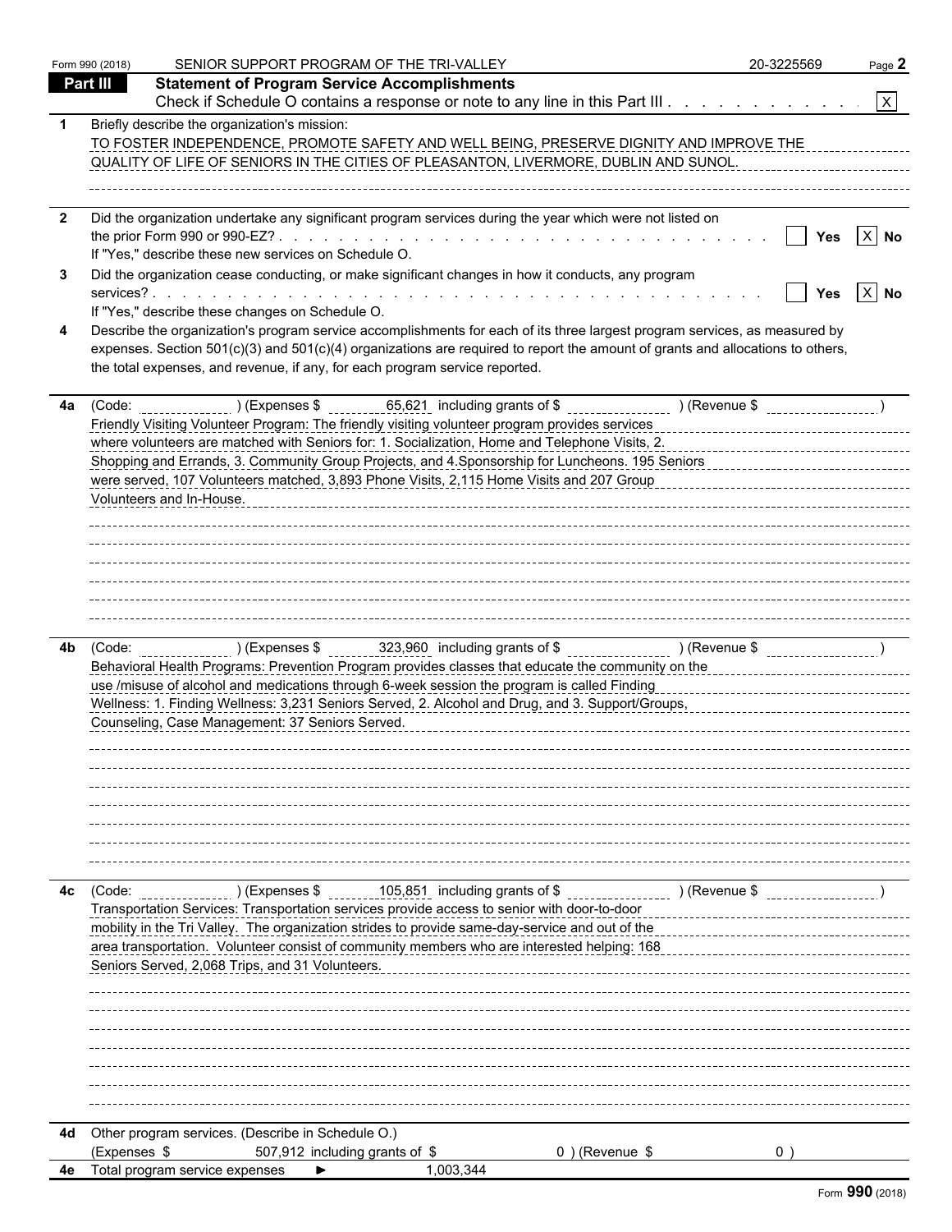Form 990 (2018) SENIOR SUPPORT PROGRAM OF THE TRI-VALLEY 20-3225569

## Part III Statement of Program Service Accomplishments

Check if Schedule O contains a response or note to any line in this Part III . . . . . . . . . . . . [X]

**1** Briefly describe the organization's mission:

TO FOSTER INDEPENDENCE, PROMOTE SAFETY AND WELL BEING, PRESERVE DIGNITY AND IMPROVE THE QUALITY OF LIFE OF SENIORS IN THE CITIES OF PLEASANTON, LIVERMORE, DUBLIN AND SUNOL.

**2** Did the organization undertake any significant program services during the year which were not listed on the prior Form 990 or 990-EZ? . . . . . . . . . . . . . . . . . . . . . . . . . . . . . . [ ] Yes [X] No

If "Yes," describe these new services on Schedule O.

**3** Did the organization cease conducting, or make significant changes in how it conducts, any program services? . . . . . . . . . . . . . . . . . . . . . . . . . . . . . . . . . . . . . [ ] Yes [X] No

If "Yes," describe these changes on Schedule O.

**4** Describe the organization's program service accomplishments for each of its three largest program services, as measured by expenses. Section 501(c)(3) and 501(c)(4) organizations are required to report the amount of grants and allocations to others, the total expenses, and revenue, if any, for each program service reported.

**4a** (Code: ) (Expenses $ 65,621 including grants of $ ) (Revenue $ )

Friendly Visiting Volunteer Program: The friendly visiting volunteer program provides services where volunteers are matched with Seniors for: 1. Socialization, Home and Telephone Visits, 2. Shopping and Errands, 3. Community Group Projects, and 4.Sponsorship for Luncheons. 195 Seniors were served, 107 Volunteers matched, 3,893 Phone Visits, 2,115 Home Visits and 207 Group Volunteers and In-House.

**4b** (Code: ) (Expenses $ 323,960 including grants of $ ) (Revenue $ )

Behavioral Health Programs: Prevention Program provides classes that educate the community on the use /misuse of alcohol and medications through 6-week session the program is called Finding Wellness: 1. Finding Wellness: 3,231 Seniors Served, 2. Alcohol and Drug, and 3. Support/Groups, Counseling, Case Management: 37 Seniors Served.

**4c** (Code: ) (Expenses $ 105,851 including grants of $ ) (Revenue $ )

Transportation Services: Transportation services provide access to senior with door-to-door mobility in the Tri Valley. The organization strides to provide same-day-service and out of the area transportation. Volunteer consist of community members who are interested helping: 168 Seniors Served, 2,068 Trips, and 31 Volunteers.

**4d** Other program services. (Describe in Schedule O.)

(Expenses $ 507,912 including grants of $ 0 ) (Revenue $ 0 )

**4e** Total program service expenses ► 1,003,344

Form **990** (2018)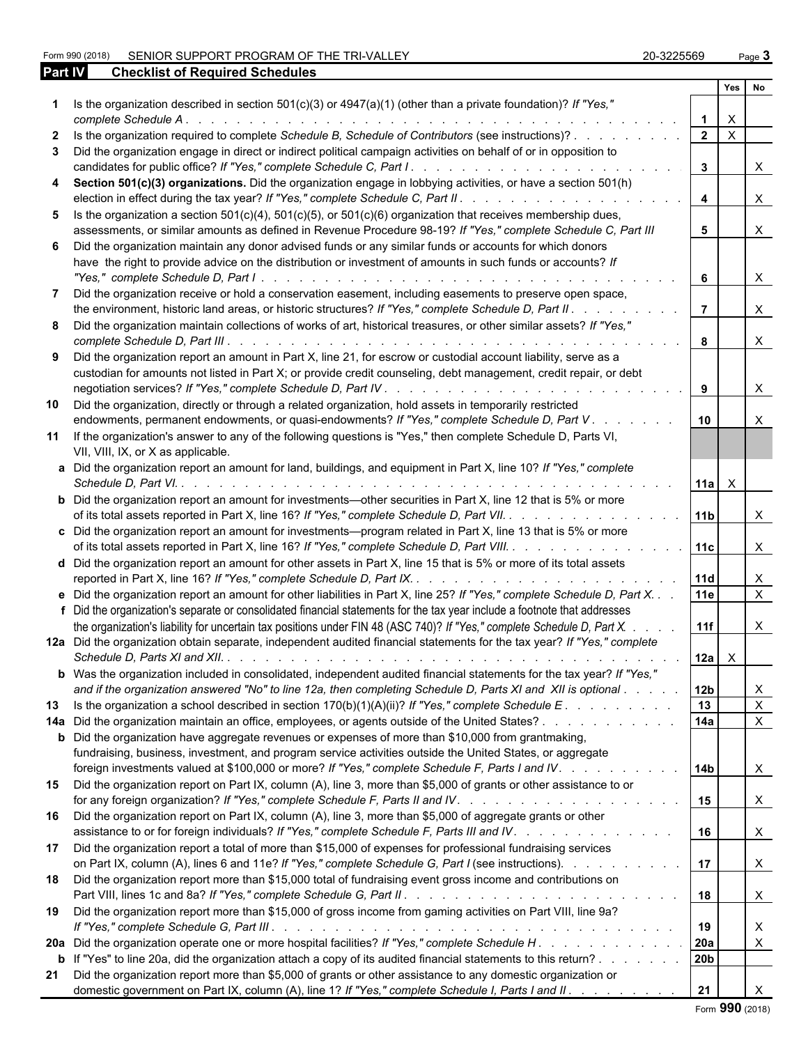Form 990 (2018) SENIOR SUPPORT PROGRAM OF THE TRI-VALLEY 20-3225569

## Part IV Checklist of Required Schedules

| | | | Yes | No |
|---|---|---|---|---|
| **1** | Is the organization described in section 501(c)(3) or 4947(a)(1) (other than a private foundation)? *If "Yes," complete Schedule A* | 1 | X | |
| **2** | Is the organization required to complete *Schedule B, Schedule of Contributors* (see instructions)? | 2 | X | |
| **3** | Did the organization engage in direct or indirect political campaign activities on behalf of or in opposition to candidates for public office? *If "Yes," complete Schedule C, Part I* | 3 | | X |
| **4** | **Section 501(c)(3) organizations.** Did the organization engage in lobbying activities, or have a section 501(h) election in effect during the tax year? *If "Yes," complete Schedule C, Part II* | 4 | | X |
| **5** | Is the organization a section 501(c)(4), 501(c)(5), or 501(c)(6) organization that receives membership dues, assessments, or similar amounts as defined in Revenue Procedure 98-19? *If "Yes," complete Schedule C, Part III* | 5 | | X |
| **6** | Did the organization maintain any donor advised funds or any similar funds or accounts for which donors have the right to provide advice on the distribution or investment of amounts in such funds or accounts? *If "Yes," complete Schedule D, Part I* | 6 | | X |
| **7** | Did the organization receive or hold a conservation easement, including easements to preserve open space, the environment, historic land areas, or historic structures? *If "Yes," complete Schedule D, Part II* | 7 | | X |
| **8** | Did the organization maintain collections of works of art, historical treasures, or other similar assets? *If "Yes," complete Schedule D, Part III* | 8 | | X |
| **9** | Did the organization report an amount in Part X, line 21, for escrow or custodial account liability, serve as a custodian for amounts not listed in Part X; or provide credit counseling, debt management, credit repair, or debt negotiation services? *If "Yes," complete Schedule D, Part IV* | 9 | | X |
| **10** | Did the organization, directly or through a related organization, hold assets in temporarily restricted endowments, permanent endowments, or quasi-endowments? *If "Yes," complete Schedule D, Part V* | 10 | | X |
| **11** | If the organization's answer to any of the following questions is "Yes," then complete Schedule D, Parts VI, VII, VIII, IX, or X as applicable. | | | |
| **a** | Did the organization report an amount for land, buildings, and equipment in Part X, line 10? *If "Yes," complete Schedule D, Part VI.* | 11a | X | |
| **b** | Did the organization report an amount for investments—other securities in Part X, line 12 that is 5% or more of its total assets reported in Part X, line 16? *If "Yes," complete Schedule D, Part VII.* | 11b | | X |
| **c** | Did the organization report an amount for investments—program related in Part X, line 13 that is 5% or more of its total assets reported in Part X, line 16? *If "Yes," complete Schedule D, Part VIII.* | 11c | | X |
| **d** | Did the organization report an amount for other assets in Part X, line 15 that is 5% or more of its total assets reported in Part X, line 16? *If "Yes," complete Schedule D, Part IX.* | 11d | | X |
| **e** | Did the organization report an amount for other liabilities in Part X, line 25? *If "Yes," complete Schedule D, Part X.* | 11e | | X |
| **f** | Did the organization's separate or consolidated financial statements for the tax year include a footnote that addresses the organization's liability for uncertain tax positions under FIN 48 (ASC 740)? *If "Yes," complete Schedule D, Part X.* | 11f | | X |
| **12a** | Did the organization obtain separate, independent audited financial statements for the tax year? *If "Yes," complete Schedule D, Parts XI and XII.* | 12a | X | |
| **b** | Was the organization included in consolidated, independent audited financial statements for the tax year? *If "Yes," and if the organization answered "No" to line 12a, then completing Schedule D, Parts XI and XII is optional* | 12b | | X |
| **13** | Is the organization a school described in section 170(b)(1)(A)(ii)? *If "Yes," complete Schedule E* | 13 | | X |
| **14a** | Did the organization maintain an office, employees, or agents outside of the United States? | 14a | | X |
| **b** | Did the organization have aggregate revenues or expenses of more than $10,000 from grantmaking, fundraising, business, investment, and program service activities outside the United States, or aggregate foreign investments valued at $100,000 or more? *If "Yes," complete Schedule F, Parts I and IV.* | 14b | | X |
| **15** | Did the organization report on Part IX, column (A), line 3, more than $5,000 of grants or other assistance to or for any foreign organization? *If "Yes," complete Schedule F, Parts II and IV.* | 15 | | X |
| **16** | Did the organization report on Part IX, column (A), line 3, more than $5,000 of aggregate grants or other assistance to or for foreign individuals? *If "Yes," complete Schedule F, Parts III and IV.* | 16 | | X |
| **17** | Did the organization report a total of more than $15,000 of expenses for professional fundraising services on Part IX, column (A), lines 6 and 11e? *If "Yes," complete Schedule G, Part I* (see instructions). | 17 | | X |
| **18** | Did the organization report more than $15,000 total of fundraising event gross income and contributions on Part VIII, lines 1c and 8a? *If "Yes," complete Schedule G, Part II* | 18 | | X |
| **19** | Did the organization report more than $15,000 of gross income from gaming activities on Part VIII, line 9a? *If "Yes," complete Schedule G, Part III* | 19 | | X |
| **20a** | Did the organization operate one or more hospital facilities? *If "Yes," complete Schedule H* | 20a | | X |
| **b** | If "Yes" to line 20a, did the organization attach a copy of its audited financial statements to this return? | 20b | | |
| **21** | Did the organization report more than $5,000 of grants or other assistance to any domestic organization or domestic government on Part IX, column (A), line 1? *If "Yes," complete Schedule I, Parts I and II* | 21 | | X |

Form **990** (2018)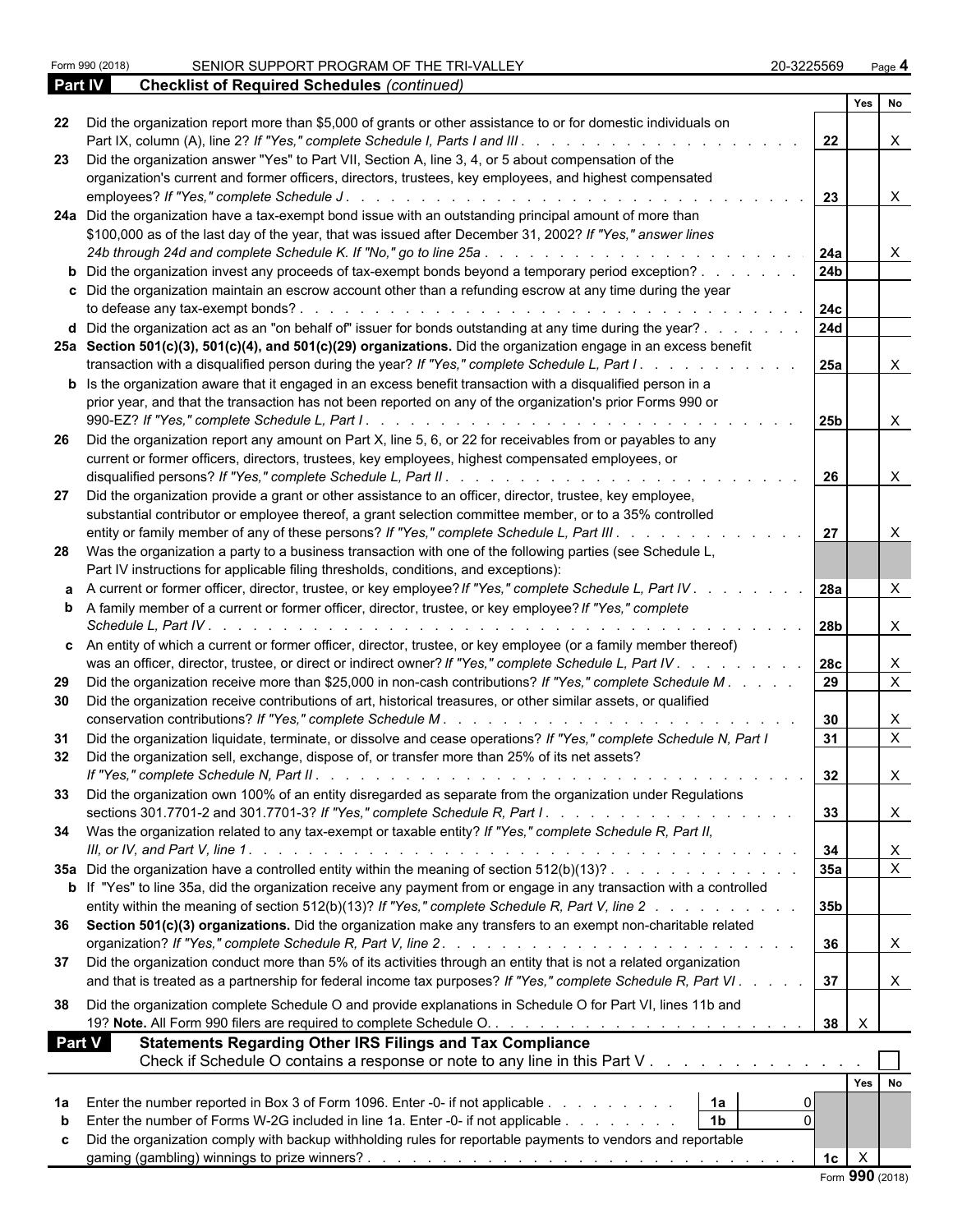Form 990 (2018) SENIOR SUPPORT PROGRAM OF THE TRI-VALLEY 20-3225569 Page **4**

## Part IV Checklist of Required Schedules *(continued)*

| | | | Yes | No |
|---|---|---|---|---|
| **22** | Did the organization report more than $5,000 of grants or other assistance to or for domestic individuals on Part IX, column (A), line 2? *If "Yes," complete Schedule I, Parts I and III* | **22** | | X |
| **23** | Did the organization answer "Yes" to Part VII, Section A, line 3, 4, or 5 about compensation of the organization's current and former officers, directors, trustees, key employees, and highest compensated employees? *If "Yes," complete Schedule J* | **23** | | X |
| **24a** | Did the organization have a tax-exempt bond issue with an outstanding principal amount of more than $100,000 as of the last day of the year, that was issued after December 31, 2002? *If "Yes," answer lines 24b through 24d and complete Schedule K. If "No," go to line 25a* | **24a** | | X |
| **b** | Did the organization invest any proceeds of tax-exempt bonds beyond a temporary period exception? | **24b** | | |
| **c** | Did the organization maintain an escrow account other than a refunding escrow at any time during the year to defease any tax-exempt bonds? | **24c** | | |
| **d** | Did the organization act as an "on behalf of" issuer for bonds outstanding at any time during the year? | **24d** | | |
| **25a** | **Section 501(c)(3), 501(c)(4), and 501(c)(29) organizations.** Did the organization engage in an excess benefit transaction with a disqualified person during the year? *If "Yes," complete Schedule L, Part I* | **25a** | | X |
| **b** | Is the organization aware that it engaged in an excess benefit transaction with a disqualified person in a prior year, and that the transaction has not been reported on any of the organization's prior Forms 990 or 990-EZ? *If "Yes," complete Schedule L, Part I* | **25b** | | X |
| **26** | Did the organization report any amount on Part X, line 5, 6, or 22 for receivables from or payables to any current or former officers, directors, trustees, key employees, highest compensated employees, or disqualified persons? *If "Yes," complete Schedule L, Part II* | **26** | | X |
| **27** | Did the organization provide a grant or other assistance to an officer, director, trustee, key employee, substantial contributor or employee thereof, a grant selection committee member, or to a 35% controlled entity or family member of any of these persons? *If "Yes," complete Schedule L, Part III* | **27** | | X |
| **28** | Was the organization a party to a business transaction with one of the following parties (see Schedule L, Part IV instructions for applicable filing thresholds, conditions, and exceptions): | | | |
| **a** | A current or former officer, director, trustee, or key employee? *If "Yes," complete Schedule L, Part IV* | **28a** | | X |
| **b** | A family member of a current or former officer, director, trustee, or key employee? *If "Yes," complete Schedule L, Part IV* | **28b** | | X |
| **c** | An entity of which a current or former officer, director, trustee, or key employee (or a family member thereof) was an officer, director, trustee, or direct or indirect owner? *If "Yes," complete Schedule L, Part IV* | **28c** | | X |
| **29** | Did the organization receive more than $25,000 in non-cash contributions? *If "Yes," complete Schedule M* | **29** | | X |
| **30** | Did the organization receive contributions of art, historical treasures, or other similar assets, or qualified conservation contributions? *If "Yes," complete Schedule M* | **30** | | X |
| **31** | Did the organization liquidate, terminate, or dissolve and cease operations? *If "Yes," complete Schedule N, Part I* | **31** | | X |
| **32** | Did the organization sell, exchange, dispose of, or transfer more than 25% of its net assets? *If "Yes," complete Schedule N, Part II* | **32** | | X |
| **33** | Did the organization own 100% of an entity disregarded as separate from the organization under Regulations sections 301.7701-2 and 301.7701-3? *If "Yes," complete Schedule R, Part I* | **33** | | X |
| **34** | Was the organization related to any tax-exempt or taxable entity? *If "Yes," complete Schedule R, Part II, III, or IV, and Part V, line 1* | **34** | | X |
| **35a** | Did the organization have a controlled entity within the meaning of section 512(b)(13)? | **35a** | | X |
| **b** | If "Yes" to line 35a, did the organization receive any payment from or engage in any transaction with a controlled entity within the meaning of section 512(b)(13)? *If "Yes," complete Schedule R, Part V, line 2* | **35b** | | |
| **36** | **Section 501(c)(3) organizations.** Did the organization make any transfers to an exempt non-charitable related organization? *If "Yes," complete Schedule R, Part V, line 2* | **36** | | X |
| **37** | Did the organization conduct more than 5% of its activities through an entity that is not a related organization and that is treated as a partnership for federal income tax purposes? *If "Yes," complete Schedule R, Part VI* | **37** | | X |
| **38** | Did the organization complete Schedule O and provide explanations in Schedule O for Part VI, lines 11b and 19? **Note.** All Form 990 filers are required to complete Schedule O. | **38** | X | |

## Part V Statements Regarding Other IRS Filings and Tax Compliance

Check if Schedule O contains a response or note to any line in this Part V ☐

| | | | | | Yes | No |
|---|---|---|---|---|---|---|
| **1a** | Enter the number reported in Box 3 of Form 1096. Enter -0- if not applicable | **1a** | 0 | | | |
| **b** | Enter the number of Forms W-2G included in line 1a. Enter -0- if not applicable | **1b** | 0 | | | |
| **c** | Did the organization comply with backup withholding rules for reportable payments to vendors and reportable gaming (gambling) winnings to prize winners? | | | **1c** | X | |

Form **990** (2018)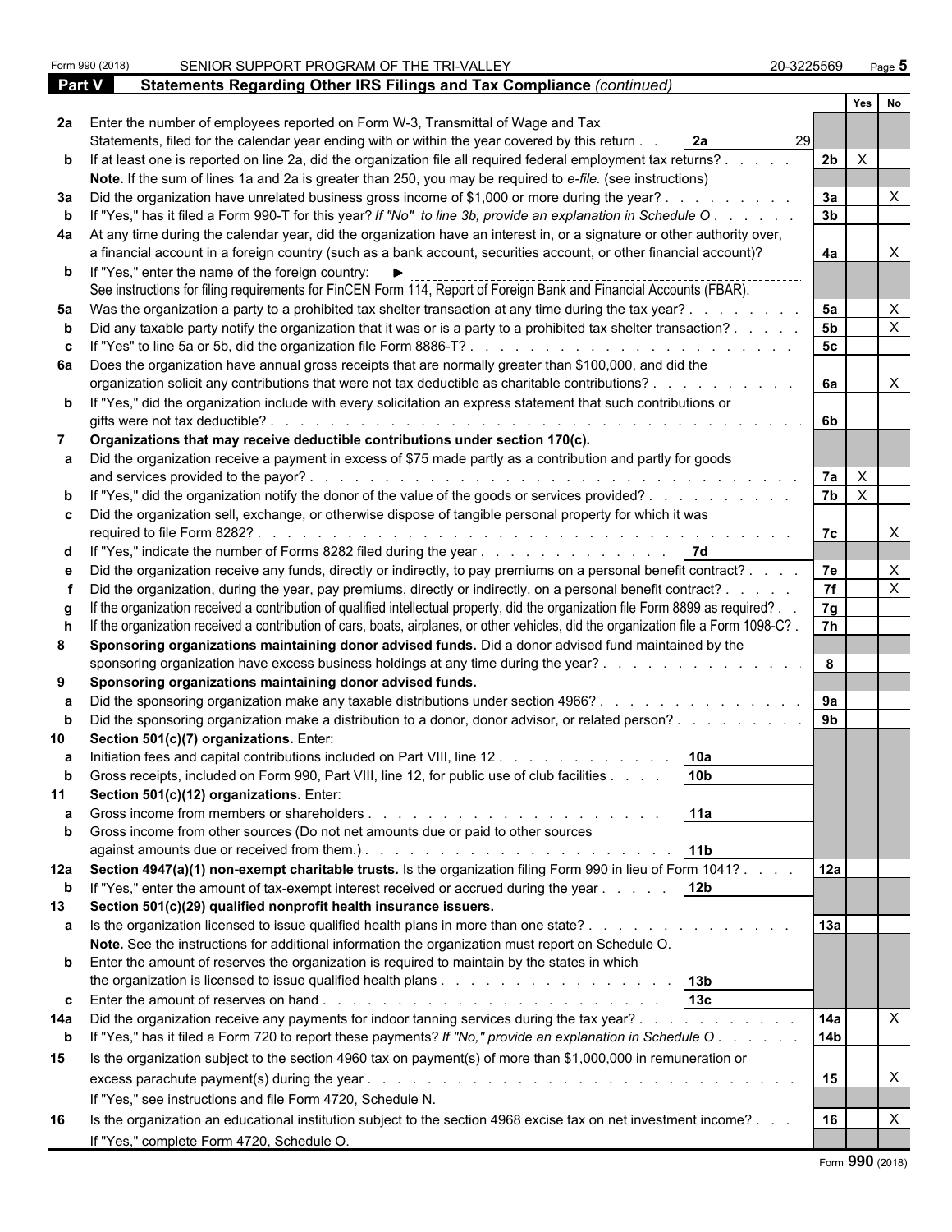Form 990 (2018) SENIOR SUPPORT PROGRAM OF THE TRI-VALLEY 20-3225569

## Part V Statements Regarding Other IRS Filings and Tax Compliance *(continued)*

| | | | | Yes | No |
|---|---|---|---|---|---|
| **2a** | Enter the number of employees reported on Form W-3, Transmittal of Wage and Tax Statements, filed for the calendar year ending with or within the year covered by this return | 2a: 29 | | | |
| **b** | If at least one is reported on line 2a, did the organization file all required federal employment tax returns? | | 2b | X | |
| | **Note.** If the sum of lines 1a and 2a is greater than 250, you may be required to *e-file.* (see instructions) | | | | |
| **3a** | Did the organization have unrelated business gross income of $1,000 or more during the year? | | 3a | | X |
| **b** | If "Yes," has it filed a Form 990-T for this year? *If "No" to line 3b, provide an explanation in Schedule O* | | 3b | | |
| **4a** | At any time during the calendar year, did the organization have an interest in, or a signature or other authority over, a financial account in a foreign country (such as a bank account, securities account, or other financial account)? | | 4a | | X |
| **b** | If "Yes," enter the name of the foreign country: ► | | | | |
| | See instructions for filing requirements for FinCEN Form 114, Report of Foreign Bank and Financial Accounts (FBAR). | | | | |
| **5a** | Was the organization a party to a prohibited tax shelter transaction at any time during the tax year? | | 5a | | X |
| **b** | Did any taxable party notify the organization that it was or is a party to a prohibited tax shelter transaction? | | 5b | | X |
| **c** | If "Yes" to line 5a or 5b, did the organization file Form 8886-T? | | 5c | | |
| **6a** | Does the organization have annual gross receipts that are normally greater than $100,000, and did the organization solicit any contributions that were not tax deductible as charitable contributions? | | 6a | | X |
| **b** | If "Yes," did the organization include with every solicitation an express statement that such contributions or gifts were not tax deductible? | | 6b | | |
| **7** | **Organizations that may receive deductible contributions under section 170(c).** | | | | |
| **a** | Did the organization receive a payment in excess of $75 made partly as a contribution and partly for goods and services provided to the payor? | | 7a | X | |
| **b** | If "Yes," did the organization notify the donor of the value of the goods or services provided? | | 7b | X | |
| **c** | Did the organization sell, exchange, or otherwise dispose of tangible personal property for which it was required to file Form 8282? | | 7c | | X |
| **d** | If "Yes," indicate the number of Forms 8282 filed during the year | 7d | | | |
| **e** | Did the organization receive any funds, directly or indirectly, to pay premiums on a personal benefit contract? | | 7e | | X |
| **f** | Did the organization, during the year, pay premiums, directly or indirectly, on a personal benefit contract? | | 7f | | X |
| **g** | If the organization received a contribution of qualified intellectual property, did the organization file Form 8899 as required? | | 7g | | |
| **h** | If the organization received a contribution of cars, boats, airplanes, or other vehicles, did the organization file a Form 1098-C? | | 7h | | |
| **8** | **Sponsoring organizations maintaining donor advised funds.** Did a donor advised fund maintained by the sponsoring organization have excess business holdings at any time during the year? | | 8 | | |
| **9** | **Sponsoring organizations maintaining donor advised funds.** | | | | |
| **a** | Did the sponsoring organization make any taxable distributions under section 4966? | | 9a | | |
| **b** | Did the sponsoring organization make a distribution to a donor, donor advisor, or related person? | | 9b | | |
| **10** | **Section 501(c)(7) organizations.** Enter: | | | | |
| **a** | Initiation fees and capital contributions included on Part VIII, line 12 | 10a | | | |
| **b** | Gross receipts, included on Form 990, Part VIII, line 12, for public use of club facilities | 10b | | | |
| **11** | **Section 501(c)(12) organizations.** Enter: | | | | |
| **a** | Gross income from members or shareholders | 11a | | | |
| **b** | Gross income from other sources (Do not net amounts due or paid to other sources against amounts due or received from them.) | 11b | | | |
| **12a** | **Section 4947(a)(1) non-exempt charitable trusts.** Is the organization filing Form 990 in lieu of Form 1041? | | 12a | | |
| **b** | If "Yes," enter the amount of tax-exempt interest received or accrued during the year | 12b | | | |
| **13** | **Section 501(c)(29) qualified nonprofit health insurance issuers.** | | | | |
| **a** | Is the organization licensed to issue qualified health plans in more than one state? | | 13a | | |
| | **Note.** See the instructions for additional information the organization must report on Schedule O. | | | | |
| **b** | Enter the amount of reserves the organization is required to maintain by the states in which the organization is licensed to issue qualified health plans | 13b | | | |
| **c** | Enter the amount of reserves on hand | 13c | | | |
| **14a** | Did the organization receive any payments for indoor tanning services during the tax year? | | 14a | | X |
| **b** | If "Yes," has it filed a Form 720 to report these payments? *If "No," provide an explanation in Schedule O* | | 14b | | |
| **15** | Is the organization subject to the section 4960 tax on payment(s) of more than $1,000,000 in remuneration or excess parachute payment(s) during the year? | | 15 | | X |
| | If "Yes," see instructions and file Form 4720, Schedule N. | | | | |
| **16** | Is the organization an educational institution subject to the section 4968 excise tax on net investment income? | | 16 | | X |
| | If "Yes," complete Form 4720, Schedule O. | | | | |

Form **990** (2018)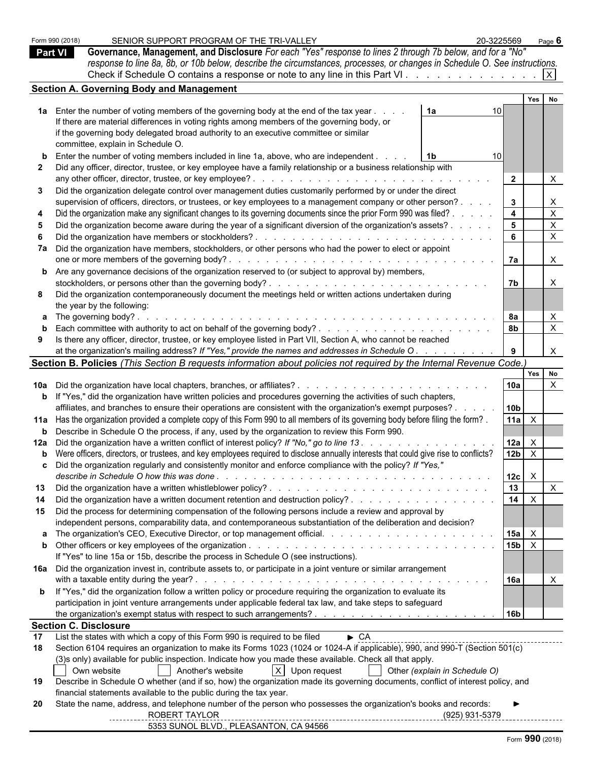Form 990 (2018) SENIOR SUPPORT PROGRAM OF THE TRI-VALLEY 20-3225569 Page **6**

## Part VI Governance, Management, and Disclosure

*For each "Yes" response to lines 2 through 7b below, and for a "No" response to line 8a, 8b, or 10b below, describe the circumstances, processes, or changes in Schedule O. See instructions.*

Check if Schedule O contains a response or note to any line in this Part VI . . . . . . . . . . . . . [X]

### Section A. Governing Body and Management

| | | | Yes | No |
|---|---|---|---|---|
| **1a** | Enter the number of voting members of the governing body at the end of the tax year . . . . **1a** 10<br>If there are material differences in voting rights among members of the governing body, or if the governing body delegated broad authority to an executive committee or similar committee, explain in Schedule O. | | | |
| **b** | Enter the number of voting members included in line 1a, above, who are independent . . . . **1b** 10 | | | |
| **2** | Did any officer, director, trustee, or key employee have a family relationship or a business relationship with any other officer, director, trustee, or key employee? | **2** | | X |
| **3** | Did the organization delegate control over management duties customarily performed by or under the direct supervision of officers, directors, or trustees, or key employees to a management company or other person? | **3** | | X |
| **4** | Did the organization make any significant changes to its governing documents since the prior Form 990 was filed? | **4** | | X |
| **5** | Did the organization become aware during the year of a significant diversion of the organization's assets? | **5** | | X |
| **6** | Did the organization have members or stockholders? | **6** | | X |
| **7a** | Did the organization have members, stockholders, or other persons who had the power to elect or appoint one or more members of the governing body? | **7a** | | X |
| **b** | Are any governance decisions of the organization reserved to (or subject to approval by) members, stockholders, or persons other than the governing body? | **7b** | | X |
| **8** | Did the organization contemporaneously document the meetings held or written actions undertaken during the year by the following: | | | |
| **a** | The governing body? | **8a** | | X |
| **b** | Each committee with authority to act on behalf of the governing body? | **8b** | | X |
| **9** | Is there any officer, director, trustee, or key employee listed in Part VII, Section A, who cannot be reached at the organization's mailing address? *If "Yes," provide the names and addresses in Schedule O* | **9** | | X |

### Section B. Policies *(This Section B requests information about policies not required by the Internal Revenue Code.)*

| | | | Yes | No |
|---|---|---|---|---|
| **10a** | Did the organization have local chapters, branches, or affiliates? | **10a** | | X |
| **b** | If "Yes," did the organization have written policies and procedures governing the activities of such chapters, affiliates, and branches to ensure their operations are consistent with the organization's exempt purposes? | **10b** | | |
| **11a** | Has the organization provided a complete copy of this Form 990 to all members of its governing body before filing the form? | **11a** | X | |
| **b** | Describe in Schedule O the process, if any, used by the organization to review this Form 990. | | | |
| **12a** | Did the organization have a written conflict of interest policy? *If "No," go to line 13* | **12a** | X | |
| **b** | Were officers, directors, or trustees, and key employees required to disclose annually interests that could give rise to conflicts? | **12b** | X | |
| **c** | Did the organization regularly and consistently monitor and enforce compliance with the policy? *If "Yes," describe in Schedule O how this was done* | **12c** | X | |
| **13** | Did the organization have a written whistleblower policy? | **13** | | X |
| **14** | Did the organization have a written document retention and destruction policy? | **14** | X | |
| **15** | Did the process for determining compensation of the following persons include a review and approval by independent persons, comparability data, and contemporaneous substantiation of the deliberation and decision? | | | |
| **a** | The organization's CEO, Executive Director, or top management official. | **15a** | X | |
| **b** | Other officers or key employees of the organization<br>If "Yes" to line 15a or 15b, describe the process in Schedule O (see instructions). | **15b** | X | |
| **16a** | Did the organization invest in, contribute assets to, or participate in a joint venture or similar arrangement with a taxable entity during the year? | **16a** | | X |
| **b** | If "Yes," did the organization follow a written policy or procedure requiring the organization to evaluate its participation in joint venture arrangements under applicable federal tax law, and take steps to safeguard the organization's exempt status with respect to such arrangements? | **16b** | | |

### Section C. Disclosure

**17** List the states with which a copy of this Form 990 is required to be filed ► CA

**18** Section 6104 requires an organization to make its Forms 1023 (1024 or 1024-A if applicable), 990, and 990-T (Section 501(c)(3)s only) available for public inspection. Indicate how you made these available. Check all that apply.

[ ] Own website [ ] Another's website [X] Upon request [ ] Other *(explain in Schedule O)*

**19** Describe in Schedule O whether (and if so, how) the organization made its governing documents, conflict of interest policy, and financial statements available to the public during the tax year.

**20** State the name, address, and telephone number of the person who possesses the organization's books and records: ►

ROBERT TAYLOR (925) 931-5379
5353 SUNOL BLVD., PLEASANTON, CA 94566

Form **990** (2018)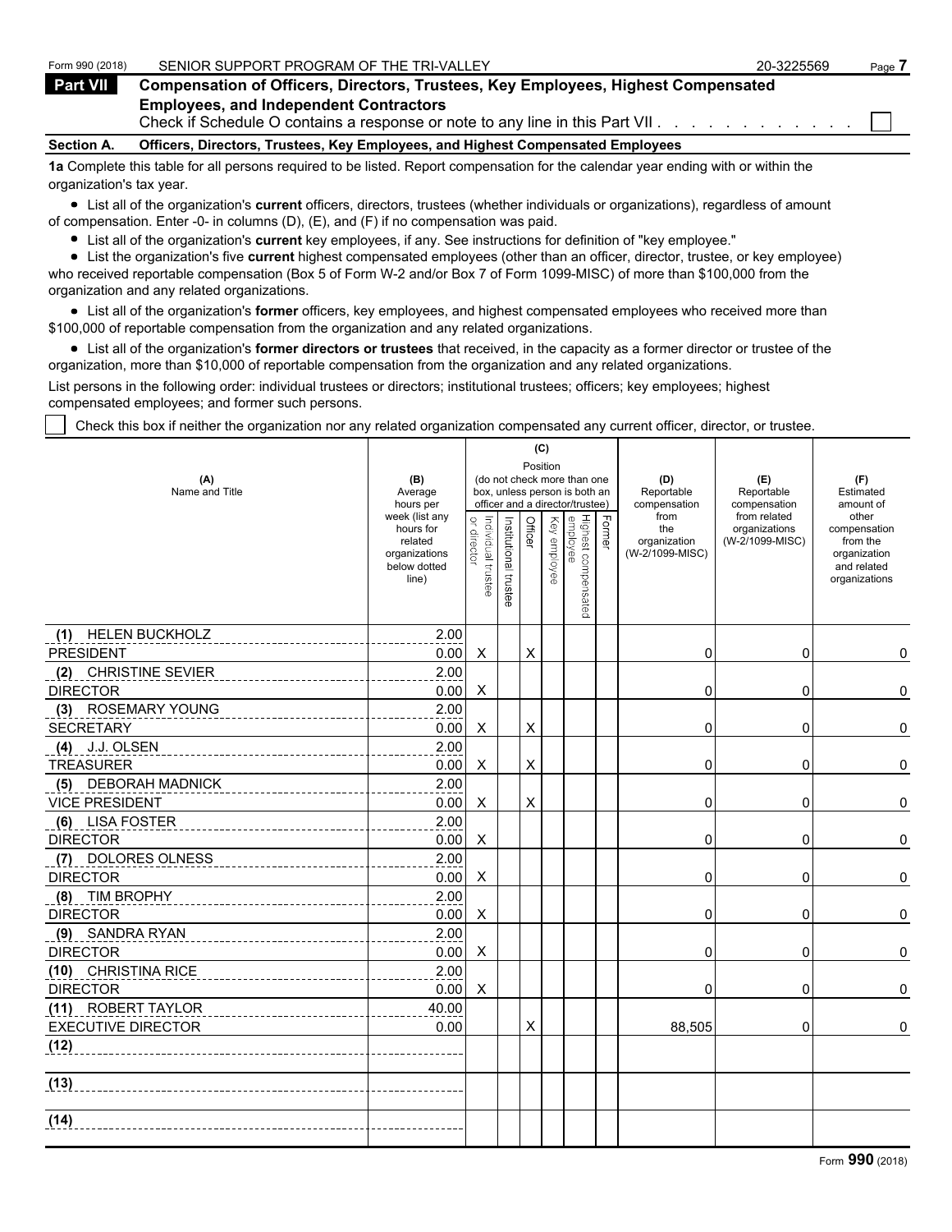Form 990 (2018) SENIOR SUPPORT PROGRAM OF THE TRI-VALLEY 20-3225569 Page **7**

## Part VII Compensation of Officers, Directors, Trustees, Key Employees, Highest Compensated Employees, and Independent Contractors

Check if Schedule O contains a response or note to any line in this Part VII . . . . . . . . . . . . ☐

### Section A. Officers, Directors, Trustees, Key Employees, and Highest Compensated Employees

**1a** Complete this table for all persons required to be listed. Report compensation for the calendar year ending with or within the organization's tax year.

- List all of the organization's **current** officers, directors, trustees (whether individuals or organizations), regardless of amount of compensation. Enter -0- in columns (D), (E), and (F) if no compensation was paid.
- List all of the organization's **current** key employees, if any. See instructions for definition of "key employee."
- List the organization's five **current** highest compensated employees (other than an officer, director, trustee, or key employee) who received reportable compensation (Box 5 of Form W-2 and/or Box 7 of Form 1099-MISC) of more than $100,000 from the organization and any related organizations.
- List all of the organization's **former** officers, key employees, and highest compensated employees who received more than $100,000 of reportable compensation from the organization and any related organizations.
- List all of the organization's **former directors or trustees** that received, in the capacity as a former director or trustee of the organization, more than $10,000 of reportable compensation from the organization and any related organizations.

List persons in the following order: individual trustees or directors; institutional trustees; officers; key employees; highest compensated employees; and former such persons.

☐ Check this box if neither the organization nor any related organization compensated any current officer, director, or trustee.

| (A) Name and Title | (B) Average hours per week (list any hours for related organizations below dotted line) | (C) Position: Individual trustee or director | Institutional trustee | Officer | Key employee | Highest compensated employee | Former | (D) Reportable compensation from the organization (W-2/1099-MISC) | (E) Reportable compensation from related organizations (W-2/1099-MISC) | (F) Estimated amount of other compensation from the organization and related organizations |
|---|---|---|---|---|---|---|---|---|---|---|
| (1) HELEN BUCKHOLZ<br>PRESIDENT | 2.00<br>0.00 | X | | X | | | | 0 | 0 | 0 |
| (2) CHRISTINE SEVIER<br>DIRECTOR | 2.00<br>0.00 | X | | | | | | 0 | 0 | 0 |
| (3) ROSEMARY YOUNG<br>SECRETARY | 2.00<br>0.00 | X | | X | | | | 0 | 0 | 0 |
| (4) J.J. OLSEN<br>TREASURER | 2.00<br>0.00 | X | | X | | | | 0 | 0 | 0 |
| (5) DEBORAH MADNICK<br>VICE PRESIDENT | 2.00<br>0.00 | X | | X | | | | 0 | 0 | 0 |
| (6) LISA FOSTER<br>DIRECTOR | 2.00<br>0.00 | X | | | | | | 0 | 0 | 0 |
| (7) DOLORES OLNESS<br>DIRECTOR | 2.00<br>0.00 | X | | | | | | 0 | 0 | 0 |
| (8) TIM BROPHY<br>DIRECTOR | 2.00<br>0.00 | X | | | | | | 0 | 0 | 0 |
| (9) SANDRA RYAN<br>DIRECTOR | 2.00<br>0.00 | X | | | | | | 0 | 0 | 0 |
| (10) CHRISTINA RICE<br>DIRECTOR | 2.00<br>0.00 | X | | | | | | 0 | 0 | 0 |
| (11) ROBERT TAYLOR<br>EXECUTIVE DIRECTOR | 40.00<br>0.00 | | | X | | | | 88,505 | 0 | 0 |
| (12) | | | | | | | | | | |
| (13) | | | | | | | | | | |
| (14) | | | | | | | | | | |

Form **990** (2018)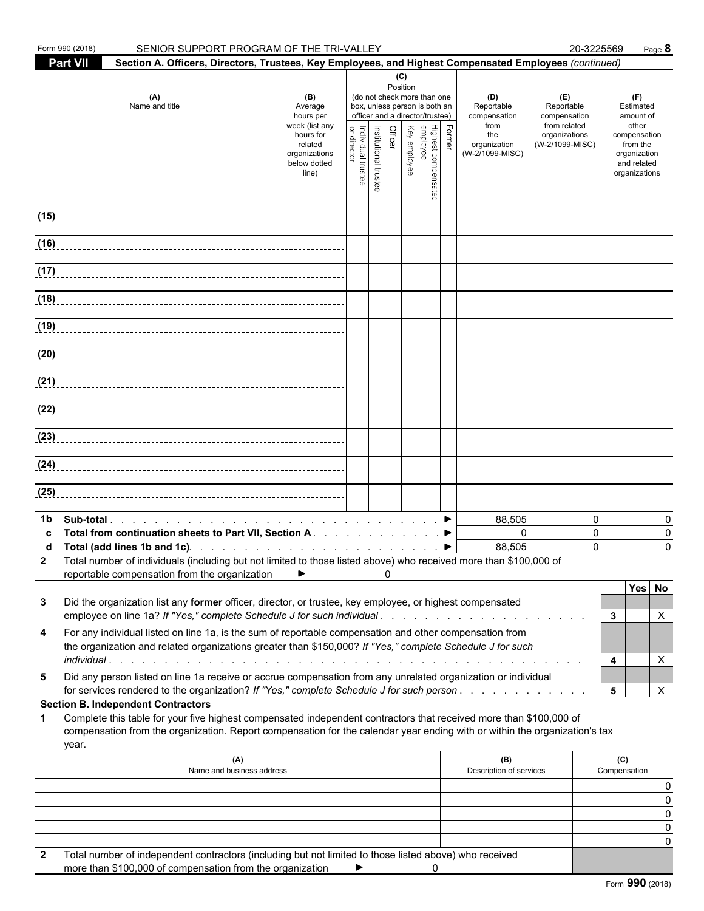Form 990 (2018) SENIOR SUPPORT PROGRAM OF THE TRI-VALLEY 20-3225569 Page 8

## Part VII Section A. Officers, Directors, Trustees, Key Employees, and Highest Compensated Employees *(continued)*

| (A) Name and title | (B) Average hours per week (list any hours for related organizations below dotted line) | (C) Position (do not check more than one box, unless person is both an officer and a director/trustee) Individual trustee or director | Institutional trustee | Officer | Key employee | Highest compensated employee | Former | (D) Reportable compensation from the organization (W-2/1099-MISC) | (E) Reportable compensation from related organizations (W-2/1099-MISC) | (F) Estimated amount of other compensation from the organization and related organizations |
|---|---|---|---|---|---|---|---|---|---|---|
| (15) | | | | | | | | | | |
| (16) | | | | | | | | | | |
| (17) | | | | | | | | | | |
| (18) | | | | | | | | | | |
| (19) | | | | | | | | | | |
| (20) | | | | | | | | | | |
| (21) | | | | | | | | | | |
| (22) | | | | | | | | | | |
| (23) | | | | | | | | | | |
| (24) | | | | | | | | | | |
| (25) | | | | | | | | | | |

| | | (D) | (E) | (F) |
|---|---|---|---|---|
| 1b | Sub-total ► | 88,505 | 0 | 0 |
| c | Total from continuation sheets to Part VII, Section A ► | 0 | 0 | 0 |
| d | Total (add lines 1b and 1c) ► | 88,505 | 0 | 0 |

2 Total number of individuals (including but not limited to those listed above) who received more than $100,000 of reportable compensation from the organization ► 0

| | | | Yes | No |
|---|---|---|---|---|
| 3 | Did the organization list any **former** officer, director, or trustee, key employee, or highest compensated employee on line 1a? *If "Yes," complete Schedule J for such individual* | 3 | | X |
| 4 | For any individual listed on line 1a, is the sum of reportable compensation and other compensation from the organization and related organizations greater than $150,000? *If "Yes," complete Schedule J for such individual* | 4 | | X |
| 5 | Did any person listed on line 1a receive or accrue compensation from any unrelated organization or individual for services rendered to the organization? *If "Yes," complete Schedule J for such person* | 5 | | X |

### Section B. Independent Contractors

1 Complete this table for your five highest compensated independent contractors that received more than $100,000 of compensation from the organization. Report compensation for the calendar year ending with or within the organization's tax year.

| (A) Name and business address | (B) Description of services | (C) Compensation |
|---|---|---|
| | | 0 |
| | | 0 |
| | | 0 |
| | | 0 |
| | | 0 |

2 Total number of independent contractors (including but not limited to those listed above) who received more than $100,000 of compensation from the organization ► 0

Form **990** (2018)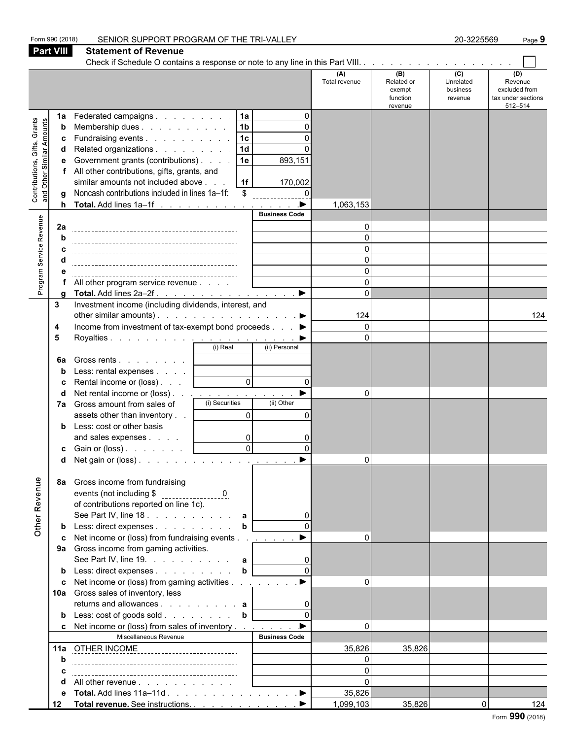Form 990 (2018) SENIOR SUPPORT PROGRAM OF THE TRI-VALLEY 20-3225569 Page 9

## Part VIII Statement of Revenue

Check if Schedule O contains a response or note to any line in this Part VIII. . . . . . . . . . . . . . . . . . . ☐

| | | | | (A) Total revenue | (B) Related or exempt function revenue | (C) Unrelated business revenue | (D) Revenue excluded from tax under sections 512–514 |
|---|---|---|---|---|---|---|---|
| **Contributions, Gifts, Grants and Other Similar Amounts** | 1a | Federated campaigns . . . . . . . . . **1a** | 0 | | | | |
| | b | Membership dues . . . . . . . . . . **1b** | 0 | | | | |
| | c | Fundraising events . . . . . . . . . . **1c** | 0 | | | | |
| | d | Related organizations . . . . . . . . **1d** | 0 | | | | |
| | e | Government grants (contributions) . . . . **1e** | 893,151 | | | | |
| | f | All other contributions, gifts, grants, and similar amounts not included above . . . **1f** | 170,002 | | | | |
| | g | Noncash contributions included in lines 1a–1f: $ | 0 | | | | |
| | h | **Total.** Add lines 1a–1f . . . . . . . . . . . . . . . . ▶ | | 1,063,153 | | | |
| **Program Service Revenue** | | | **Business Code** | | | | |
| | 2a | | | 0 | | | |
| | b | | | 0 | | | |
| | c | | | 0 | | | |
| | d | | | 0 | | | |
| | e | | | 0 | | | |
| | f | All other program service revenue . . . . | | 0 | | | |
| | g | **Total.** Add lines 2a–2f . . . . . . . . . . . . . . . . ▶ | | 0 | | | |
| | 3 | Investment income (including dividends, interest, and other similar amounts) . . . . . . . . . . . . . . . . ▶ | | 124 | | | 124 |
| | 4 | Income from investment of tax-exempt bond proceeds . . . ▶ | | 0 | | | |
| | 5 | Royalties . . . . . . . . . . . . . . . . . . . . . . ▶ | | 0 | | | |
| | | | (i) Real / (ii) Personal | | | | |
| | 6a | Gross rents . . . . . . . . | | | | | |
| | b | Less: rental expenses . . . . | | | | | |
| | c | Rental income or (loss) . . . | (i) 0 / (ii) 0 | | | | |
| | d | Net rental income or (loss) . . . . . . . . . . . . . ▶ | | 0 | | | |
| | | | (i) Securities / (ii) Other | | | | |
| | 7a | Gross amount from sales of assets other than inventory . . | (i) 0 / (ii) 0 | | | | |
| | b | Less: cost or other basis and sales expenses . . . . | (i) 0 / (ii) 0 | | | | |
| | c | Gain or (loss) . . . . . . . | (i) 0 / (ii) 0 | | | | |
| | d | Net gain or (loss) . . . . . . . . . . . . . . . . . . ▶ | | 0 | | | |
| **Other Revenue** | 8a | Gross income from fundraising events (not including $ 0 of contributions reported on line 1c). See Part IV, line 18 . . . . . . . . . . **a** | 0 | | | | |
| | b | Less: direct expenses . . . . . . . . . **b** | 0 | | | | |
| | c | Net income or (loss) from fundraising events . . . . . . . ▶ | | 0 | | | |
| | 9a | Gross income from gaming activities. See Part IV, line 19. . . . . . . . . . **a** | 0 | | | | |
| | b | Less: direct expenses . . . . . . . . . **b** | 0 | | | | |
| | c | Net income or (loss) from gaming activities . . . . . . . ▶ | | 0 | | | |
| | 10a | Gross sales of inventory, less returns and allowances . . . . . . . . . **a** | 0 | | | | |
| | b | Less: cost of goods sold . . . . . . . . **b** | 0 | | | | |
| | c | Net income or (loss) from sales of inventory . . . . . . . ▶ | | 0 | | | |
| | | Miscellaneous Revenue | **Business Code** | | | | |
| | 11a | OTHER INCOME | | 35,826 | 35,826 | | |
| | b | | | 0 | | | |
| | c | | | 0 | | | |
| | d | All other revenue . . . . . . . . . . . | | 0 | | | |
| | e | **Total.** Add lines 11a–11d . . . . . . . . . . . . . . ▶ | | 35,826 | | | |
| | 12 | **Total revenue.** See instructions. . . . . . . . . . . . . ▶ | | 1,099,103 | 35,826 | 0 | 124 |

Form **990** (2018)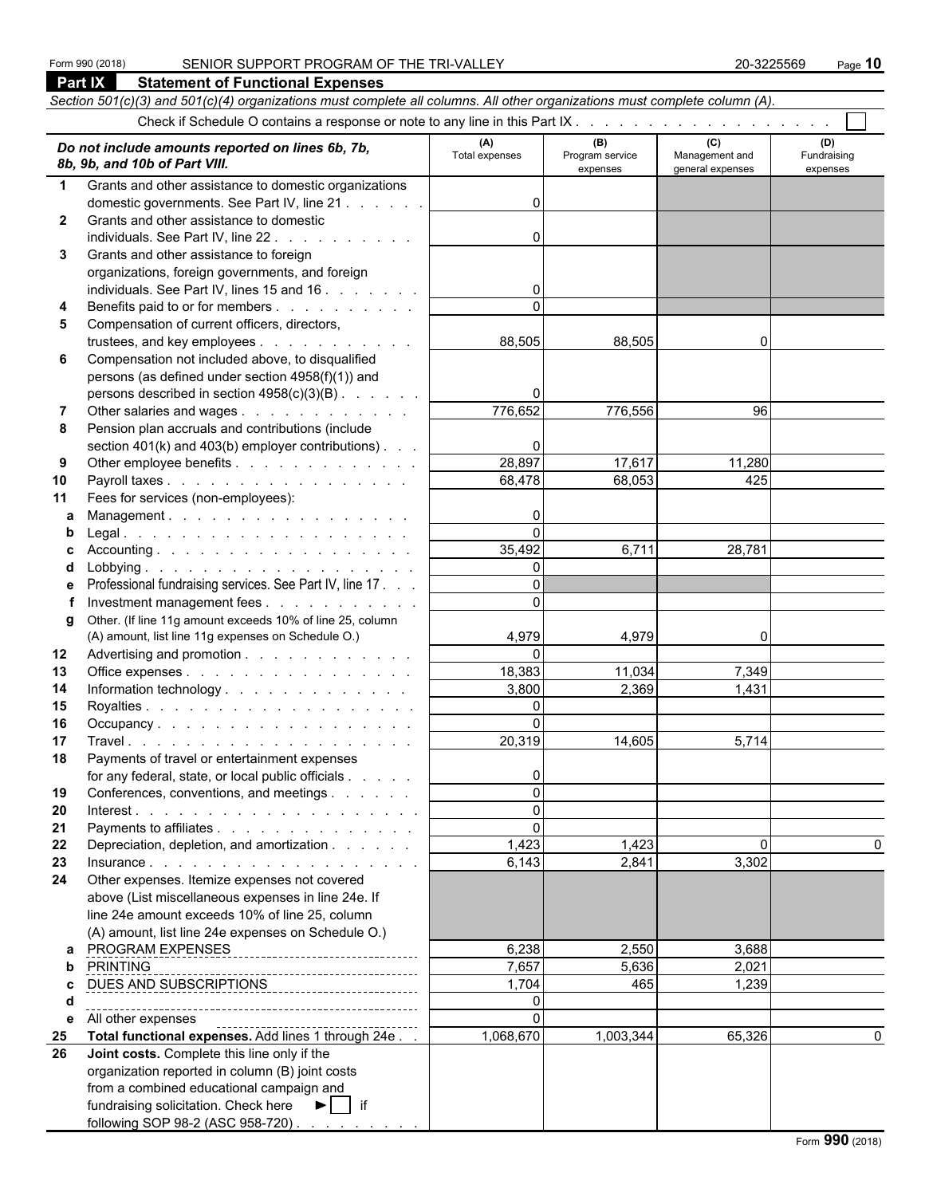Form 990 (2018) SENIOR SUPPORT PROGRAM OF THE TRI-VALLEY 20-3225569

## Part IX Statement of Functional Expenses

*Section 501(c)(3) and 501(c)(4) organizations must complete all columns. All other organizations must complete column (A).*

Check if Schedule O contains a response or note to any line in this Part IX . . . . . . . . . . . . . . . . . . ☐

| *Do not include amounts reported on lines 6b, 7b, 8b, 9b, and 10b of Part VIII.* | (A) Total expenses | (B) Program service expenses | (C) Management and general expenses | (D) Fundraising expenses |
|---|---|---|---|---|
| **1** Grants and other assistance to domestic organizations domestic governments. See Part IV, line 21 | 0 | | | |
| **2** Grants and other assistance to domestic individuals. See Part IV, line 22 | 0 | | | |
| **3** Grants and other assistance to foreign organizations, foreign governments, and foreign individuals. See Part IV, lines 15 and 16 | 0 | | | |
| **4** Benefits paid to or for members | 0 | | | |
| **5** Compensation of current officers, directors, trustees, and key employees | 88,505 | 88,505 | 0 | |
| **6** Compensation not included above, to disqualified persons (as defined under section 4958(f)(1)) and persons described in section 4958(c)(3)(B) | 0 | | | |
| **7** Other salaries and wages | 776,652 | 776,556 | 96 | |
| **8** Pension plan accruals and contributions (include section 401(k) and 403(b) employer contributions) | 0 | | | |
| **9** Other employee benefits | 28,897 | 17,617 | 11,280 | |
| **10** Payroll taxes | 68,478 | 68,053 | 425 | |
| **11** Fees for services (non-employees): | | | | |
| **a** Management | 0 | | | |
| **b** Legal | 0 | | | |
| **c** Accounting | 35,492 | 6,711 | 28,781 | |
| **d** Lobbying | 0 | | | |
| **e** Professional fundraising services. See Part IV, line 17 | 0 | | | |
| **f** Investment management fees | 0 | | | |
| **g** Other. (If line 11g amount exceeds 10% of line 25, column (A) amount, list line 11g expenses on Schedule O.) | 4,979 | 4,979 | 0 | |
| **12** Advertising and promotion | 0 | | | |
| **13** Office expenses | 18,383 | 11,034 | 7,349 | |
| **14** Information technology | 3,800 | 2,369 | 1,431 | |
| **15** Royalties | 0 | | | |
| **16** Occupancy | 0 | | | |
| **17** Travel | 20,319 | 14,605 | 5,714 | |
| **18** Payments of travel or entertainment expenses for any federal, state, or local public officials | 0 | | | |
| **19** Conferences, conventions, and meetings | 0 | | | |
| **20** Interest | 0 | | | |
| **21** Payments to affiliates | 0 | | | |
| **22** Depreciation, depletion, and amortization | 1,423 | 1,423 | 0 | 0 |
| **23** Insurance | 6,143 | 2,841 | 3,302 | |
| **24** Other expenses. Itemize expenses not covered above (List miscellaneous expenses in line 24e. If line 24e amount exceeds 10% of line 25, column (A) amount, list line 24e expenses on Schedule O.) | | | | |
| **a** PROGRAM EXPENSES | 6,238 | 2,550 | 3,688 | |
| **b** PRINTING | 7,657 | 5,636 | 2,021 | |
| **c** DUES AND SUBSCRIPTIONS | 1,704 | 465 | 1,239 | |
| **d** | 0 | | | |
| **e** All other expenses | 0 | | | |
| **25** **Total functional expenses.** Add lines 1 through 24e | 1,068,670 | 1,003,344 | 65,326 | 0 |
| **26** **Joint costs.** Complete this line only if the organization reported in column (B) joint costs from a combined educational campaign and fundraising solicitation. Check here ► ☐ if following SOP 98-2 (ASC 958-720) | | | | |

Form **990** (2018)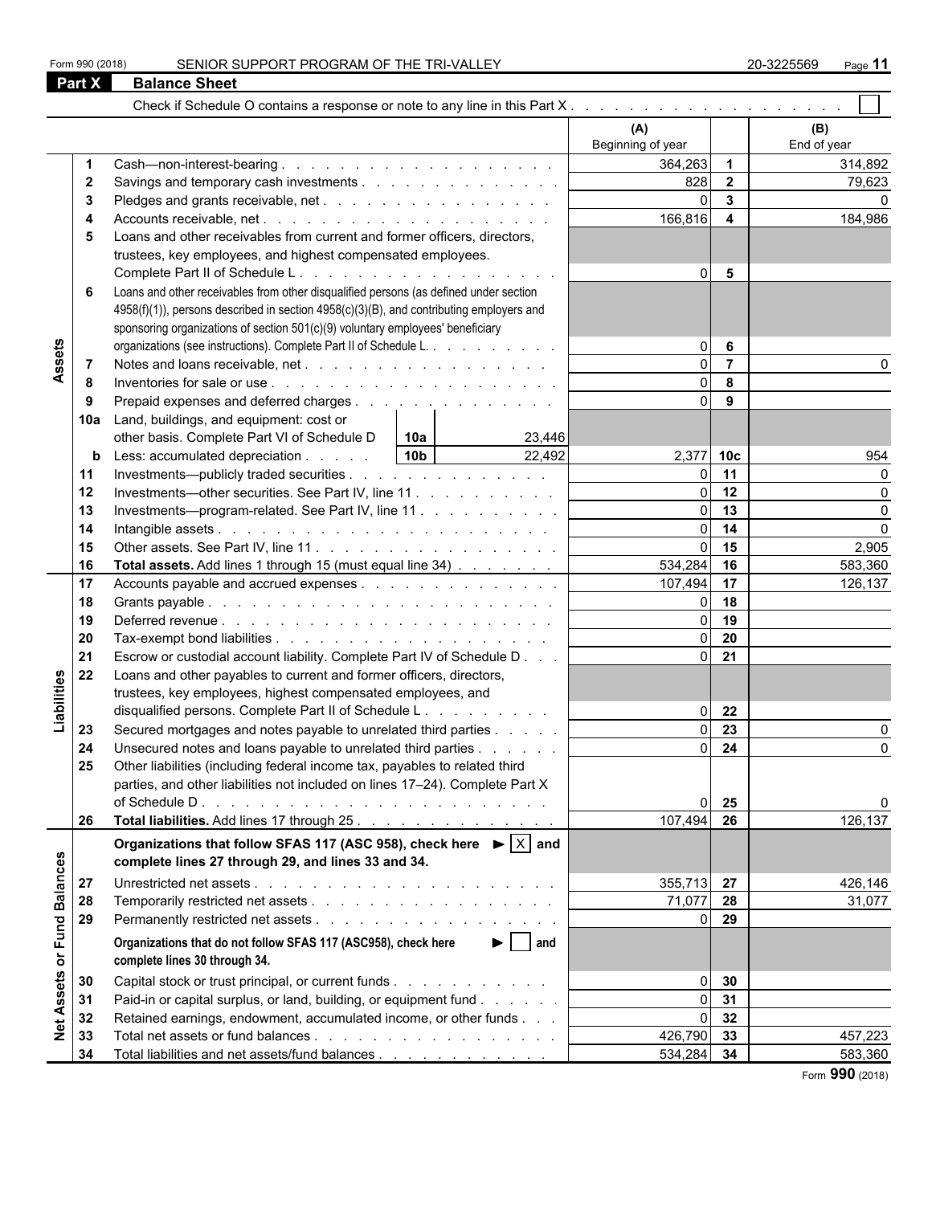Form 990 (2018) SENIOR SUPPORT PROGRAM OF THE TRI-VALLEY 20-3225569

## Part X Balance Sheet

Check if Schedule O contains a response or note to any line in this Part X . . . . . . . . . . . . . . . . . . . . ☐

| | | | (A) Beginning of year | | (B) End of year |
|---|---|---|---|---|---|
| **Assets** | 1 | Cash—non-interest-bearing . . . . . . . . . . . . . . . . . . . | 364,263 | 1 | 314,892 |
| | 2 | Savings and temporary cash investments . . . . . . . . . . . . . . | 828 | 2 | 79,623 |
| | 3 | Pledges and grants receivable, net . . . . . . . . . . . . . . . . | 0 | 3 | 0 |
| | 4 | Accounts receivable, net . . . . . . . . . . . . . . . . . . . . | 166,816 | 4 | 184,986 |
| | 5 | Loans and other receivables from current and former officers, directors, trustees, key employees, and highest compensated employees. Complete Part II of Schedule L . . . . . . . . . . . . . . . . . . | 0 | 5 | |
| | 6 | Loans and other receivables from other disqualified persons (as defined under section 4958(f)(1)), persons described in section 4958(c)(3)(B), and contributing employers and sponsoring organizations of section 501(c)(9) voluntary employees' beneficiary organizations (see instructions). Complete Part II of Schedule L. . . . . . . . . . | 0 | 6 | |
| | 7 | Notes and loans receivable, net . . . . . . . . . . . . . . . . . | 0 | 7 | 0 |
| | 8 | Inventories for sale or use . . . . . . . . . . . . . . . . . . . | 0 | 8 | |
| | 9 | Prepaid expenses and deferred charges . . . . . . . . . . . . . . | 0 | 9 | |
| | 10a | Land, buildings, and equipment: cost or other basis. Complete Part VI of Schedule D — 10a: 23,446 | | | |
| | b | Less: accumulated depreciation . . . . . — 10b: 22,492 | 2,377 | 10c | 954 |
| | 11 | Investments—publicly traded securities . . . . . . . . . . . . . . | 0 | 11 | 0 |
| | 12 | Investments—other securities. See Part IV, line 11 . . . . . . . . . . | 0 | 12 | 0 |
| | 13 | Investments—program-related. See Part IV, line 11 . . . . . . . . . . | 0 | 13 | 0 |
| | 14 | Intangible assets . . . . . . . . . . . . . . . . . . . . . . | 0 | 14 | 0 |
| | 15 | Other assets. See Part IV, line 11 . . . . . . . . . . . . . . . . | 0 | 15 | 2,905 |
| | 16 | **Total assets.** Add lines 1 through 15 (must equal line 34) . . . . . . . | 534,284 | 16 | 583,360 |
| **Liabilities** | 17 | Accounts payable and accrued expenses . . . . . . . . . . . . . . | 107,494 | 17 | 126,137 |
| | 18 | Grants payable . . . . . . . . . . . . . . . . . . . . . . . | 0 | 18 | |
| | 19 | Deferred revenue . . . . . . . . . . . . . . . . . . . . . . | 0 | 19 | |
| | 20 | Tax-exempt bond liabilities . . . . . . . . . . . . . . . . . . . | 0 | 20 | |
| | 21 | Escrow or custodial account liability. Complete Part IV of Schedule D . . . | 0 | 21 | |
| | 22 | Loans and other payables to current and former officers, directors, trustees, key employees, highest compensated employees, and disqualified persons. Complete Part II of Schedule L . . . . . . . . . | 0 | 22 | |
| | 23 | Secured mortgages and notes payable to unrelated third parties . . . . . | 0 | 23 | 0 |
| | 24 | Unsecured notes and loans payable to unrelated third parties . . . . . . | 0 | 24 | 0 |
| | 25 | Other liabilities (including federal income tax, payables to related third parties, and other liabilities not included on lines 17–24). Complete Part X of Schedule D . . . . . . . . . . . . . . . . . . . . . . . | 0 | 25 | 0 |
| | 26 | **Total liabilities.** Add lines 17 through 25 . . . . . . . . . . . . . | 107,494 | 26 | 126,137 |
| **Net Assets or Fund Balances** | | **Organizations that follow SFAS 117 (ASC 958), check here ► [X] and complete lines 27 through 29, and lines 33 and 34.** | | | |
| | 27 | Unrestricted net assets . . . . . . . . . . . . . . . . . . . . | 355,713 | 27 | 426,146 |
| | 28 | Temporarily restricted net assets . . . . . . . . . . . . . . . . . | 71,077 | 28 | 31,077 |
| | 29 | Permanently restricted net assets . . . . . . . . . . . . . . . . . | 0 | 29 | |
| | | **Organizations that do not follow SFAS 117 (ASC958), check here ► [ ] and complete lines 30 through 34.** | | | |
| | 30 | Capital stock or trust principal, or current funds . . . . . . . . . . . | 0 | 30 | |
| | 31 | Paid-in or capital surplus, or land, building, or equipment fund . . . . . . | 0 | 31 | |
| | 32 | Retained earnings, endowment, accumulated income, or other funds . . . | 0 | 32 | |
| | 33 | Total net assets or fund balances . . . . . . . . . . . . . . . . . | 426,790 | 33 | 457,223 |
| | 34 | Total liabilities and net assets/fund balances . . . . . . . . . . . . | 534,284 | 34 | 583,360 |

Form **990** (2018)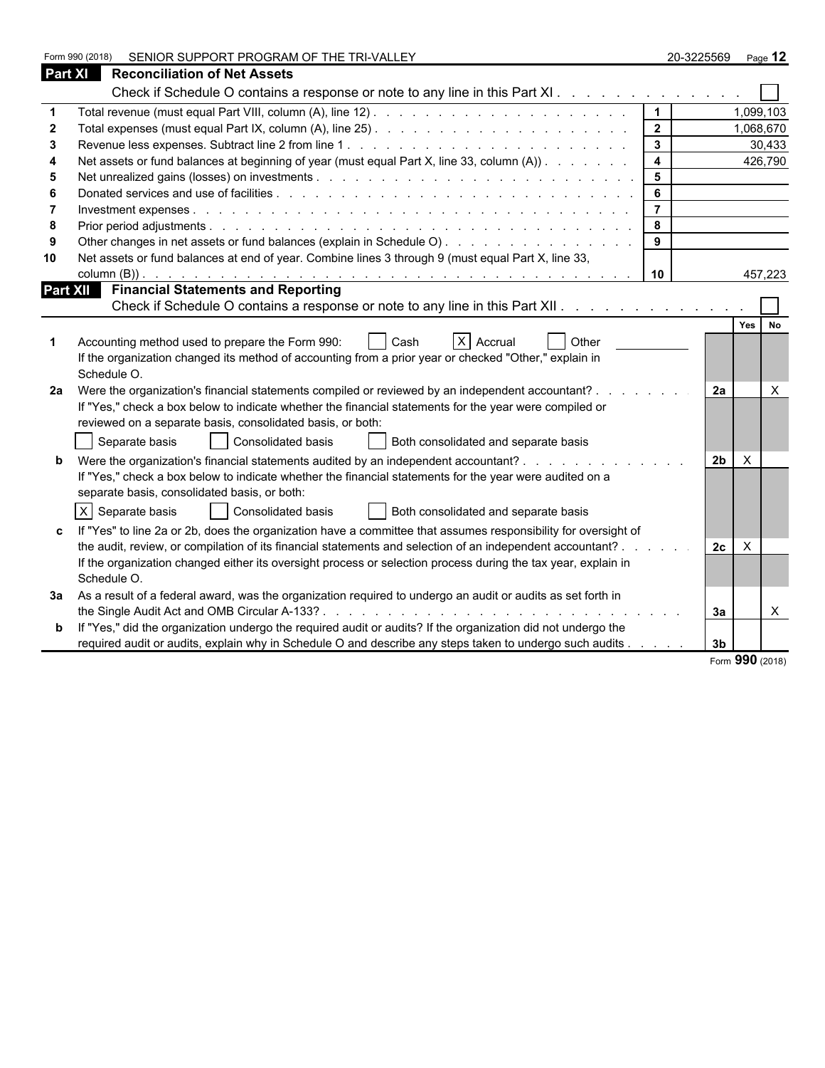Form 990 (2018) SENIOR SUPPORT PROGRAM OF THE TRI-VALLEY 20-3225569

## Part XI Reconciliation of Net Assets

Check if Schedule O contains a response or note to any line in this Part XI . . . . . . . . . . . . . ☐

| | | | |
|---|---|---|---|
| 1 | Total revenue (must equal Part VIII, column (A), line 12) | 1 | 1,099,103 |
| 2 | Total expenses (must equal Part IX, column (A), line 25) | 2 | 1,068,670 |
| 3 | Revenue less expenses. Subtract line 2 from line 1 | 3 | 30,433 |
| 4 | Net assets or fund balances at beginning of year (must equal Part X, line 33, column (A)) | 4 | 426,790 |
| 5 | Net unrealized gains (losses) on investments | 5 | |
| 6 | Donated services and use of facilities | 6 | |
| 7 | Investment expenses | 7 | |
| 8 | Prior period adjustments | 8 | |
| 9 | Other changes in net assets or fund balances (explain in Schedule O) | 9 | |
| 10 | Net assets or fund balances at end of year. Combine lines 3 through 9 (must equal Part X, line 33, column (B)) | 10 | 457,223 |

## Part XII Financial Statements and Reporting

Check if Schedule O contains a response or note to any line in this Part XII . . . . . . . . . . . . . ☐

| | | | Yes | No |
|---|---|---|---|---|
| 1 | Accounting method used to prepare the Form 990: ☐ Cash ☒ Accrual ☐ Other<br>If the organization changed its method of accounting from a prior year or checked "Other," explain in Schedule O. | | | |
| 2a | Were the organization's financial statements compiled or reviewed by an independent accountant?<br>If "Yes," check a box below to indicate whether the financial statements for the year were compiled or reviewed on a separate basis, consolidated basis, or both:<br>☐ Separate basis ☐ Consolidated basis ☐ Both consolidated and separate basis | 2a | | X |
| b | Were the organization's financial statements audited by an independent accountant?<br>If "Yes," check a box below to indicate whether the financial statements for the year were audited on a separate basis, consolidated basis, or both:<br>☒ Separate basis ☐ Consolidated basis ☐ Both consolidated and separate basis | 2b | X | |
| c | If "Yes" to line 2a or 2b, does the organization have a committee that assumes responsibility for oversight of the audit, review, or compilation of its financial statements and selection of an independent accountant?<br>If the organization changed either its oversight process or selection process during the tax year, explain in Schedule O. | 2c | X | |
| 3a | As a result of a federal award, was the organization required to undergo an audit or audits as set forth in the Single Audit Act and OMB Circular A-133? | 3a | | X |
| b | If "Yes," did the organization undergo the required audit or audits? If the organization did not undergo the required audit or audits, explain why in Schedule O and describe any steps taken to undergo such audits | 3b | | |

Form **990** (2018)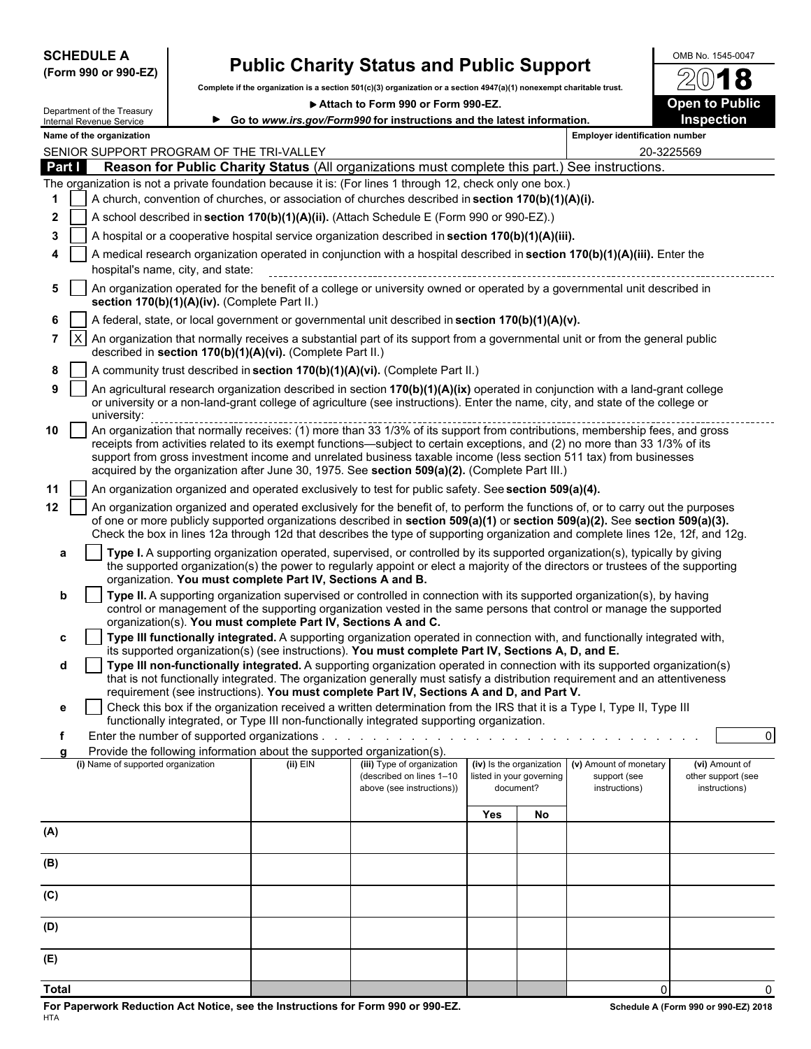**SCHEDULE A**
**(Form 990 or 990-EZ)**

# Public Charity Status and Public Support

OMB No. 1545-0047

**2018**

**Complete if the organization is a section 501(c)(3) organization or a section 4947(a)(1) nonexempt charitable trust.**

▶ **Attach to Form 990 or Form 990-EZ.**

▶ **Go to *www.irs.gov/Form990* for instructions and the latest information.**

Department of the Treasury
Internal Revenue Service

**Open to Public Inspection**

**Name of the organization:** SENIOR SUPPORT PROGRAM OF THE TRI-VALLEY

**Employer identification number:** 20-3225569

## Part I Reason for Public Charity Status (All organizations must complete this part.) See instructions.

The organization is not a private foundation because it is: (For lines 1 through 12, check only one box.)

1. [ ] A church, convention of churches, or association of churches described in **section 170(b)(1)(A)(i).**
2. [ ] A school described in **section 170(b)(1)(A)(ii).** (Attach Schedule E (Form 990 or 990-EZ).)
3. [ ] A hospital or a cooperative hospital service organization described in **section 170(b)(1)(A)(iii).**
4. [ ] A medical research organization operated in conjunction with a hospital described in **section 170(b)(1)(A)(iii).** Enter the hospital's name, city, and state:
5. [ ] An organization operated for the benefit of a college or university owned or operated by a governmental unit described in **section 170(b)(1)(A)(iv).** (Complete Part II.)
6. [ ] A federal, state, or local government or governmental unit described in **section 170(b)(1)(A)(v).**
7. [X] An organization that normally receives a substantial part of its support from a governmental unit or from the general public described in **section 170(b)(1)(A)(vi).** (Complete Part II.)
8. [ ] A community trust described in **section 170(b)(1)(A)(vi).** (Complete Part II.)
9. [ ] An agricultural research organization described in section **170(b)(1)(A)(ix)** operated in conjunction with a land-grant college or university or a non-land-grant college of agriculture (see instructions). Enter the name, city, and state of the college or university:
10. [ ] An organization that normally receives: (1) more than 33 1/3% of its support from contributions, membership fees, and gross receipts from activities related to its exempt functions—subject to certain exceptions, and (2) no more than 33 1/3% of its support from gross investment income and unrelated business taxable income (less section 511 tax) from businesses acquired by the organization after June 30, 1975. See **section 509(a)(2).** (Complete Part III.)
11. [ ] An organization organized and operated exclusively to test for public safety. See **section 509(a)(4).**
12. [ ] An organization organized and operated exclusively for the benefit of, to perform the functions of, or to carry out the purposes of one or more publicly supported organizations described in **section 509(a)(1)** or **section 509(a)(2).** See **section 509(a)(3).** Check the box in lines 12a through 12d that describes the type of supporting organization and complete lines 12e, 12f, and 12g.
   - **a** [ ] **Type I.** A supporting organization operated, supervised, or controlled by its supported organization(s), typically by giving the supported organization(s) the power to regularly appoint or elect a majority of the directors or trustees of the supporting organization. **You must complete Part IV, Sections A and B.**
   - **b** [ ] **Type II.** A supporting organization supervised or controlled in connection with its supported organization(s), by having control or management of the supporting organization vested in the same persons that control or manage the supported organization(s). **You must complete Part IV, Sections A and C.**
   - **c** [ ] **Type III functionally integrated.** A supporting organization operated in connection with, and functionally integrated with, its supported organization(s) (see instructions). **You must complete Part IV, Sections A, D, and E.**
   - **d** [ ] **Type III non-functionally integrated.** A supporting organization operated in connection with its supported organization(s) that is not functionally integrated. The organization generally must satisfy a distribution requirement and an attentiveness requirement (see instructions). **You must complete Part IV, Sections A and D, and Part V.**
   - **e** [ ] Check this box if the organization received a written determination from the IRS that it is a Type I, Type II, Type III functionally integrated, or Type III non-functionally integrated supporting organization.
   - **f** Enter the number of supported organizations . . . . . 0
   - **g** Provide the following information about the supported organization(s).

| (i) Name of supported organization | (ii) EIN | (iii) Type of organization (described on lines 1–10 above (see instructions)) | (iv) Is the organization listed in your governing document? | | (v) Amount of monetary support (see instructions) | (vi) Amount of other support (see instructions) |
|---|---|---|---|---|---|---|
| | | | Yes | No | | |
| (A) | | | | | | |
| (B) | | | | | | |
| (C) | | | | | | |
| (D) | | | | | | |
| (E) | | | | | | |
| **Total** | | | | | 0 | 0 |

**For Paperwork Reduction Act Notice, see the Instructions for Form 990 or 990-EZ.**
HTA

**Schedule A (Form 990 or 990-EZ) 2018**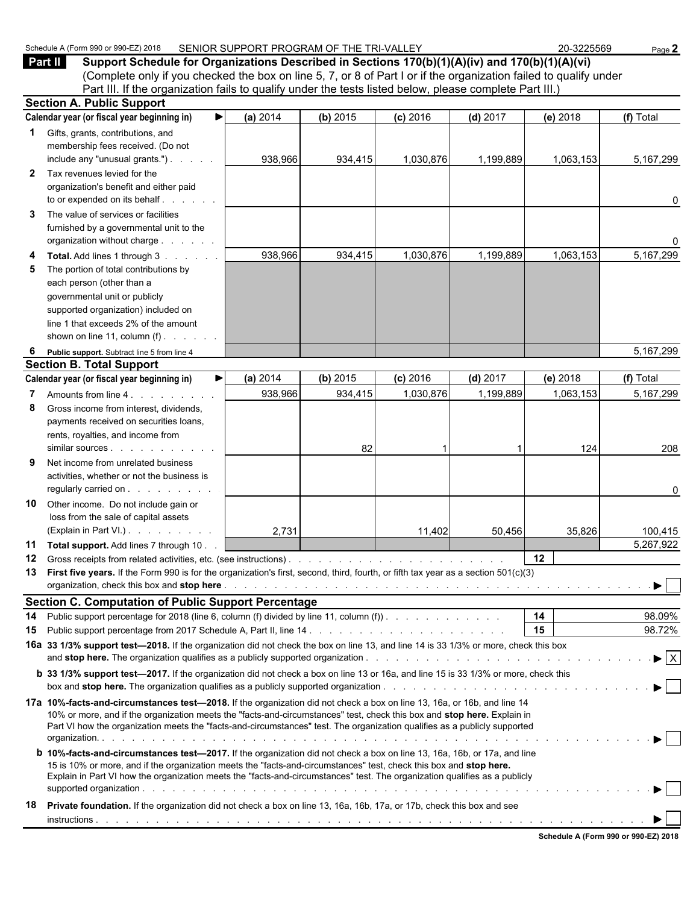Schedule A (Form 990 or 990-EZ) 2018 SENIOR SUPPORT PROGRAM OF THE TRI-VALLEY 20-3225569 Page **2**

## Part II Support Schedule for Organizations Described in Sections 170(b)(1)(A)(iv) and 170(b)(1)(A)(vi)

(Complete only if you checked the box on line 5, 7, or 8 of Part I or if the organization failed to qualify under Part III. If the organization fails to qualify under the tests listed below, please complete Part III.)

### Section A. Public Support

| Calendar year (or fiscal year beginning in) ► | (a) 2014 | (b) 2015 | (c) 2016 | (d) 2017 | (e) 2018 | (f) Total |
|---|---|---|---|---|---|---|
| **1** Gifts, grants, contributions, and membership fees received. (Do not include any "unusual grants.") | 938,966 | 934,415 | 1,030,876 | 1,199,889 | 1,063,153 | 5,167,299 |
| **2** Tax revenues levied for the organization's benefit and either paid to or expended on its behalf | | | | | | 0 |
| **3** The value of services or facilities furnished by a governmental unit to the organization without charge | | | | | | 0 |
| **4 Total.** Add lines 1 through 3 | 938,966 | 934,415 | 1,030,876 | 1,199,889 | 1,063,153 | 5,167,299 |
| **5** The portion of total contributions by each person (other than a governmental unit or publicly supported organization) included on line 1 that exceeds 2% of the amount shown on line 11, column (f) | | | | | | |
| **6 Public support.** Subtract line 5 from line 4 | | | | | | 5,167,299 |

### Section B. Total Support

| Calendar year (or fiscal year beginning in) ► | (a) 2014 | (b) 2015 | (c) 2016 | (d) 2017 | (e) 2018 | (f) Total |
|---|---|---|---|---|---|---|
| **7** Amounts from line 4 | 938,966 | 934,415 | 1,030,876 | 1,199,889 | 1,063,153 | 5,167,299 |
| **8** Gross income from interest, dividends, payments received on securities loans, rents, royalties, and income from similar sources | | 82 | 1 | 1 | 124 | 208 |
| **9** Net income from unrelated business activities, whether or not the business is regularly carried on | | | | | | 0 |
| **10** Other income. Do not include gain or loss from the sale of capital assets (Explain in Part VI.) | 2,731 | | 11,402 | 50,456 | 35,826 | 100,415 |
| **11 Total support.** Add lines 7 through 10 | | | | | | 5,267,922 |

**12** Gross receipts from related activities, etc. (see instructions) **12**

**13 First five years.** If the Form 990 is for the organization's first, second, third, fourth, or fifth tax year as a section 501(c)(3) organization, check this box and **stop here** ► ☐

### Section C. Computation of Public Support Percentage

| | | | |
|---|---|---|---|
| **14** | Public support percentage for 2018 (line 6, column (f) divided by line 11, column (f)) | **14** | 98.09% |
| **15** | Public support percentage from 2017 Schedule A, Part II, line 14 | **15** | 98.72% |

**16a 33 1/3% support test—2018.** If the organization did not check the box on line 13, and line 14 is 33 1/3% or more, check this box and **stop here.** The organization qualifies as a publicly supported organization ► ☒

**b 33 1/3% support test—2017.** If the organization did not check a box on line 13 or 16a, and line 15 is 33 1/3% or more, check this box and **stop here.** The organization qualifies as a publicly supported organization ► ☐

**17a 10%-facts-and-circumstances test—2018.** If the organization did not check a box on line 13, 16a, or 16b, and line 14 10% or more, and if the organization meets the "facts-and-circumstances" test, check this box and **stop here.** Explain in Part VI how the organization meets the "facts-and-circumstances" test. The organization qualifies as a publicly supported organization. ► ☐

**b 10%-facts-and-circumstances test—2017.** If the organization did not check a box on line 13, 16a, 16b, or 17a, and line 15 is 10% or more, and if the organization meets the "facts-and-circumstances" test, check this box and **stop here.** Explain in Part VI how the organization meets the "facts-and-circumstances" test. The organization qualifies as a publicly supported organization ► ☐

**18 Private foundation.** If the organization did not check a box on line 13, 16a, 16b, 17a, or 17b, check this box and see instructions ► ☐

**Schedule A (Form 990 or 990-EZ) 2018**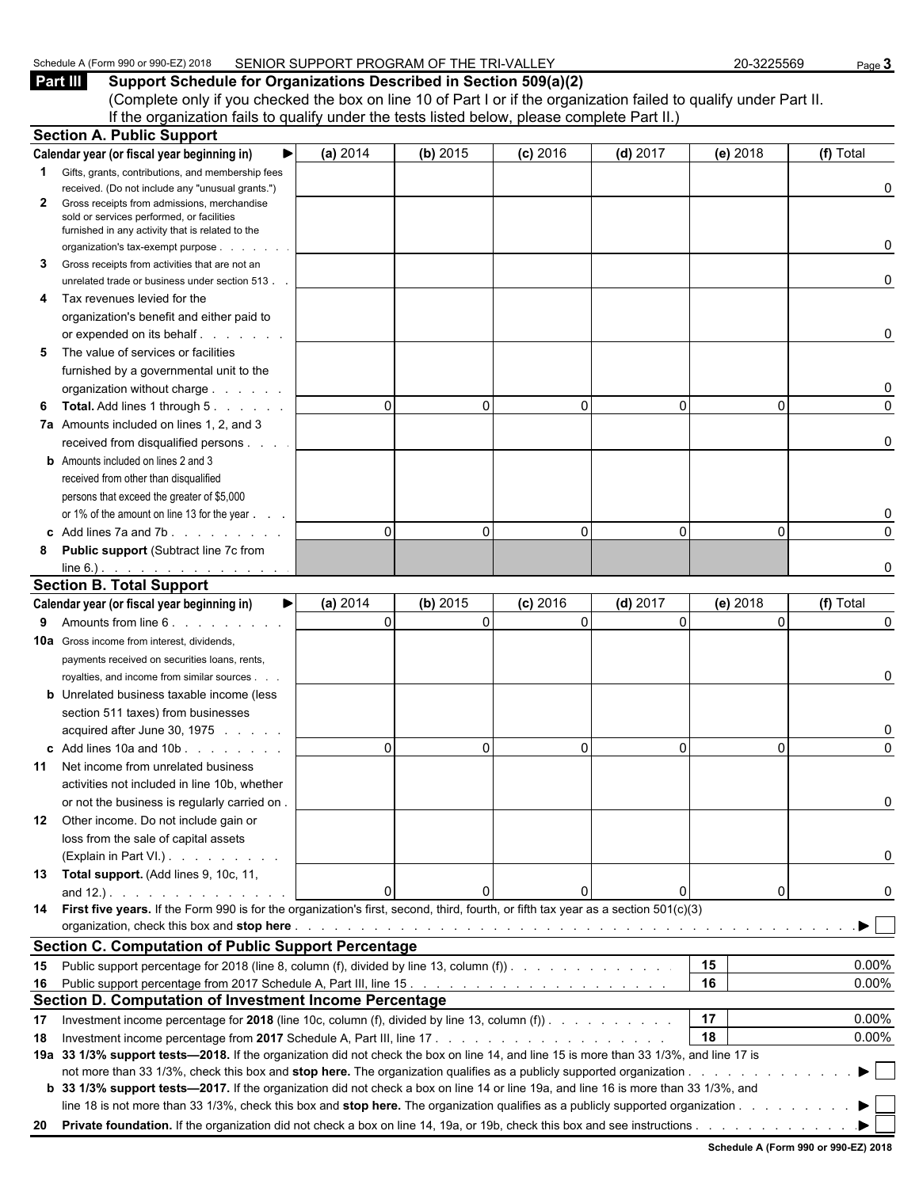Schedule A (Form 990 or 990-EZ) 2018 SENIOR SUPPORT PROGRAM OF THE TRI-VALLEY 20-3225569

**Part III Support Schedule for Organizations Described in Section 509(a)(2)**

(Complete only if you checked the box on line 10 of Part I or if the organization failed to qualify under Part II. If the organization fails to qualify under the tests listed below, please complete Part II.)

## Section A. Public Support

| Calendar year (or fiscal year beginning in) ► | (a) 2014 | (b) 2015 | (c) 2016 | (d) 2017 | (e) 2018 | (f) Total |
|---|---|---|---|---|---|---|
| **1** Gifts, grants, contributions, and membership fees received. (Do not include any "unusual grants.") | | | | | | 0 |
| **2** Gross receipts from admissions, merchandise sold or services performed, or facilities furnished in any activity that is related to the organization's tax-exempt purpose | | | | | | 0 |
| **3** Gross receipts from activities that are not an unrelated trade or business under section 513 | | | | | | 0 |
| **4** Tax revenues levied for the organization's benefit and either paid to or expended on its behalf | | | | | | 0 |
| **5** The value of services or facilities furnished by a governmental unit to the organization without charge | | | | | | 0 |
| **6** **Total.** Add lines 1 through 5 | 0 | 0 | 0 | 0 | 0 | 0 |
| **7a** Amounts included on lines 1, 2, and 3 received from disqualified persons | | | | | | 0 |
| **b** Amounts included on lines 2 and 3 received from other than disqualified persons that exceed the greater of $5,000 or 1% of the amount on line 13 for the year | | | | | | 0 |
| **c** Add lines 7a and 7b | 0 | 0 | 0 | 0 | 0 | 0 |
| **8** **Public support** (Subtract line 7c from line 6.) | | | | | | 0 |

## Section B. Total Support

| Calendar year (or fiscal year beginning in) ► | (a) 2014 | (b) 2015 | (c) 2016 | (d) 2017 | (e) 2018 | (f) Total |
|---|---|---|---|---|---|---|
| **9** Amounts from line 6 | 0 | 0 | 0 | 0 | 0 | 0 |
| **10a** Gross income from interest, dividends, payments received on securities loans, rents, royalties, and income from similar sources | | | | | | 0 |
| **b** Unrelated business taxable income (less section 511 taxes) from businesses acquired after June 30, 1975 | | | | | | 0 |
| **c** Add lines 10a and 10b | 0 | 0 | 0 | 0 | 0 | 0 |
| **11** Net income from unrelated business activities not included in line 10b, whether or not the business is regularly carried on | | | | | | 0 |
| **12** Other income. Do not include gain or loss from the sale of capital assets (Explain in Part VI.) | | | | | | 0 |
| **13** **Total support.** (Add lines 9, 10c, 11, and 12.) | 0 | 0 | 0 | 0 | 0 | 0 |

**14** **First five years.** If the Form 990 is for the organization's first, second, third, fourth, or fifth tax year as a section 501(c)(3) organization, check this box and **stop here** ► ☐

## Section C. Computation of Public Support Percentage

| | | | |
|---|---|---|---|
| **15** | Public support percentage for 2018 (line 8, column (f), divided by line 13, column (f)) | 15 | 0.00% |
| **16** | Public support percentage from 2017 Schedule A, Part III, line 15 | 16 | 0.00% |

## Section D. Computation of Investment Income Percentage

| | | | |
|---|---|---|---|
| **17** | Investment income percentage for **2018** (line 10c, column (f), divided by line 13, column (f)) | 17 | 0.00% |
| **18** | Investment income percentage from **2017** Schedule A, Part III, line 17 | 18 | 0.00% |

**19a** **33 1/3% support tests—2018.** If the organization did not check the box on line 14, and line 15 is more than 33 1/3%, and line 17 is not more than 33 1/3%, check this box and **stop here.** The organization qualifies as a publicly supported organization ► ☐

**b** **33 1/3% support tests—2017.** If the organization did not check a box on line 14 or line 19a, and line 16 is more than 33 1/3%, and line 18 is not more than 33 1/3%, check this box and **stop here.** The organization qualifies as a publicly supported organization ► ☐

**20** **Private foundation.** If the organization did not check a box on line 14, 19a, or 19b, check this box and see instructions ► ☐

Schedule A (Form 990 or 990-EZ) 2018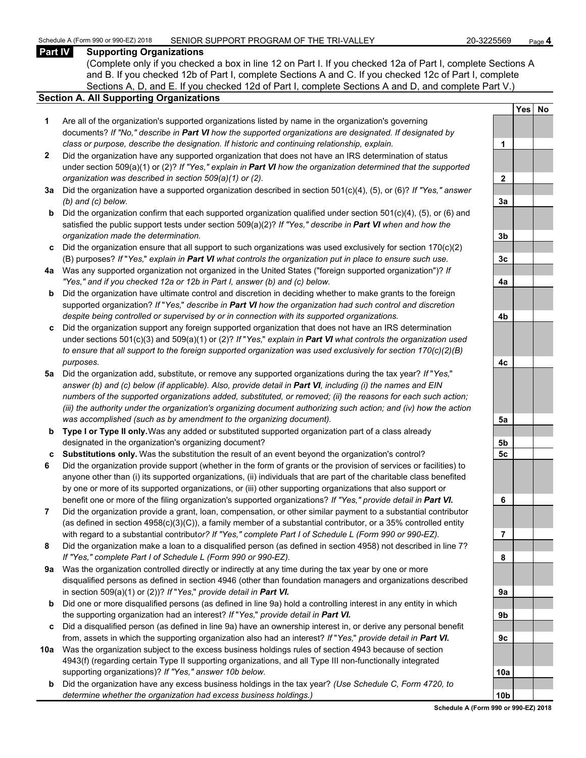**Part IV Supporting Organizations**

(Complete only if you checked a box in line 12 on Part I. If you checked 12a of Part I, complete Sections A and B. If you checked 12b of Part I, complete Sections A and C. If you checked 12c of Part I, complete Sections A, D, and E. If you checked 12d of Part I, complete Sections A and D, and complete Part V.)

**Section A. All Supporting Organizations**

| | | | Yes | No |
|---|---|---|---|---|
| **1** | Are all of the organization's supported organizations listed by name in the organization's governing documents? *If "No," describe in **Part VI** how the supported organizations are designated. If designated by class or purpose, describe the designation. If historic and continuing relationship, explain.* | **1** | | |
| **2** | Did the organization have any supported organization that does not have an IRS determination of status under section 509(a)(1) or (2)? *If "Yes," explain in **Part VI** how the organization determined that the supported organization was described in section 509(a)(1) or (2).* | **2** | | |
| **3a** | Did the organization have a supported organization described in section 501(c)(4), (5), or (6)? *If "Yes," answer (b) and (c) below.* | **3a** | | |
| **b** | Did the organization confirm that each supported organization qualified under section 501(c)(4), (5), or (6) and satisfied the public support tests under section 509(a)(2)? *If "Yes," describe in **Part VI** when and how the organization made the determination.* | **3b** | | |
| **c** | Did the organization ensure that all support to such organizations was used exclusively for section 170(c)(2)(B) purposes? *If "Yes," explain in **Part VI** what controls the organization put in place to ensure such use.* | **3c** | | |
| **4a** | Was any supported organization not organized in the United States ("foreign supported organization")? *If "Yes," and if you checked 12a or 12b in Part I, answer (b) and (c) below.* | **4a** | | |
| **b** | Did the organization have ultimate control and discretion in deciding whether to make grants to the foreign supported organization? *If "Yes," describe in **Part VI** how the organization had such control and discretion despite being controlled or supervised by or in connection with its supported organizations.* | **4b** | | |
| **c** | Did the organization support any foreign supported organization that does not have an IRS determination under sections 501(c)(3) and 509(a)(1) or (2)? *If "Yes," explain in **Part VI** what controls the organization used to ensure that all support to the foreign supported organization was used exclusively for section 170(c)(2)(B) purposes.* | **4c** | | |
| **5a** | Did the organization add, substitute, or remove any supported organizations during the tax year? *If "Yes," answer (b) and (c) below (if applicable). Also, provide detail in **Part VI**, including (i) the names and EIN numbers of the supported organizations added, substituted, or removed; (ii) the reasons for each such action; (iii) the authority under the organization's organizing document authorizing such action; and (iv) how the action was accomplished (such as by amendment to the organizing document).* | **5a** | | |
| **b** | **Type I or Type II only.** Was any added or substituted supported organization part of a class already designated in the organization's organizing document? | **5b** | | |
| **c** | **Substitutions only.** Was the substitution the result of an event beyond the organization's control? | **5c** | | |
| **6** | Did the organization provide support (whether in the form of grants or the provision of services or facilities) to anyone other than (i) its supported organizations, (ii) individuals that are part of the charitable class benefited by one or more of its supported organizations, or (iii) other supporting organizations that also support or benefit one or more of the filing organization's supported organizations? *If "Yes," provide detail in **Part VI.*** | **6** | | |
| **7** | Did the organization provide a grant, loan, compensation, or other similar payment to a substantial contributor (as defined in section 4958(c)(3)(C)), a family member of a substantial contributor, or a 35% controlled entity with regard to a substantial contributor? *If "Yes," complete Part I of Schedule L (Form 990 or 990-EZ).* | **7** | | |
| **8** | Did the organization make a loan to a disqualified person (as defined in section 4958) not described in line 7? *If "Yes," complete Part I of Schedule L (Form 990 or 990-EZ).* | **8** | | |
| **9a** | Was the organization controlled directly or indirectly at any time during the tax year by one or more disqualified persons as defined in section 4946 (other than foundation managers and organizations described in section 509(a)(1) or (2))? *If "Yes," provide detail in **Part VI.*** | **9a** | | |
| **b** | Did one or more disqualified persons (as defined in line 9a) hold a controlling interest in any entity in which the supporting organization had an interest? *If "Yes," provide detail in **Part VI.*** | **9b** | | |
| **c** | Did a disqualified person (as defined in line 9a) have an ownership interest in, or derive any personal benefit from, assets in which the supporting organization also had an interest? *If "Yes," provide detail in **Part VI.*** | **9c** | | |
| **10a** | Was the organization subject to the excess business holdings rules of section 4943 because of section 4943(f) (regarding certain Type II supporting organizations, and all Type III non-functionally integrated supporting organizations)? *If "Yes," answer 10b below.* | **10a** | | |
| **b** | Did the organization have any excess business holdings in the tax year? *(Use Schedule C, Form 4720, to determine whether the organization had excess business holdings.)* | **10b** | | |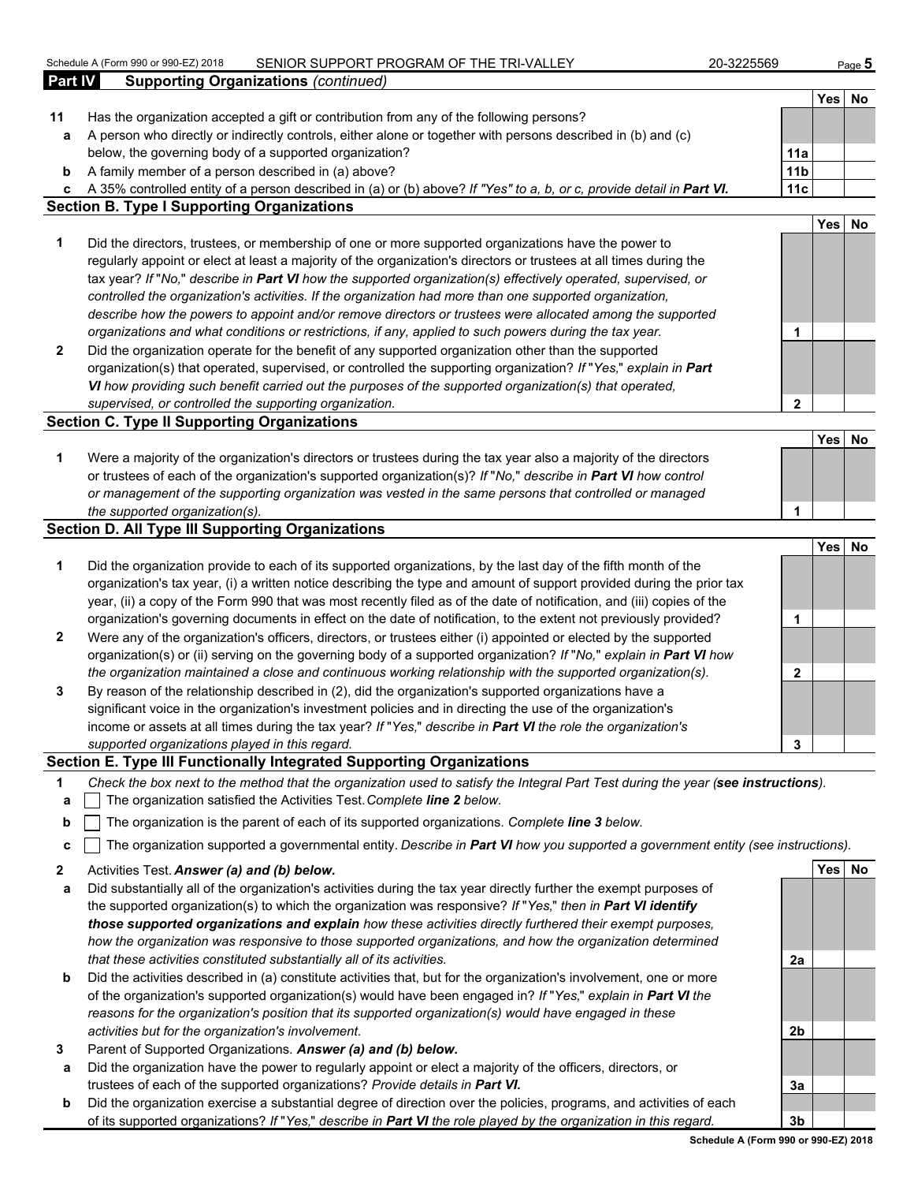## Part IV Supporting Organizations *(continued)*

| | | | Yes | No |
|---|---|---|---|---|
| **11** | Has the organization accepted a gift or contribution from any of the following persons? | | | |
| **a** | A person who directly or indirectly controls, either alone or together with persons described in (b) and (c) below, the governing body of a supported organization? | **11a** | | |
| **b** | A family member of a person described in (a) above? | **11b** | | |
| **c** | A 35% controlled entity of a person described in (a) or (b) above? *If "Yes" to a, b, or c, provide detail in* ***Part VI.*** | **11c** | | |

### Section B. Type I Supporting Organizations

| | | | Yes | No |
|---|---|---|---|---|
| **1** | Did the directors, trustees, or membership of one or more supported organizations have the power to regularly appoint or elect at least a majority of the organization's directors or trustees at all times during the tax year? *If "No," describe in* ***Part VI*** *how the supported organization(s) effectively operated, supervised, or controlled the organization's activities. If the organization had more than one supported organization, describe how the powers to appoint and/or remove directors or trustees were allocated among the supported organizations and what conditions or restrictions, if any, applied to such powers during the tax year.* | **1** | | |
| **2** | Did the organization operate for the benefit of any supported organization other than the supported organization(s) that operated, supervised, or controlled the supporting organization? *If "Yes," explain in* ***Part VI*** *how providing such benefit carried out the purposes of the supported organization(s) that operated, supervised, or controlled the supporting organization.* | **2** | | |

### Section C. Type II Supporting Organizations

| | | | Yes | No |
|---|---|---|---|---|
| **1** | Were a majority of the organization's directors or trustees during the tax year also a majority of the directors or trustees of each of the organization's supported organization(s)? *If "No," describe in* ***Part VI*** *how control or management of the supporting organization was vested in the same persons that controlled or managed the supported organization(s).* | **1** | | |

### Section D. All Type III Supporting Organizations

| | | | Yes | No |
|---|---|---|---|---|
| **1** | Did the organization provide to each of its supported organizations, by the last day of the fifth month of the organization's tax year, (i) a written notice describing the type and amount of support provided during the prior tax year, (ii) a copy of the Form 990 that was most recently filed as of the date of notification, and (iii) copies of the organization's governing documents in effect on the date of notification, to the extent not previously provided? | **1** | | |
| **2** | Were any of the organization's officers, directors, or trustees either (i) appointed or elected by the supported organization(s) or (ii) serving on the governing body of a supported organization? *If "No," explain in* ***Part VI*** *how the organization maintained a close and continuous working relationship with the supported organization(s).* | **2** | | |
| **3** | By reason of the relationship described in (2), did the organization's supported organizations have a significant voice in the organization's investment policies and in directing the use of the organization's income or assets at all times during the tax year? *If "Yes," describe in* ***Part VI*** *the role the organization's supported organizations played in this regard.* | **3** | | |

### Section E. Type III Functionally Integrated Supporting Organizations

**1** *Check the box next to the method that the organization used to satisfy the Integral Part Test during the year (**see instructions**).*

- **a** ☐ The organization satisfied the Activities Test. *Complete **line 2** below.*
- **b** ☐ The organization is the parent of each of its supported organizations. *Complete **line 3** below.*
- **c** ☐ The organization supported a governmental entity. *Describe in **Part VI** how you supported a government entity (see instructions).*

| | | | Yes | No |
|---|---|---|---|---|
| **2** | Activities Test. ***Answer (a) and (b) below.*** | | | |
| **a** | Did substantially all of the organization's activities during the tax year directly further the exempt purposes of the supported organization(s) to which the organization was responsive? *If "Yes," then in* ***Part VI identify those supported organizations and explain*** *how these activities directly furthered their exempt purposes, how the organization was responsive to those supported organizations, and how the organization determined that these activities constituted substantially all of its activities.* | **2a** | | |
| **b** | Did the activities described in (a) constitute activities that, but for the organization's involvement, one or more of the organization's supported organization(s) would have been engaged in? *If "Yes," explain in* ***Part VI*** *the reasons for the organization's position that its supported organization(s) would have engaged in these activities but for the organization's involvement.* | **2b** | | |
| **3** | Parent of Supported Organizations. ***Answer (a) and (b) below.*** | | | |
| **a** | Did the organization have the power to regularly appoint or elect a majority of the officers, directors, or trustees of each of the supported organizations? *Provide details in* ***Part VI.*** | **3a** | | |
| **b** | Did the organization exercise a substantial degree of direction over the policies, programs, and activities of each of its supported organizations? *If "Yes," describe in* ***Part VI*** *the role played by the organization in this regard.* | **3b** | | |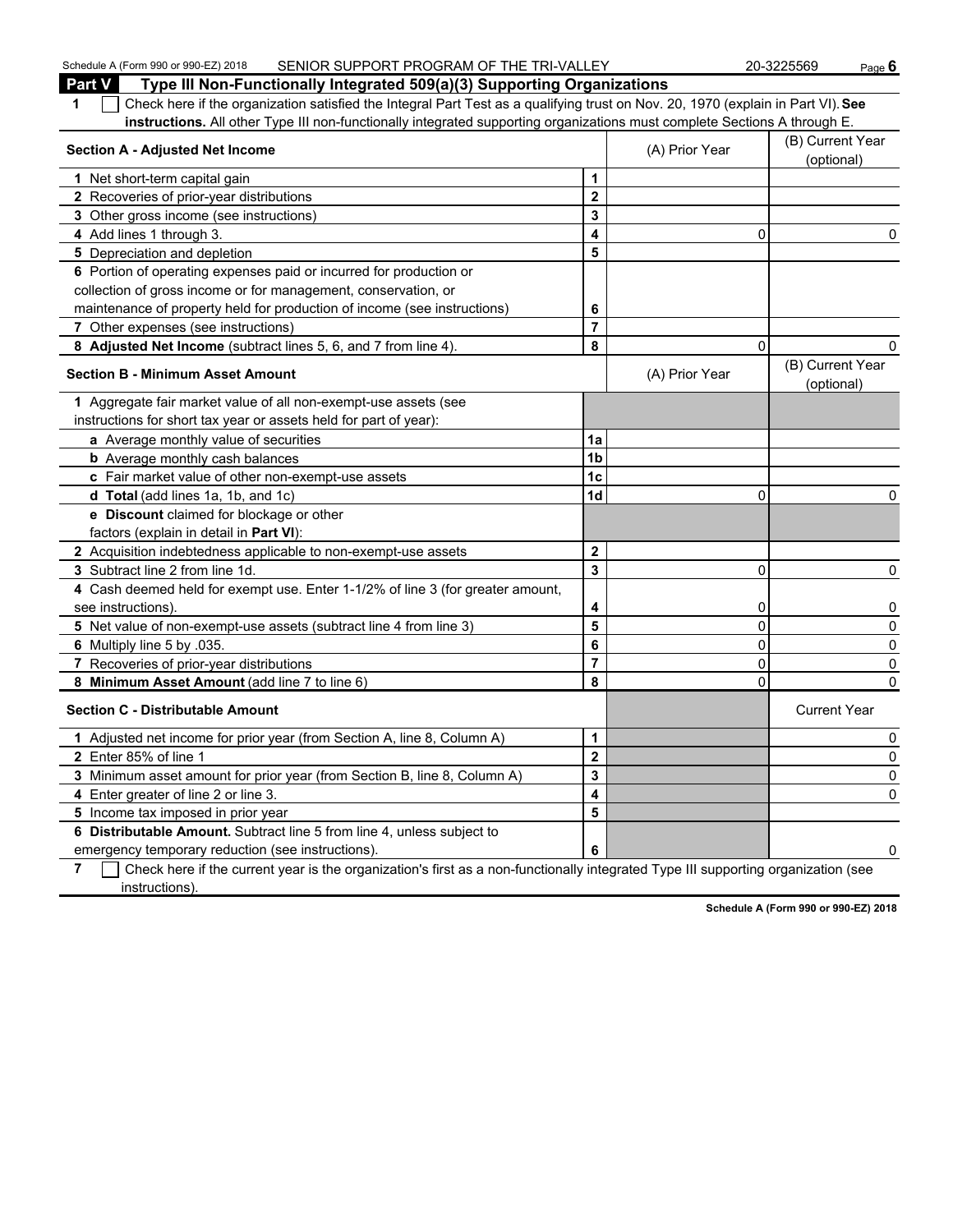Schedule A (Form 990 or 990-EZ) 2018 SENIOR SUPPORT PROGRAM OF THE TRI-VALLEY 20-3225569

## Part V Type III Non-Functionally Integrated 509(a)(3) Supporting Organizations

**1** ☐ Check here if the organization satisfied the Integral Part Test as a qualifying trust on Nov. 20, 1970 (explain in Part VI). **See instructions.** All other Type III non-functionally integrated supporting organizations must complete Sections A through E.

| Section A - Adjusted Net Income | | (A) Prior Year | (B) Current Year (optional) |
|---|---|---|---|
| **1** Net short-term capital gain | 1 | | |
| **2** Recoveries of prior-year distributions | 2 | | |
| **3** Other gross income (see instructions) | 3 | | |
| **4** Add lines 1 through 3. | 4 | 0 | 0 |
| **5** Depreciation and depletion | 5 | | |
| **6** Portion of operating expenses paid or incurred for production or collection of gross income or for management, conservation, or maintenance of property held for production of income (see instructions) | 6 | | |
| **7** Other expenses (see instructions) | 7 | | |
| **8 Adjusted Net Income** (subtract lines 5, 6, and 7 from line 4). | 8 | 0 | 0 |

| Section B - Minimum Asset Amount | | (A) Prior Year | (B) Current Year (optional) |
|---|---|---|---|
| **1** Aggregate fair market value of all non-exempt-use assets (see instructions for short tax year or assets held for part of year): | | | |
| **a** Average monthly value of securities | 1a | | |
| **b** Average monthly cash balances | 1b | | |
| **c** Fair market value of other non-exempt-use assets | 1c | | |
| **d Total** (add lines 1a, 1b, and 1c) | 1d | 0 | 0 |
| **e Discount** claimed for blockage or other factors (explain in detail in **Part VI**): | | | |
| **2** Acquisition indebtedness applicable to non-exempt-use assets | 2 | | |
| **3** Subtract line 2 from line 1d. | 3 | 0 | 0 |
| **4** Cash deemed held for exempt use. Enter 1-1/2% of line 3 (for greater amount, see instructions). | 4 | 0 | 0 |
| **5** Net value of non-exempt-use assets (subtract line 4 from line 3) | 5 | 0 | 0 |
| **6** Multiply line 5 by .035. | 6 | 0 | 0 |
| **7** Recoveries of prior-year distributions | 7 | 0 | 0 |
| **8 Minimum Asset Amount** (add line 7 to line 6) | 8 | 0 | 0 |

| Section C - Distributable Amount | | | Current Year |
|---|---|---|---|
| **1** Adjusted net income for prior year (from Section A, line 8, Column A) | 1 | | 0 |
| **2** Enter 85% of line 1 | 2 | | 0 |
| **3** Minimum asset amount for prior year (from Section B, line 8, Column A) | 3 | | 0 |
| **4** Enter greater of line 2 or line 3. | 4 | | 0 |
| **5** Income tax imposed in prior year | 5 | | |
| **6 Distributable Amount.** Subtract line 5 from line 4, unless subject to emergency temporary reduction (see instructions). | 6 | | 0 |

**7** ☐ Check here if the current year is the organization's first as a non-functionally integrated Type III supporting organization (see instructions).

Schedule A (Form 990 or 990-EZ) 2018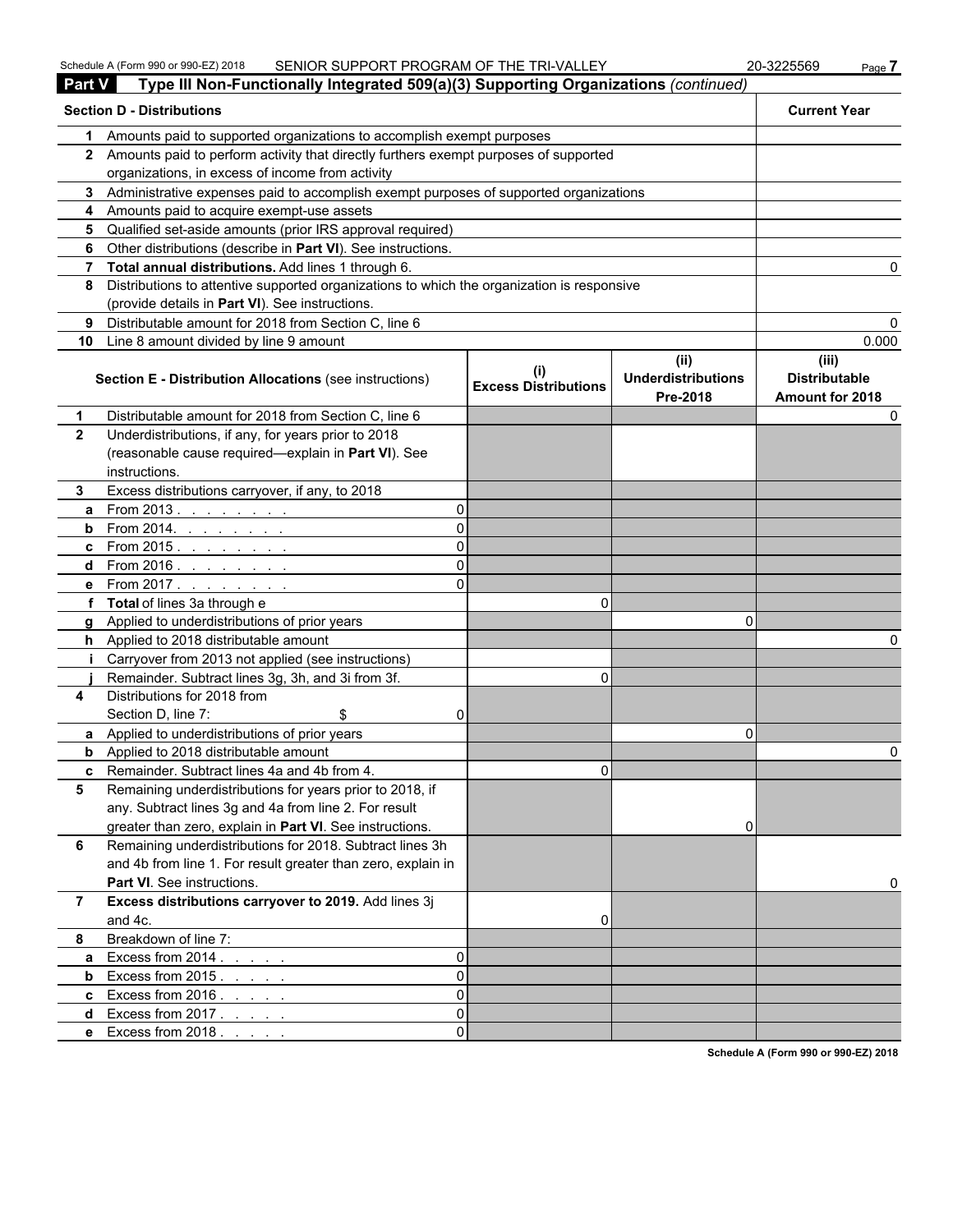Schedule A (Form 990 or 990-EZ) 2018 SENIOR SUPPORT PROGRAM OF THE TRI-VALLEY 20-3225569

## Part V Type III Non-Functionally Integrated 509(a)(3) Supporting Organizations *(continued)*

| **Section D - Distributions** | | **Current Year** |
|---|---|---|
| 1 | Amounts paid to supported organizations to accomplish exempt purposes | |
| 2 | Amounts paid to perform activity that directly furthers exempt purposes of supported organizations, in excess of income from activity | |
| 3 | Administrative expenses paid to accomplish exempt purposes of supported organizations | |
| 4 | Amounts paid to acquire exempt-use assets | |
| 5 | Qualified set-aside amounts (prior IRS approval required) | |
| 6 | Other distributions (describe in **Part VI**). See instructions. | |
| 7 | **Total annual distributions.** Add lines 1 through 6. | 0 |
| 8 | Distributions to attentive supported organizations to which the organization is responsive (provide details in **Part VI**). See instructions. | |
| 9 | Distributable amount for 2018 from Section C, line 6 | 0 |
| 10 | Line 8 amount divided by line 9 amount | 0.000 |

| | **Section E - Distribution Allocations** (see instructions) | **(i) Excess Distributions** | **(ii) Underdistributions Pre-2018** | **(iii) Distributable Amount for 2018** |
|---|---|---|---|---|
| 1 | Distributable amount for 2018 from Section C, line 6 | | | 0 |
| 2 | Underdistributions, if any, for years prior to 2018 (reasonable cause required—explain in **Part VI**). See instructions. | | | |
| 3 | Excess distributions carryover, if any, to 2018 | | | |
| a | From 2013 . . . . . . . . 0 | | | |
| b | From 2014. . . . . . . . 0 | | | |
| c | From 2015 . . . . . . . . 0 | | | |
| d | From 2016 . . . . . . . . 0 | | | |
| e | From 2017 . . . . . . . . 0 | | | |
| f | **Total** of lines 3a through e | 0 | | |
| g | Applied to underdistributions of prior years | | 0 | |
| h | Applied to 2018 distributable amount | | | 0 |
| i | Carryover from 2013 not applied (see instructions) | | | |
| j | Remainder. Subtract lines 3g, 3h, and 3i from 3f. | 0 | | |
| 4 | Distributions for 2018 from Section D, line 7: $ 0 | | | |
| a | Applied to underdistributions of prior years | | 0 | |
| b | Applied to 2018 distributable amount | | | 0 |
| c | Remainder. Subtract lines 4a and 4b from 4. | 0 | | |
| 5 | Remaining underdistributions for years prior to 2018, if any. Subtract lines 3g and 4a from line 2. For result greater than zero, explain in **Part VI**. See instructions. | | 0 | |
| 6 | Remaining underdistributions for 2018. Subtract lines 3h and 4b from line 1. For result greater than zero, explain in **Part VI**. See instructions. | | | 0 |
| 7 | **Excess distributions carryover to 2019.** Add lines 3j and 4c. | 0 | | |
| 8 | Breakdown of line 7: | | | |
| a | Excess from 2014 . . . . . 0 | | | |
| b | Excess from 2015 . . . . . 0 | | | |
| c | Excess from 2016 . . . . . 0 | | | |
| d | Excess from 2017 . . . . . 0 | | | |
| e | Excess from 2018 . . . . . 0 | | | |

**Schedule A (Form 990 or 990-EZ) 2018**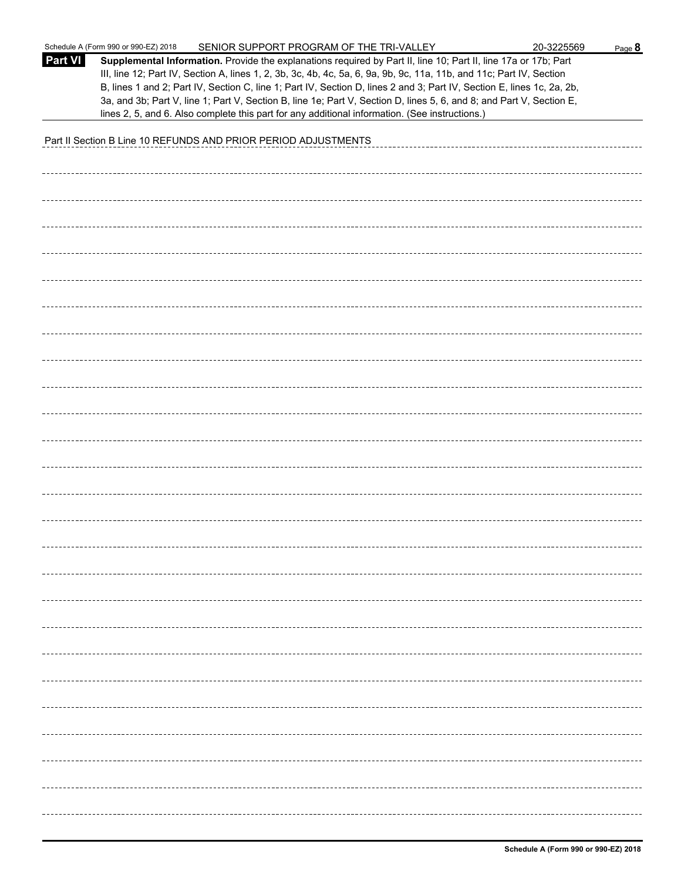Schedule A (Form 990 or 990-EZ) 2018 SENIOR SUPPORT PROGRAM OF THE TRI-VALLEY 20-3225569

**Part VI** **Supplemental Information.** Provide the explanations required by Part II, line 10; Part II, line 17a or 17b; Part III, line 12; Part IV, Section A, lines 1, 2, 3b, 3c, 4b, 4c, 5a, 6, 9a, 9b, 9c, 11a, 11b, and 11c; Part IV, Section B, lines 1 and 2; Part IV, Section C, line 1; Part IV, Section D, lines 2 and 3; Part IV, Section E, lines 1c, 2a, 2b, 3a, and 3b; Part V, line 1; Part V, Section B, line 1e; Part V, Section D, lines 5, 6, and 8; and Part V, Section E, lines 2, 5, and 6. Also complete this part for any additional information. (See instructions.)

Part II Section B Line 10 REFUNDS AND PRIOR PERIOD ADJUSTMENTS

**Schedule A (Form 990 or 990-EZ) 2018**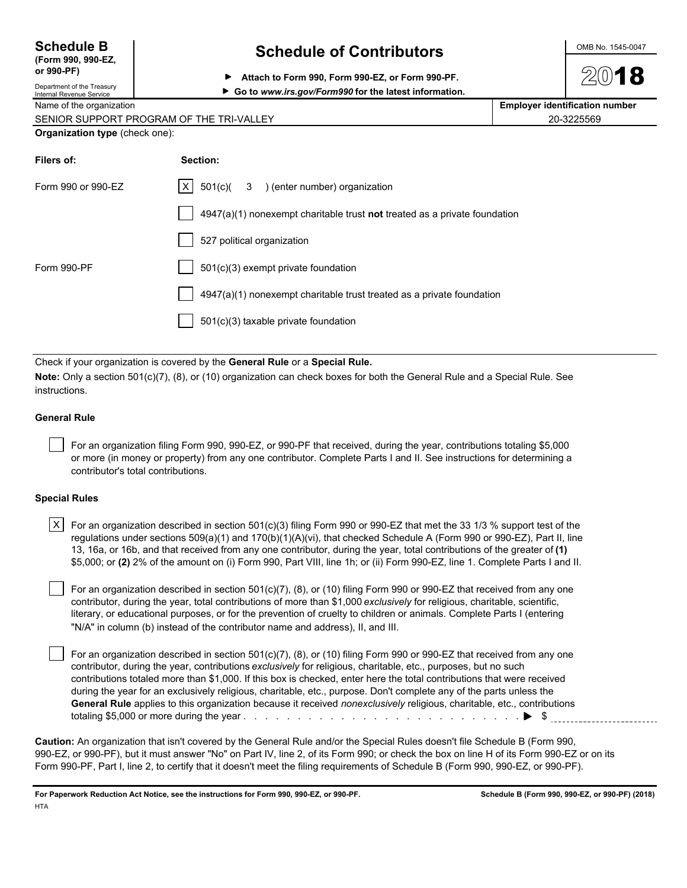**Schedule B**
**(Form 990, 990-EZ, or 990-PF)**
Department of the Treasury
Internal Revenue Service

# Schedule of Contributors

▶ **Attach to Form 990, Form 990-EZ, or Form 990-PF.**
▶ **Go to *www.irs.gov/Form990* for the latest information.**

OMB No. 1545-0047

**2018**

| Name of the organization | **Employer identification number** |
|---|---|
| SENIOR SUPPORT PROGRAM OF THE TRI-VALLEY | 20-3225569 |

**Organization type** (check one):

| **Filers of:** | **Section:** |
|---|---|
| Form 990 or 990-EZ | [X] 501(c)( 3 ) (enter number) organization |
| | [ ] 4947(a)(1) nonexempt charitable trust **not** treated as a private foundation |
| | [ ] 527 political organization |
| Form 990-PF | [ ] 501(c)(3) exempt private foundation |
| | [ ] 4947(a)(1) nonexempt charitable trust treated as a private foundation |
| | [ ] 501(c)(3) taxable private foundation |

Check if your organization is covered by the **General Rule** or a **Special Rule.**

**Note:** Only a section 501(c)(7), (8), or (10) organization can check boxes for both the General Rule and a Special Rule. See instructions.

### General Rule

[ ] For an organization filing Form 990, 990-EZ, or 990-PF that received, during the year, contributions totaling $5,000 or more (in money or property) from any one contributor. Complete Parts I and II. See instructions for determining a contributor's total contributions.

### Special Rules

[X] For an organization described in section 501(c)(3) filing Form 990 or 990-EZ that met the 33 1/3 % support test of the regulations under sections 509(a)(1) and 170(b)(1)(A)(vi), that checked Schedule A (Form 990 or 990-EZ), Part II, line 13, 16a, or 16b, and that received from any one contributor, during the year, total contributions of the greater of **(1)** $5,000; or **(2)** 2% of the amount on (i) Form 990, Part VIII, line 1h; or (ii) Form 990-EZ, line 1. Complete Parts I and II.

[ ] For an organization described in section 501(c)(7), (8), or (10) filing Form 990 or 990-EZ that received from any one contributor, during the year, total contributions of more than $1,000 *exclusively* for religious, charitable, scientific, literary, or educational purposes, or for the prevention of cruelty to children or animals. Complete Parts I (entering "N/A" in column (b) instead of the contributor name and address), II, and III.

[ ] For an organization described in section 501(c)(7), (8), or (10) filing Form 990 or 990-EZ that received from any one contributor, during the year, contributions *exclusively* for religious, charitable, etc., purposes, but no such contributions totaled more than $1,000. If this box is checked, enter here the total contributions that were received during the year for an exclusively religious, charitable, etc., purpose. Don't complete any of the parts unless the **General Rule** applies to this organization because it received *nonexclusively* religious, charitable, etc., contributions totaling $5,000 or more during the year . . . . . . . . . . . . . . . . . . . . . . . . . . . . . . ▶ $ ____________

**Caution:** An organization that isn't covered by the General Rule and/or the Special Rules doesn't file Schedule B (Form 990, 990-EZ, or 990-PF), but it must answer "No" on Part IV, line 2, of its Form 990; or check the box on line H of its Form 990-EZ or on its Form 990-PF, Part I, line 2, to certify that it doesn't meet the filing requirements of Schedule B (Form 990, 990-EZ, or 990-PF).

**For Paperwork Reduction Act Notice, see the instructions for Form 990, 990-EZ, or 990-PF.** **Schedule B (Form 990, 990-EZ, or 990-PF) (2018)**
HTA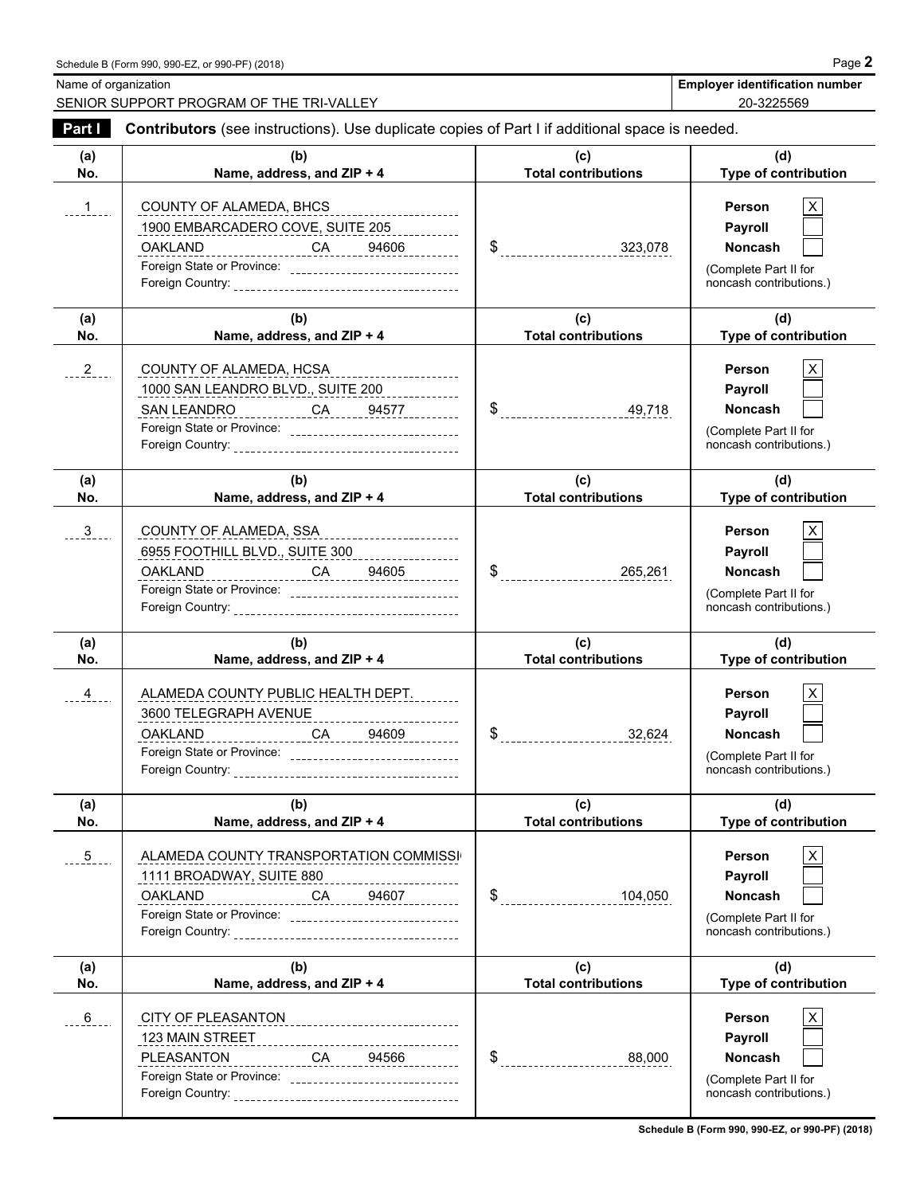Schedule B (Form 990, 990-EZ, or 990-PF) (2018)

| Name of organization | Employer identification number |
|---|---|
| SENIOR SUPPORT PROGRAM OF THE TRI-VALLEY | 20-3225569 |

**Part I** **Contributors** (see instructions). Use duplicate copies of Part I if additional space is needed.

| (a) No. | (b) Name, address, and ZIP + 4 | (c) Total contributions | (d) Type of contribution |
|---|---|---|---|
| 1 | COUNTY OF ALAMEDA, BHCS<br>1900 EMBARCADERO COVE, SUITE 205<br>OAKLAND CA 94606<br>Foreign State or Province:<br>Foreign Country: | $ 323,078 | Person [X]<br>Payroll [ ]<br>Noncash [ ]<br>(Complete Part II for noncash contributions.) |
| 2 | COUNTY OF ALAMEDA, HCSA<br>1000 SAN LEANDRO BLVD., SUITE 200<br>SAN LEANDRO CA 94577<br>Foreign State or Province:<br>Foreign Country: | $ 49,718 | Person [X]<br>Payroll [ ]<br>Noncash [ ]<br>(Complete Part II for noncash contributions.) |
| 3 | COUNTY OF ALAMEDA, SSA<br>6955 FOOTHILL BLVD., SUITE 300<br>OAKLAND CA 94605<br>Foreign State or Province:<br>Foreign Country: | $ 265,261 | Person [X]<br>Payroll [ ]<br>Noncash [ ]<br>(Complete Part II for noncash contributions.) |
| 4 | ALAMEDA COUNTY PUBLIC HEALTH DEPT.<br>3600 TELEGRAPH AVENUE<br>OAKLAND CA 94609<br>Foreign State or Province:<br>Foreign Country: | $ 32,624 | Person [X]<br>Payroll [ ]<br>Noncash [ ]<br>(Complete Part II for noncash contributions.) |
| 5 | ALAMEDA COUNTY TRANSPORTATION COMMISSI<br>1111 BROADWAY, SUITE 880<br>OAKLAND CA 94607<br>Foreign State or Province:<br>Foreign Country: | $ 104,050 | Person [X]<br>Payroll [ ]<br>Noncash [ ]<br>(Complete Part II for noncash contributions.) |
| 6 | CITY OF PLEASANTON<br>123 MAIN STREET<br>PLEASANTON CA 94566<br>Foreign State or Province:<br>Foreign Country: | $ 88,000 | Person [X]<br>Payroll [ ]<br>Noncash [ ]<br>(Complete Part II for noncash contributions.) |

Schedule B (Form 990, 990-EZ, or 990-PF) (2018)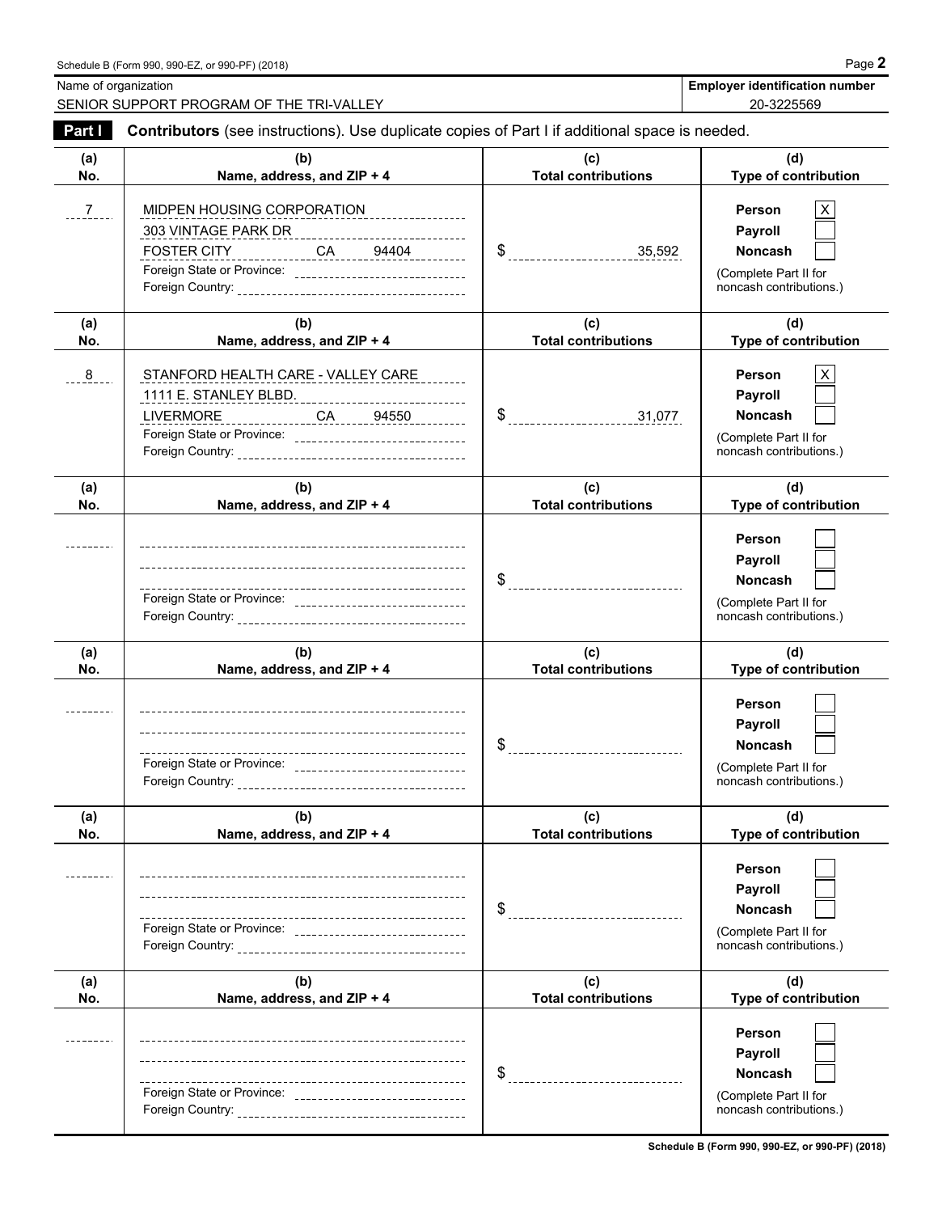Name of organization: SENIOR SUPPORT PROGRAM OF THE TRI-VALLEY

**Employer identification number:** 20-3225569

## Part I Contributors (see instructions). Use duplicate copies of Part I if additional space is needed.

| (a) No. | (b) Name, address, and ZIP + 4 | (c) Total contributions | (d) Type of contribution |
|---|---|---|---|
| 7 | MIDPEN HOUSING CORPORATION<br>303 VINTAGE PARK DR<br>FOSTER CITY CA 94404<br>Foreign State or Province:<br>Foreign Country: | $ 35,592 | Person [X]<br>Payroll [ ]<br>Noncash [ ]<br>(Complete Part II for noncash contributions.) |
| 8 | STANFORD HEALTH CARE - VALLEY CARE<br>1111 E. STANLEY BLBD.<br>LIVERMORE CA 94550<br>Foreign State or Province:<br>Foreign Country: | $ 31,077 | Person [X]<br>Payroll [ ]<br>Noncash [ ]<br>(Complete Part II for noncash contributions.) |
| | Foreign State or Province:<br>Foreign Country: | $ | Person [ ]<br>Payroll [ ]<br>Noncash [ ]<br>(Complete Part II for noncash contributions.) |
| | Foreign State or Province:<br>Foreign Country: | $ | Person [ ]<br>Payroll [ ]<br>Noncash [ ]<br>(Complete Part II for noncash contributions.) |
| | Foreign State or Province:<br>Foreign Country: | $ | Person [ ]<br>Payroll [ ]<br>Noncash [ ]<br>(Complete Part II for noncash contributions.) |
| | Foreign State or Province:<br>Foreign Country: | $ | Person [ ]<br>Payroll [ ]<br>Noncash [ ]<br>(Complete Part II for noncash contributions.) |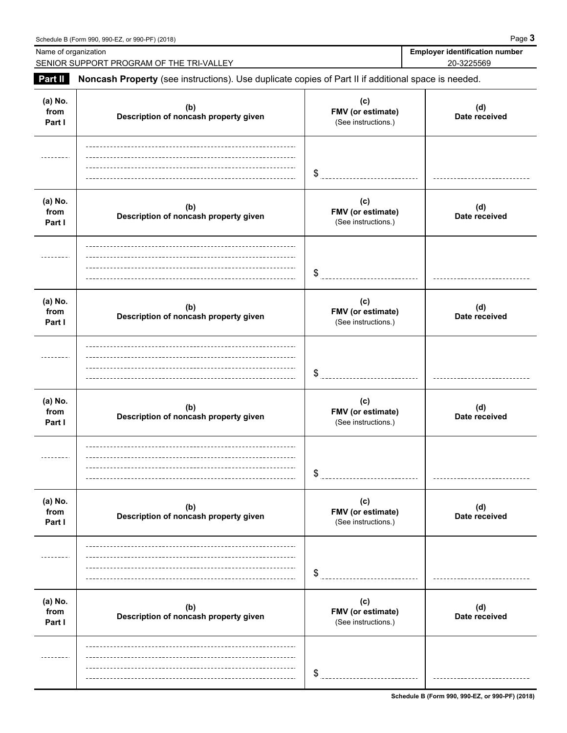Name of organization: SENIOR SUPPORT PROGRAM OF THE TRI-VALLEY

**Employer identification number:** 20-3225569

**Part II** **Noncash Property** (see instructions). Use duplicate copies of Part II if additional space is needed.

| (a) No. from Part I | (b) Description of noncash property given | (c) FMV (or estimate) (See instructions.) | (d) Date received |
|---|---|---|---|
| | | $ | |

| (a) No. from Part I | (b) Description of noncash property given | (c) FMV (or estimate) (See instructions.) | (d) Date received |
|---|---|---|---|
| | | $ | |

| (a) No. from Part I | (b) Description of noncash property given | (c) FMV (or estimate) (See instructions.) | (d) Date received |
|---|---|---|---|
| | | $ | |

| (a) No. from Part I | (b) Description of noncash property given | (c) FMV (or estimate) (See instructions.) | (d) Date received |
|---|---|---|---|
| | | $ | |

| (a) No. from Part I | (b) Description of noncash property given | (c) FMV (or estimate) (See instructions.) | (d) Date received |
|---|---|---|---|
| | | $ | |

| (a) No. from Part I | (b) Description of noncash property given | (c) FMV (or estimate) (See instructions.) | (d) Date received |
|---|---|---|---|
| | | $ | |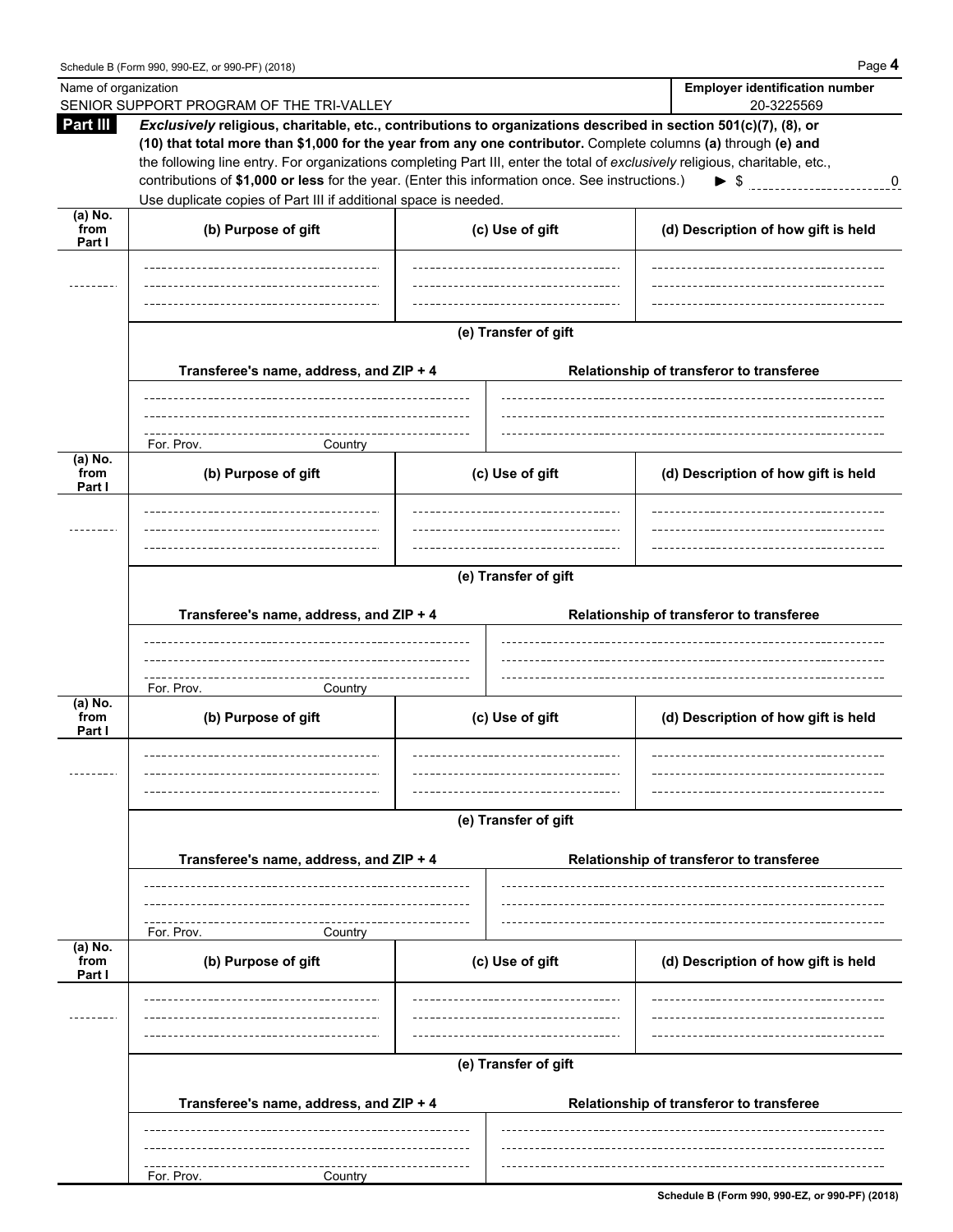Name of organization

SENIOR SUPPORT PROGRAM OF THE TRI-VALLEY

**Employer identification number**

20-3225569

**Part III** ***Exclusively*** **religious, charitable, etc., contributions to organizations described in section 501(c)(7), (8), or (10) that total more than $1,000 for the year from any one contributor.** Complete columns **(a)** through **(e) and** the following line entry. For organizations completing Part III, enter the total of *exclusively* religious, charitable, etc., contributions of **$1,000 or less** for the year. (Enter this information once. See instructions.) ► $ 0

Use duplicate copies of Part III if additional space is needed.

| (a) No. from Part I | (b) Purpose of gift | (c) Use of gift | (d) Description of how gift is held |
|---|---|---|---|
| | | | |

**(e) Transfer of gift**

| Transferee's name, address, and ZIP + 4 | Relationship of transferor to transferee |
|---|---|
| For. Prov. Country | |

| (a) No. from Part I | (b) Purpose of gift | (c) Use of gift | (d) Description of how gift is held |
|---|---|---|---|
| | | | |

**(e) Transfer of gift**

| Transferee's name, address, and ZIP + 4 | Relationship of transferor to transferee |
|---|---|
| For. Prov. Country | |

| (a) No. from Part I | (b) Purpose of gift | (c) Use of gift | (d) Description of how gift is held |
|---|---|---|---|
| | | | |

**(e) Transfer of gift**

| Transferee's name, address, and ZIP + 4 | Relationship of transferor to transferee |
|---|---|
| For. Prov. Country | |

| (a) No. from Part I | (b) Purpose of gift | (c) Use of gift | (d) Description of how gift is held |
|---|---|---|---|
| | | | |

**(e) Transfer of gift**

| Transferee's name, address, and ZIP + 4 | Relationship of transferor to transferee |
|---|---|
| For. Prov. Country | |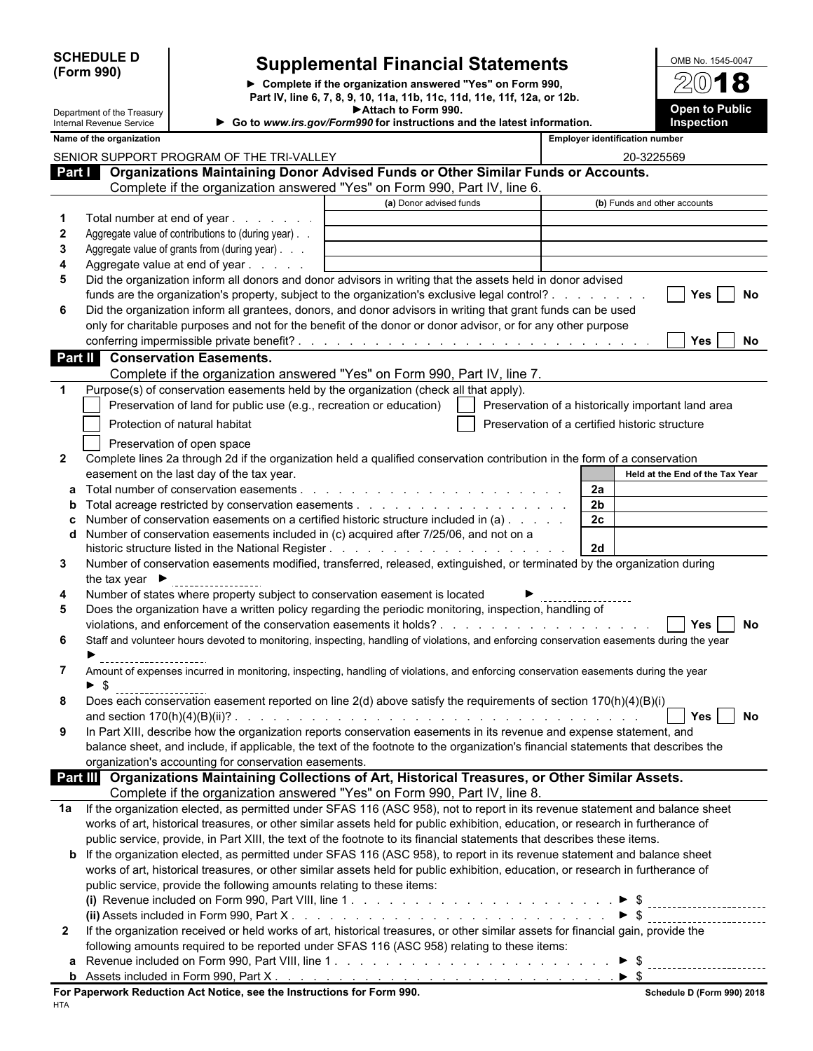**SCHEDULE D (Form 990)**

Department of the Treasury
Internal Revenue Service

# Supplemental Financial Statements

► Complete if the organization answered "Yes" on Form 990, Part IV, line 6, 7, 8, 9, 10, 11a, 11b, 11c, 11d, 11e, 11f, 12a, or 12b.
► Attach to Form 990.
► Go to www.irs.gov/Form990 for instructions and the latest information.

OMB No. 1545-0047
2018
**Open to Public Inspection**

| Name of the organization | Employer identification number |
|---|---|
| SENIOR SUPPORT PROGRAM OF THE TRI-VALLEY | 20-3225569 |

## Part I Organizations Maintaining Donor Advised Funds or Other Similar Funds or Accounts.
Complete if the organization answered "Yes" on Form 990, Part IV, line 6.

| | | (a) Donor advised funds | (b) Funds and other accounts |
|---|---|---|---|
| 1 | Total number at end of year | | |
| 2 | Aggregate value of contributions to (during year) | | |
| 3 | Aggregate value of grants from (during year) | | |
| 4 | Aggregate value at end of year | | |

5 Did the organization inform all donors and donor advisors in writing that the assets held in donor advised funds are the organization's property, subject to the organization's exclusive legal control? ☐ Yes ☐ No

6 Did the organization inform all grantees, donors, and donor advisors in writing that grant funds can be used only for charitable purposes and not for the benefit of the donor or donor advisor, or for any other purpose conferring impermissible private benefit? ☐ Yes ☐ No

## Part II Conservation Easements.
Complete if the organization answered "Yes" on Form 990, Part IV, line 7.

1 Purpose(s) of conservation easements held by the organization (check all that apply).
- ☐ Preservation of land for public use (e.g., recreation or education)
- ☐ Preservation of a historically important land area
- ☐ Protection of natural habitat
- ☐ Preservation of a certified historic structure
- ☐ Preservation of open space

2 Complete lines 2a through 2d if the organization held a qualified conservation contribution in the form of a conservation easement on the last day of the tax year.

| | | | Held at the End of the Tax Year |
|---|---|---|---|
| a | Total number of conservation easements | 2a | |
| b | Total acreage restricted by conservation easements | 2b | |
| c | Number of conservation easements on a certified historic structure included in (a) | 2c | |
| d | Number of conservation easements included in (c) acquired after 7/25/06, and not on a historic structure listed in the National Register | 2d | |

3 Number of conservation easements modified, transferred, released, extinguished, or terminated by the organization during the tax year ►

4 Number of states where property subject to conservation easement is located ►

5 Does the organization have a written policy regarding the periodic monitoring, inspection, handling of violations, and enforcement of the conservation easements it holds? ☐ Yes ☐ No

6 Staff and volunteer hours devoted to monitoring, inspecting, handling of violations, and enforcing conservation easements during the year ►

7 Amount of expenses incurred in monitoring, inspecting, handling of violations, and enforcing conservation easements during the year ► $

8 Does each conservation easement reported on line 2(d) above satisfy the requirements of section 170(h)(4)(B)(i) and section 170(h)(4)(B)(ii)? ☐ Yes ☐ No

9 In Part XIII, describe how the organization reports conservation easements in its revenue and expense statement, and balance sheet, and include, if applicable, the text of the footnote to the organization's financial statements that describes the organization's accounting for conservation easements.

## Part III Organizations Maintaining Collections of Art, Historical Treasures, or Other Similar Assets.
Complete if the organization answered "Yes" on Form 990, Part IV, line 8.

1a If the organization elected, as permitted under SFAS 116 (ASC 958), not to report in its revenue statement and balance sheet works of art, historical treasures, or other similar assets held for public exhibition, education, or research in furtherance of public service, provide, in Part XIII, the text of the footnote to its financial statements that describes these items.

b If the organization elected, as permitted under SFAS 116 (ASC 958), to report in its revenue statement and balance sheet works of art, historical treasures, or other similar assets held for public exhibition, education, or research in furtherance of public service, provide the following amounts relating to these items:

(i) Revenue included on Form 990, Part VIII, line 1 ► $

(ii) Assets included in Form 990, Part X ► $

2 If the organization received or held works of art, historical treasures, or other similar assets for financial gain, provide the following amounts required to be reported under SFAS 116 (ASC 958) relating to these items:

a Revenue included on Form 990, Part VIII, line 1 ► $

b Assets included in Form 990, Part X ► $

**For Paperwork Reduction Act Notice, see the Instructions for Form 990.** Schedule D (Form 990) 2018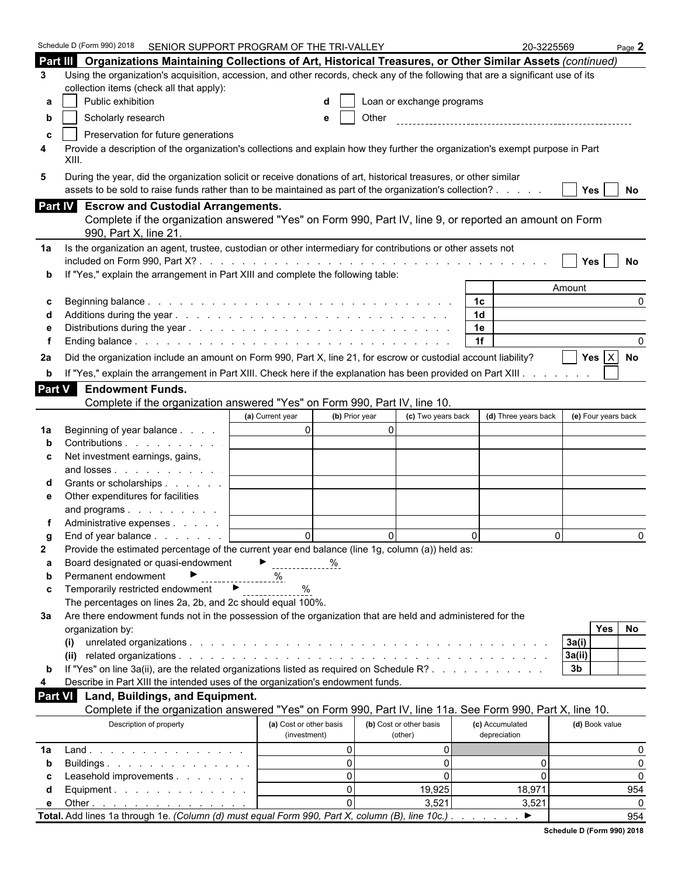Schedule D (Form 990) 2018 SENIOR SUPPORT PROGRAM OF THE TRI-VALLEY 20-3225569

## Part III Organizations Maintaining Collections of Art, Historical Treasures, or Other Similar Assets *(continued)*

**3** Using the organization's acquisition, accession, and other records, check any of the following that are a significant use of its collection items (check all that apply):

- **a** ☐ Public exhibition
- **b** ☐ Scholarly research
- **c** ☐ Preservation for future generations
- **d** ☐ Loan or exchange programs
- **e** ☐ Other

**4** Provide a description of the organization's collections and explain how they further the organization's exempt purpose in Part XIII.

**5** During the year, did the organization solicit or receive donations of art, historical treasures, or other similar assets to be sold to raise funds rather than to be maintained as part of the organization's collection? ☐ Yes ☐ No

## Part IV Escrow and Custodial Arrangements.

Complete if the organization answered "Yes" on Form 990, Part IV, line 9, or reported an amount on Form 990, Part X, line 21.

**1a** Is the organization an agent, trustee, custodian or other intermediary for contributions or other assets not included on Form 990, Part X? ☐ Yes ☐ No

**b** If "Yes," explain the arrangement in Part XIII and complete the following table:

| | | | Amount |
|---|---|---|---|
| c | Beginning balance | 1c | 0 |
| d | Additions during the year | 1d | |
| e | Distributions during the year | 1e | |
| f | Ending balance | 1f | 0 |

**2a** Did the organization include an amount on Form 990, Part X, line 21, for escrow or custodial account liability? ☐ Yes ☒ No

**b** If "Yes," explain the arrangement in Part XIII. Check here if the explanation has been provided on Part XIII ☐

## Part V Endowment Funds.

Complete if the organization answered "Yes" on Form 990, Part IV, line 10.

| | | (a) Current year | (b) Prior year | (c) Two years back | (d) Three years back | (e) Four years back |
|---|---|---|---|---|---|---|
| 1a | Beginning of year balance | 0 | 0 | | | |
| b | Contributions | | | | | |
| c | Net investment earnings, gains, and losses | | | | | |
| d | Grants or scholarships | | | | | |
| e | Other expenditures for facilities and programs | | | | | |
| f | Administrative expenses | | | | | |
| g | End of year balance | 0 | 0 | 0 | 0 | 0 |

**2** Provide the estimated percentage of the current year end balance (line 1g, column (a)) held as:

- **a** Board designated or quasi-endowment ► %
- **b** Permanent endowment ► %
- **c** Temporarily restricted endowment ► %

The percentages on lines 2a, 2b, and 2c should equal 100%.

**3a** Are there endowment funds not in the possession of the organization that are held and administered for the organization by:

| | | | Yes | No |
|---|---|---|---|---|
| (i) | unrelated organizations | 3a(i) | | |
| (ii) | related organizations | 3a(ii) | | |
| b | If "Yes" on line 3a(ii), are the related organizations listed as required on Schedule R? | 3b | | |

**4** Describe in Part XIII the intended uses of the organization's endowment funds.

## Part VI Land, Buildings, and Equipment.

Complete if the organization answered "Yes" on Form 990, Part IV, line 11a. See Form 990, Part X, line 10.

| | Description of property | (a) Cost or other basis (investment) | (b) Cost or other basis (other) | (c) Accumulated depreciation | (d) Book value |
|---|---|---|---|---|---|
| 1a | Land | 0 | 0 | | 0 |
| b | Buildings | 0 | 0 | 0 | 0 |
| c | Leasehold improvements | 0 | 0 | 0 | 0 |
| d | Equipment | 0 | 19,925 | 18,971 | 954 |
| e | Other | 0 | 3,521 | 3,521 | 0 |
| **Total.** | Add lines 1a through 1e. *(Column (d) must equal Form 990, Part X, column (B), line 10c.)* | | | | 954 |

Schedule D (Form 990) 2018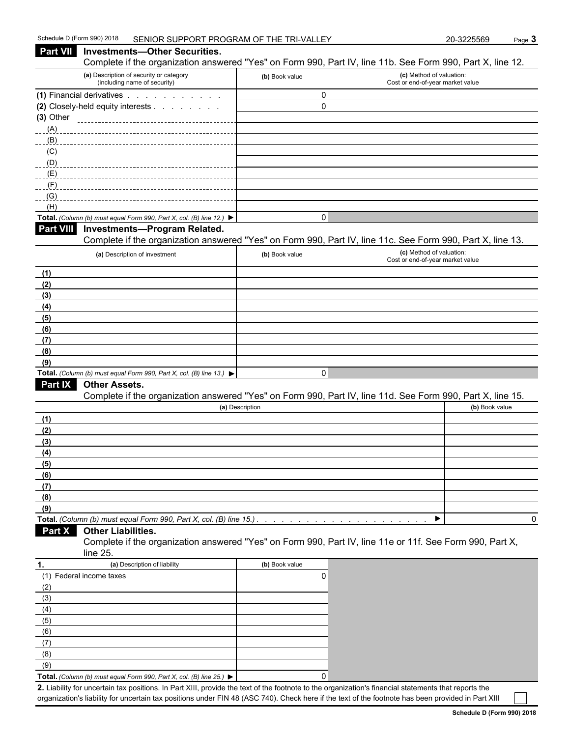## Part VII Investments—Other Securities.

Complete if the organization answered "Yes" on Form 990, Part IV, line 11b. See Form 990, Part X, line 12.

| (a) Description of security or category (including name of security) | (b) Book value | (c) Method of valuation: Cost or end-of-year market value |
|---|---|---|
| (1) Financial derivatives | 0 | |
| (2) Closely-held equity interests | 0 | |
| (3) Other | | |
| (A) | | |
| (B) | | |
| (C) | | |
| (D) | | |
| (E) | | |
| (F) | | |
| (G) | | |
| (H) | | |
| **Total.** *(Column (b) must equal Form 990, Part X, col. (B) line 12.)* ▶ | 0 | |

## Part VIII Investments—Program Related.

Complete if the organization answered "Yes" on Form 990, Part IV, line 11c. See Form 990, Part X, line 13.

| (a) Description of investment | (b) Book value | (c) Method of valuation: Cost or end-of-year market value |
|---|---|---|
| (1) | | |
| (2) | | |
| (3) | | |
| (4) | | |
| (5) | | |
| (6) | | |
| (7) | | |
| (8) | | |
| (9) | | |
| **Total.** *(Column (b) must equal Form 990, Part X, col. (B) line 13.)* ▶ | 0 | |

## Part IX Other Assets.

Complete if the organization answered "Yes" on Form 990, Part IV, line 11d. See Form 990, Part X, line 15.

| (a) Description | (b) Book value |
|---|---|
| (1) | |
| (2) | |
| (3) | |
| (4) | |
| (5) | |
| (6) | |
| (7) | |
| (8) | |
| (9) | |
| **Total.** *(Column (b) must equal Form 990, Part X, col. (B) line 15.)* ▶ | 0 |

## Part X Other Liabilities.

Complete if the organization answered "Yes" on Form 990, Part IV, line 11e or 11f. See Form 990, Part X, line 25.

| 1. (a) Description of liability | (b) Book value |
|---|---|
| (1) Federal income taxes | 0 |
| (2) | |
| (3) | |
| (4) | |
| (5) | |
| (6) | |
| (7) | |
| (8) | |
| (9) | |
| **Total.** *(Column (b) must equal Form 990, Part X, col. (B) line 25.)* ▶ | 0 |

**2.** Liability for uncertain tax positions. In Part XIII, provide the text of the footnote to the organization's financial statements that reports the organization's liability for uncertain tax positions under FIN 48 (ASC 740). Check here if the text of the footnote has been provided in Part XIII ☐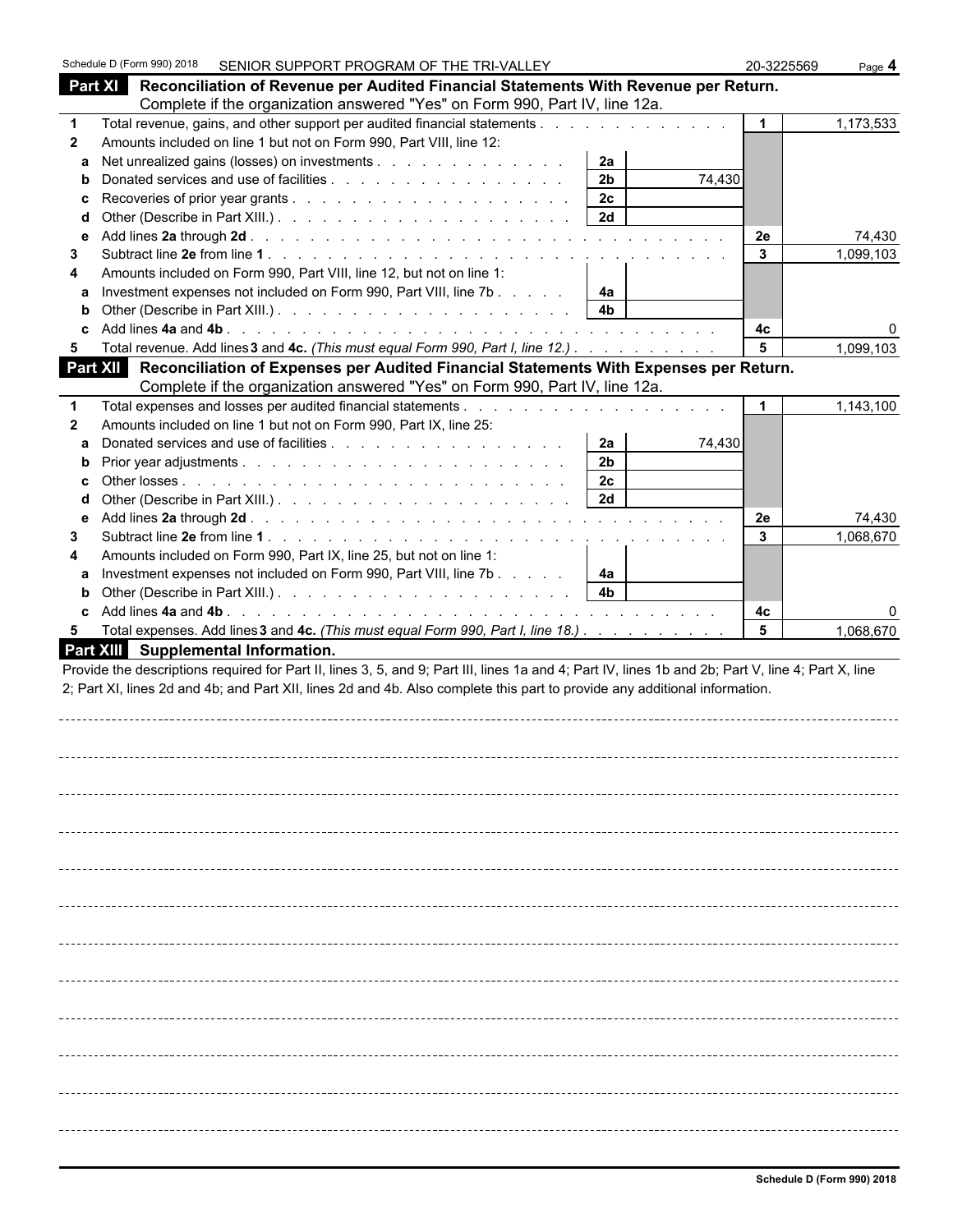Schedule D (Form 990) 2018 SENIOR SUPPORT PROGRAM OF THE TRI-VALLEY 20-3225569

## Part XI Reconciliation of Revenue per Audited Financial Statements With Revenue per Return.

Complete if the organization answered "Yes" on Form 990, Part IV, line 12a.

| | | | | | |
|---|---|---|---|---|---|
| 1 | Total revenue, gains, and other support per audited financial statements | | | 1 | 1,173,533 |
| 2 | Amounts included on line 1 but not on Form 990, Part VIII, line 12: | | | | |
| a | Net unrealized gains (losses) on investments | 2a | | | |
| b | Donated services and use of facilities | 2b | 74,430 | | |
| c | Recoveries of prior year grants | 2c | | | |
| d | Other (Describe in Part XIII.) | 2d | | | |
| e | Add lines **2a** through **2d** | | | 2e | 74,430 |
| 3 | Subtract line **2e** from line **1** | | | 3 | 1,099,103 |
| 4 | Amounts included on Form 990, Part VIII, line 12, but not on line 1: | | | | |
| a | Investment expenses not included on Form 990, Part VIII, line 7b | 4a | | | |
| b | Other (Describe in Part XIII.) | 4b | | | |
| c | Add lines **4a** and **4b** | | | 4c | 0 |
| 5 | Total revenue. Add lines **3** and **4c.** *(This must equal Form 990, Part I, line 12.)* | | | 5 | 1,099,103 |

## Part XII Reconciliation of Expenses per Audited Financial Statements With Expenses per Return.

Complete if the organization answered "Yes" on Form 990, Part IV, line 12a.

| | | | | | |
|---|---|---|---|---|---|
| 1 | Total expenses and losses per audited financial statements | | | 1 | 1,143,100 |
| 2 | Amounts included on line 1 but not on Form 990, Part IX, line 25: | | | | |
| a | Donated services and use of facilities | 2a | 74,430 | | |
| b | Prior year adjustments | 2b | | | |
| c | Other losses | 2c | | | |
| d | Other (Describe in Part XIII.) | 2d | | | |
| e | Add lines **2a** through **2d** | | | 2e | 74,430 |
| 3 | Subtract line **2e** from line **1** | | | 3 | 1,068,670 |
| 4 | Amounts included on Form 990, Part IX, line 25, but not on line 1: | | | | |
| a | Investment expenses not included on Form 990, Part VIII, line 7b | 4a | | | |
| b | Other (Describe in Part XIII.) | 4b | | | |
| c | Add lines **4a** and **4b** | | | 4c | 0 |
| 5 | Total expenses. Add lines **3** and **4c.** *(This must equal Form 990, Part I, line 18.)* | | | 5 | 1,068,670 |

## Part XIII Supplemental Information.

Provide the descriptions required for Part II, lines 3, 5, and 9; Part III, lines 1a and 4; Part IV, lines 1b and 2b; Part V, line 4; Part X, line 2; Part XI, lines 2d and 4b; and Part XII, lines 2d and 4b. Also complete this part to provide any additional information.

Schedule D (Form 990) 2018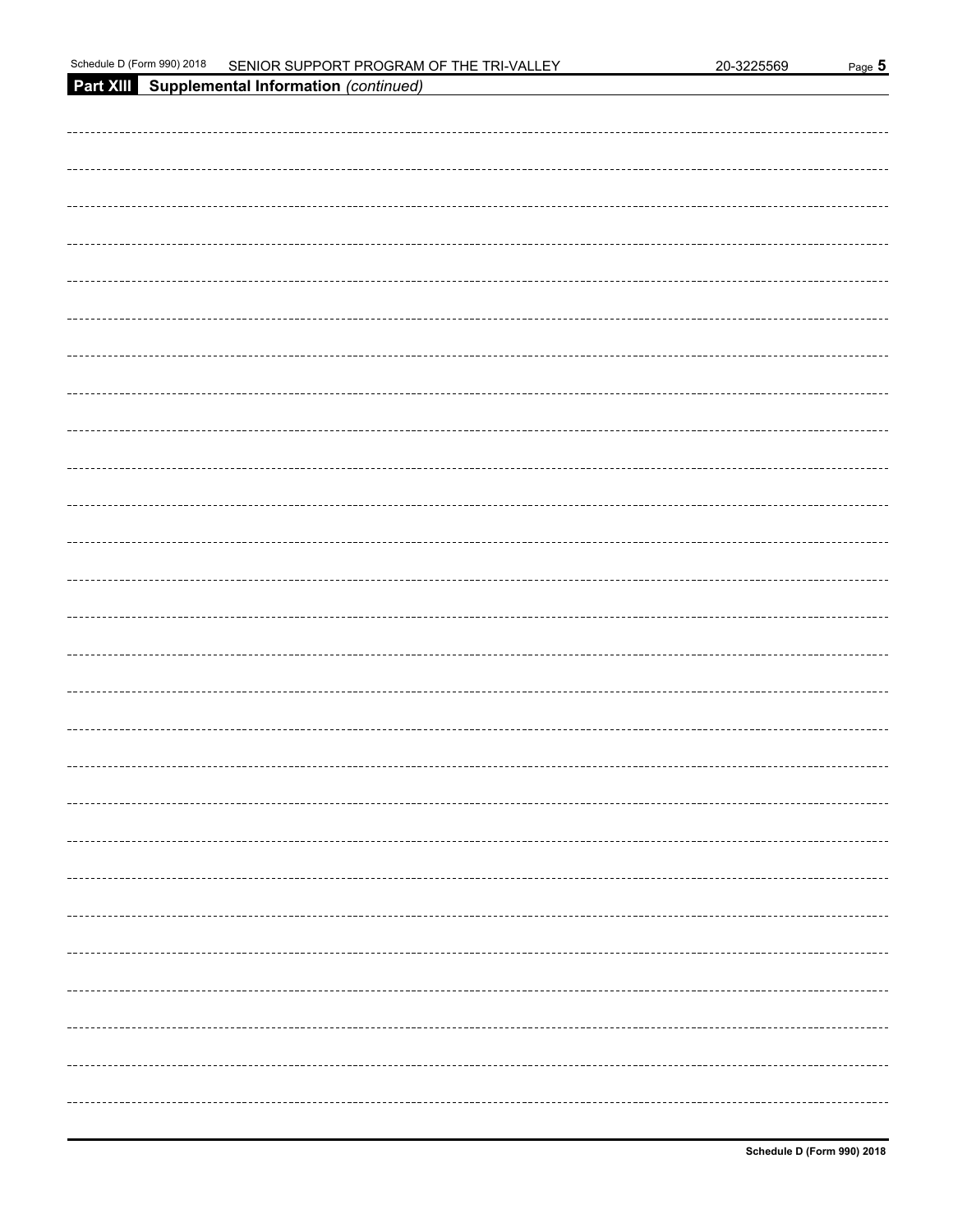## Part XIII Supplemental Information *(continued)*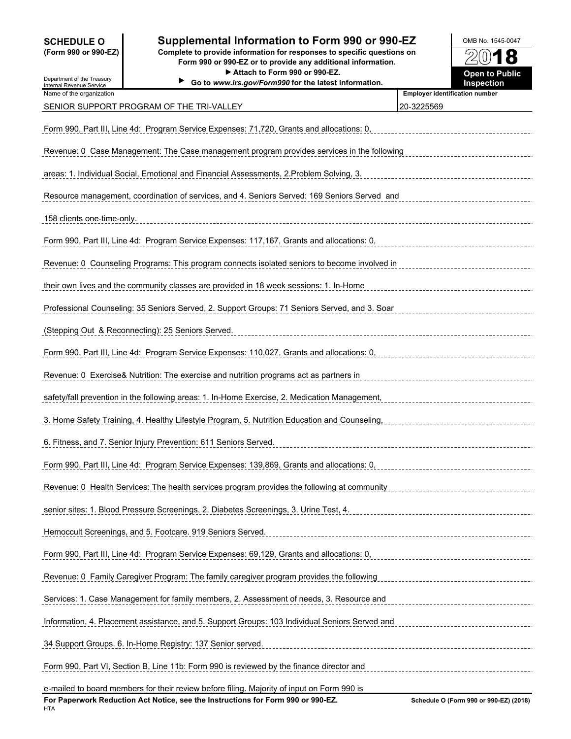**SCHEDULE O (Form 990 or 990-EZ)**

Department of the Treasury
Internal Revenue Service

# Supplemental Information to Form 990 or 990-EZ

**Complete to provide information for responses to specific questions on Form 990 or 990-EZ or to provide any additional information.**
**▶ Attach to Form 990 or 990-EZ.**
**▶ Go to *www.irs.gov/Form990* for the latest information.**

OMB No. 1545-0047

**2018**

**Open to Public Inspection**

| Name of the organization | Employer identification number |
|---|---|
| SENIOR SUPPORT PROGRAM OF THE TRI-VALLEY | 20-3225569 |

Form 990, Part III, Line 4d: Program Service Expenses: 71,720, Grants and allocations: 0, Revenue: 0 Case Management: The Case management program provides services in the following areas: 1. Individual Social, Emotional and Financial Assessments, 2.Problem Solving, 3. Resource management, coordination of services, and 4. Seniors Served: 169 Seniors Served and 158 clients one-time-only.

Form 990, Part III, Line 4d: Program Service Expenses: 117,167, Grants and allocations: 0, Revenue: 0 Counseling Programs: This program connects isolated seniors to become involved in their own lives and the community classes are provided in 18 week sessions: 1. In-Home Professional Counseling: 35 Seniors Served, 2. Support Groups: 71 Seniors Served, and 3. Soar (Stepping Out & Reconnecting): 25 Seniors Served.

Form 990, Part III, Line 4d: Program Service Expenses: 110,027, Grants and allocations: 0, Revenue: 0 Exercise& Nutrition: The exercise and nutrition programs act as partners in safety/fall prevention in the following areas: 1. In-Home Exercise, 2. Medication Management, 3. Home Safety Training, 4. Healthy Lifestyle Program, 5. Nutrition Education and Counseling, 6. Fitness, and 7. Senior Injury Prevention: 611 Seniors Served.

Form 990, Part III, Line 4d: Program Service Expenses: 139,869, Grants and allocations: 0, Revenue: 0 Health Services: The health services program provides the following at community senior sites: 1. Blood Pressure Screenings, 2. Diabetes Screenings, 3. Urine Test, 4. Hemoccult Screenings, and 5. Footcare. 919 Seniors Served.

Form 990, Part III, Line 4d: Program Service Expenses: 69,129, Grants and allocations: 0, Revenue: 0 Family Caregiver Program: The family caregiver program provides the following Services: 1. Case Management for family members, 2. Assessment of needs, 3. Resource and Information, 4. Placement assistance, and 5. Support Groups: 103 Individual Seniors Served and 34 Support Groups. 6. In-Home Registry: 137 Senior served.

Form 990, Part VI, Section B, Line 11b: Form 990 is reviewed by the finance director and e-mailed to board members for their review before filing. Majority of input on Form 990 is

**For Paperwork Reduction Act Notice, see the Instructions for Form 990 or 990-EZ.** HTA **Schedule O (Form 990 or 990-EZ) (2018)**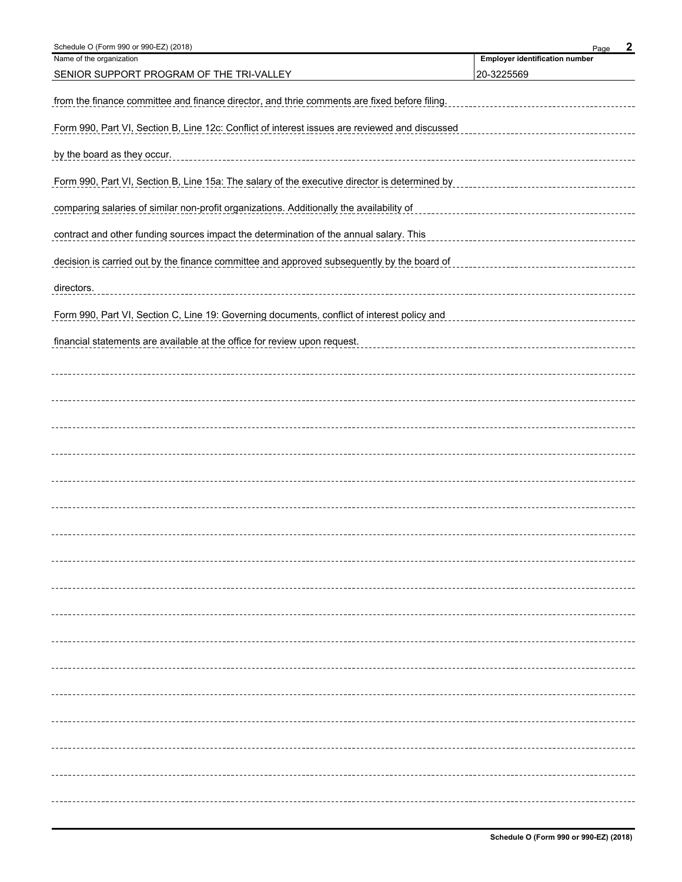| Name of the organization | Employer identification number |
| --- | --- |
| SENIOR SUPPORT PROGRAM OF THE TRI-VALLEY | 20-3225569 |

from the finance committee and finance director, and thrie comments are fixed before filing.

Form 990, Part VI, Section B, Line 12c: Conflict of interest issues are reviewed and discussed by the board as they occur.

Form 990, Part VI, Section B, Line 15a: The salary of the executive director is determined by comparing salaries of similar non-profit organizations. Additionally the availability of contract and other funding sources impact the determination of the annual salary. This decision is carried out by the finance committee and approved subsequently by the board of directors.

Form 990, Part VI, Section C, Line 19: Governing documents, conflict of interest policy and financial statements are available at the office for review upon request.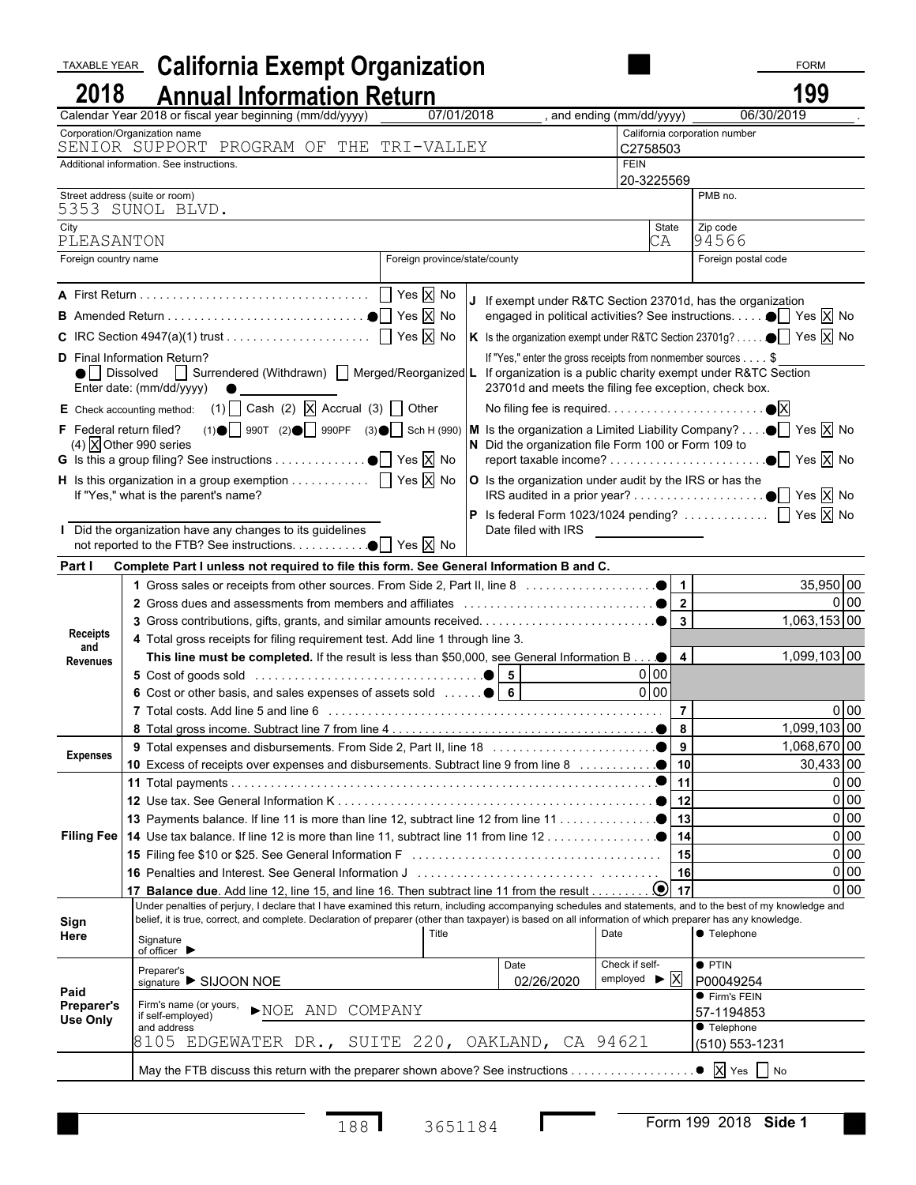TAXABLE YEAR **2018**

# California Exempt Organization Annual Information Return

FORM **199**

Calendar Year 2018 or fiscal year beginning (mm/dd/yyyy) 07/01/2018, and ending (mm/dd/yyyy) 06/30/2019.

| Corporation/Organization name | California corporation number |
|---|---|
| SENIOR SUPPORT PROGRAM OF THE TRI-VALLEY | C2758503 |
| Additional information. See instructions. | FEIN 20-3225569 |
| Street address (suite or room) 5353 SUNOL BLVD. | PMB no. |
| City PLEASANTON | State CA Zip code 94566 |
| Foreign country name | Foreign province/state/county | Foreign postal code |

A First Return . . . ☐ Yes ☒ No

B Amended Return . . . ☐ Yes ☒ No

C IRC Section 4947(a)(1) trust . . . ☐ Yes ☒ No

D Final Information Return? ☐ Dissolved ☐ Surrendered (Withdrawn) ☐ Merged/Reorganized
Enter date: (mm/dd/yyyy)

E Check accounting method: (1) ☐ Cash (2) ☒ Accrual (3) ☐ Other

F Federal return filed? (1) ☐ 990T (2) ☐ 990PF (3) ☐ Sch H (990) (4) ☒ Other 990 series

G Is this a group filing? See instructions . . . ☐ Yes ☒ No

H Is this organization in a group exemption . . . ☐ Yes ☒ No
If "Yes," what is the parent's name?

I Did the organization have any changes to its guidelines not reported to the FTB? See instructions. . . . ☐ Yes ☒ No

J If exempt under R&TC Section 23701d, has the organization engaged in political activities? See instructions. . . . ☐ Yes ☒ No

K Is the organization exempt under R&TC Section 23701g? . . . ☐ Yes ☒ No
If "Yes," enter the gross receipts from nonmember sources . . . . $

L If organization is a public charity exempt under R&TC Section 23701d and meets the filing fee exception, check box.
No filing fee is required. . . . ☒

M Is the organization a Limited Liability Company? . . . ☐ Yes ☒ No

N Did the organization file Form 100 or Form 109 to report taxable income? . . . ☐ Yes ☒ No

O Is the organization under audit by the IRS or has the IRS audited in a prior year? . . . ☐ Yes ☒ No

P Is federal Form 1023/1024 pending? . . . ☐ Yes ☒ No
Date filed with IRS

## Part I Complete Part I unless not required to file this form. See General Information B and C.

| Section | Line | Description | Line | Amount |
|---|---|---|---|---|
| Receipts and Revenues | 1 | Gross sales or receipts from other sources. From Side 2, Part II, line 8 | 1 | 35,950 00 |
| | 2 | Gross dues and assessments from members and affiliates | 2 | 0 00 |
| | 3 | Gross contributions, gifts, grants, and similar amounts received | 3 | 1,063,153 00 |
| | 4 | Total gross receipts for filing requirement test. Add line 1 through line 3. **This line must be completed.** If the result is less than $50,000, see General Information B | 4 | 1,099,103 00 |
| | 5 | Cost of goods sold — 5: 0 00 | | |
| | 6 | Cost or other basis, and sales expenses of assets sold — 6: 0 00 | | |
| | 7 | Total costs. Add line 5 and line 6 | 7 | 0 00 |
| | 8 | Total gross income. Subtract line 7 from line 4 | 8 | 1,099,103 00 |
| Expenses | 9 | Total expenses and disbursements. From Side 2, Part II, line 18 | 9 | 1,068,670 00 |
| | 10 | Excess of receipts over expenses and disbursements. Subtract line 9 from line 8 | 10 | 30,433 00 |
| Filing Fee | 11 | Total payments | 11 | 0 00 |
| | 12 | Use tax. See General Information K | 12 | 0 00 |
| | 13 | Payments balance. If line 11 is more than line 12, subtract line 12 from line 11 | 13 | 0 00 |
| | 14 | Use tax balance. If line 12 is more than line 11, subtract line 11 from line 12 | 14 | 0 00 |
| | 15 | Filing fee $10 or $25. See General Information F | 15 | 0 00 |
| | 16 | Penalties and Interest. See General Information J | 16 | 0 00 |
| | 17 | **Balance due**. Add line 12, line 15, and line 16. Then subtract line 11 from the result | 17 | 0 00 |

**Sign Here**

Under penalties of perjury, I declare that I have examined this return, including accompanying schedules and statements, and to the best of my knowledge and belief, it is true, correct, and complete. Declaration of preparer (other than taxpayer) is based on all information of which preparer has any knowledge.

Signature of officer ▶ | Title | Date | Telephone

**Paid Preparer's Use Only**

| Preparer's signature ▶ SIJOON NOE | Date 02/26/2020 | Check if self-employed ▶ ☒ | PTIN P00049254 |
|---|---|---|---|
| Firm's name (or yours, if self-employed) and address ▶NOE AND COMPANY 8105 EDGEWATER DR., SUITE 220, OAKLAND, CA 94621 | | | Firm's FEIN 57-1194853 Telephone (510) 553-1231 |

May the FTB discuss this return with the preparer shown above? See instructions . . . ☒ Yes ☐ No

188 3651184 Form 199 2018 Side 1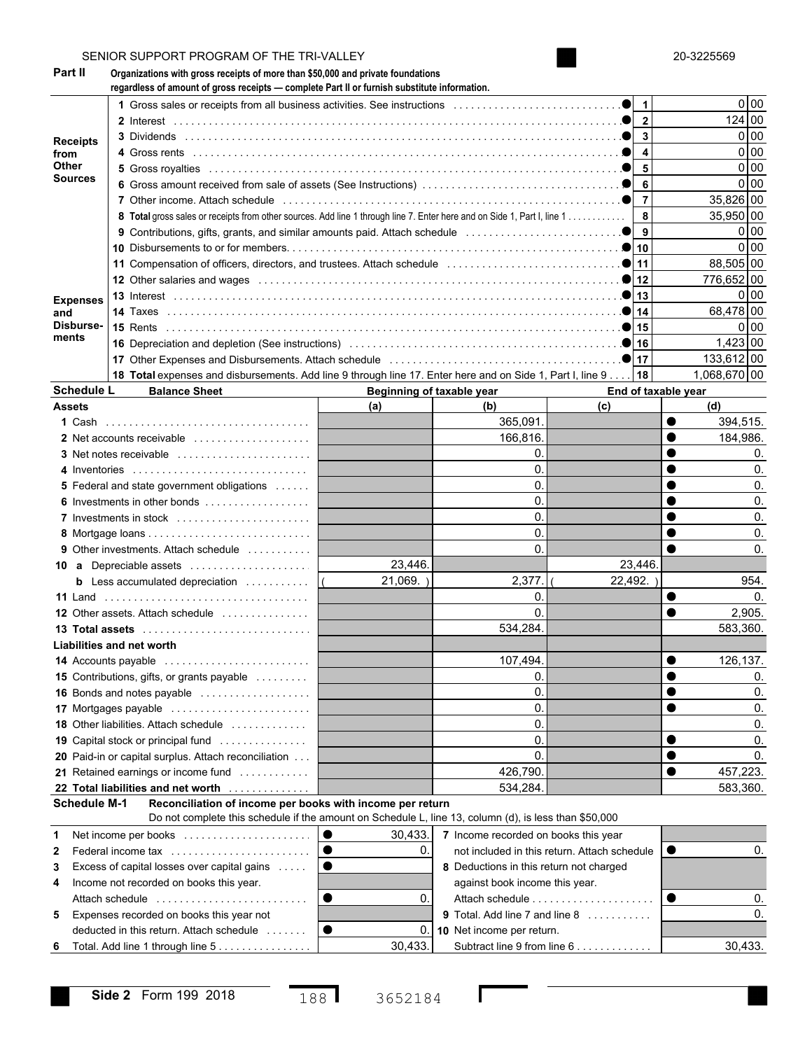SENIOR SUPPORT PROGRAM OF THE TRI-VALLEY 20-3225569

**Part II** Organizations with gross receipts of more than $50,000 and private foundations regardless of amount of gross receipts — complete Part II or furnish substitute information.

| | | Line | Amount |
|---|---|---|---|
| **Receipts from Other Sources** | 1 Gross sales or receipts from all business activities. See instructions | 1 | 0 00 |
| | 2 Interest | 2 | 124 00 |
| | 3 Dividends | 3 | 0 00 |
| | 4 Gross rents | 4 | 0 00 |
| | 5 Gross royalties | 5 | 0 00 |
| | 6 Gross amount received from sale of assets (See Instructions) | 6 | 0 00 |
| | 7 Other income. Attach schedule | 7 | 35,826 00 |
| | 8 **Total** gross sales or receipts from other sources. Add line 1 through line 7. Enter here and on Side 1, Part I, line 1 | 8 | 35,950 00 |
| **Expenses and Disburse-ments** | 9 Contributions, gifts, grants, and similar amounts paid. Attach schedule | 9 | 0 00 |
| | 10 Disbursements to or for members | 10 | 0 00 |
| | 11 Compensation of officers, directors, and trustees. Attach schedule | 11 | 88,505 00 |
| | 12 Other salaries and wages | 12 | 776,652 00 |
| | 13 Interest | 13 | 0 00 |
| | 14 Taxes | 14 | 68,478 00 |
| | 15 Rents | 15 | 0 00 |
| | 16 Depreciation and depletion (See instructions) | 16 | 1,423 00 |
| | 17 Other Expenses and Disbursements. Attach schedule | 17 | 133,612 00 |
| | 18 **Total** expenses and disbursements. Add line 9 through line 17. Enter here and on Side 1, Part I, line 9 | 18 | 1,068,670 00 |

**Schedule L** Balance Sheet

| Assets | Beginning of taxable year (a) | (b) | End of taxable year (c) | (d) |
|---|---|---|---|---|
| 1 Cash | | 365,091. | | 394,515. |
| 2 Net accounts receivable | | 166,816. | | 184,986. |
| 3 Net notes receivable | | 0. | | 0. |
| 4 Inventories | | 0. | | 0. |
| 5 Federal and state government obligations | | 0. | | 0. |
| 6 Investments in other bonds | | 0. | | 0. |
| 7 Investments in stock | | 0. | | 0. |
| 8 Mortgage loans | | 0. | | 0. |
| 9 Other investments. Attach schedule | | 0. | | 0. |
| 10 a Depreciable assets | 23,446. | | 23,446. | |
| b Less accumulated depreciation | ( 21,069. ) | 2,377. | ( 22,492. ) | 954. |
| 11 Land | | 0. | | 0. |
| 12 Other assets. Attach schedule | | 0. | | 2,905. |
| 13 Total assets | | 534,284. | | 583,360. |
| **Liabilities and net worth** | | | | |
| 14 Accounts payable | | 107,494. | | 126,137. |
| 15 Contributions, gifts, or grants payable | | 0. | | 0. |
| 16 Bonds and notes payable | | 0. | | 0. |
| 17 Mortgages payable | | 0. | | 0. |
| 18 Other liabilities. Attach schedule | | 0. | | 0. |
| 19 Capital stock or principal fund | | 0. | | 0. |
| 20 Paid-in or capital surplus. Attach reconciliation | | 0. | | 0. |
| 21 Retained earnings or income fund | | 426,790. | | 457,223. |
| 22 **Total liabilities and net worth** | | 534,284. | | 583,360. |

**Schedule M-1** Reconciliation of income per books with income per return
Do not complete this schedule if the amount on Schedule L, line 13, column (d), is less than $50,000

| | | | |
|---|---|---|---|
| 1 Net income per books | 30,433. | 7 Income recorded on books this year not included in this return. Attach schedule | 0. |
| 2 Federal income tax | 0. | 8 Deductions in this return not charged against book income this year. Attach schedule | 0. |
| 3 Excess of capital losses over capital gains | | 9 Total. Add line 7 and line 8 | 0. |
| 4 Income not recorded on books this year. Attach schedule | 0. | 10 Net income per return. Subtract line 9 from line 6 | 30,433. |
| 5 Expenses recorded on books this year not deducted in this return. Attach schedule | 0. | | |
| 6 Total. Add line 1 through line 5 | 30,433. | | |

**Side 2** Form 199 2018 188 3652184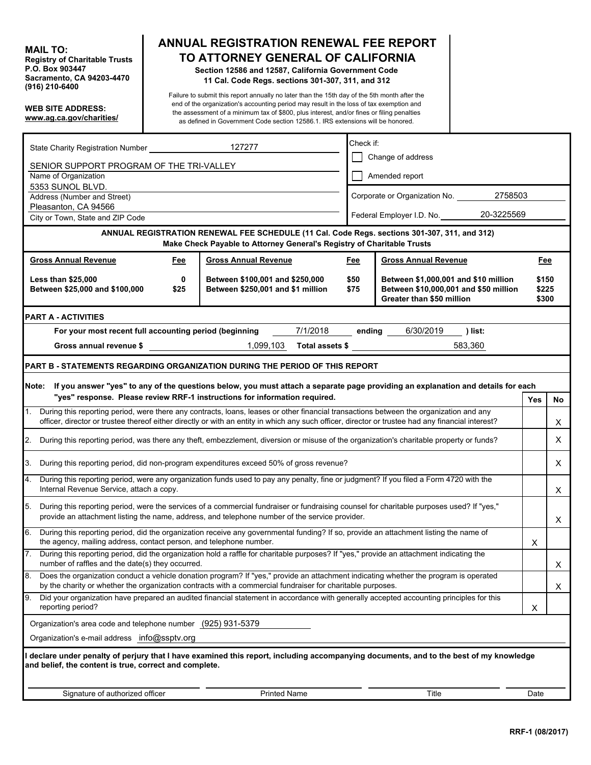**MAIL TO:**
**Registry of Charitable Trusts**
**P.O. Box 903447**
**Sacramento, CA 94203-4470**
**(916) 210-6400**

**WEB SITE ADDRESS:**
**www.ag.ca.gov/charities/**

# ANNUAL REGISTRATION RENEWAL FEE REPORT TO ATTORNEY GENERAL OF CALIFORNIA

**Section 12586 and 12587, California Government Code**
**11 Cal. Code Regs. sections 301-307, 311, and 312**

Failure to submit this report annually no later than the 15th day of the 5th month after the end of the organization's accounting period may result in the loss of tax exemption and the assessment of a minimum tax of $800, plus interest, and/or fines or filing penalties as defined in Government Code section 12586.1. IRS extensions will be honored.

State Charity Registration Number 127277

SENIOR SUPPORT PROGRAM OF THE TRI-VALLEY
Name of Organization

5353 SUNOL BLVD.
Address (Number and Street)

Pleasanton, CA 94566
City or Town, State and ZIP Code

Check if:
- [ ] Change of address
- [ ] Amended report

Corporate or Organization No. 2758503

Federal Employer I.D. No. 20-3225569

**ANNUAL REGISTRATION RENEWAL FEE SCHEDULE (11 Cal. Code Regs. sections 301-307, 311, and 312)**
**Make Check Payable to Attorney General's Registry of Charitable Trusts**

| Gross Annual Revenue | Fee | Gross Annual Revenue | Fee | Gross Annual Revenue | Fee |
|---|---|---|---|---|---|
| Less than $25,000 | 0 | Between $100,001 and $250,000 | $50 | Between $1,000,001 and $10 million | $150 |
| Between $25,000 and $100,000 | $25 | Between $250,001 and $1 million | $75 | Between $10,000,001 and $50 million | $225 |
| | | | | Greater than $50 million | $300 |

## PART A - ACTIVITIES

For your most recent full accounting period (beginning 7/1/2018 ending 6/30/2019 ) list:

Gross annual revenue $ 1,099,103 Total assets $ 583,360

## PART B - STATEMENTS REGARDING ORGANIZATION DURING THE PERIOD OF THIS REPORT

**Note: If you answer "yes" to any of the questions below, you must attach a separate page providing an explanation and details for each "yes" response. Please review RRF-1 instructions for information required.**

| | Question | Yes | No |
|---|---|---|---|
| 1. | During this reporting period, were there any contracts, loans, leases or other financial transactions between the organization and any officer, director or trustee thereof either directly or with an entity in which any such officer, director or trustee had any financial interest? | | X |
| 2. | During this reporting period, was there any theft, embezzlement, diversion or misuse of the organization's charitable property or funds? | | X |
| 3. | During this reporting period, did non-program expenditures exceed 50% of gross revenue? | | X |
| 4. | During this reporting period, were any organization funds used to pay any penalty, fine or judgment? If you filed a Form 4720 with the Internal Revenue Service, attach a copy. | | X |
| 5. | During this reporting period, were the services of a commercial fundraiser or fundraising counsel for charitable purposes used? If "yes," provide an attachment listing the name, address, and telephone number of the service provider. | | X |
| 6. | During this reporting period, did the organization receive any governmental funding? If so, provide an attachment listing the name of the agency, mailing address, contact person, and telephone number. | X | |
| 7. | During this reporting period, did the organization hold a raffle for charitable purposes? If "yes," provide an attachment indicating the number of raffles and the date(s) they occurred. | | X |
| 8. | Does the organization conduct a vehicle donation program? If "yes," provide an attachment indicating whether the program is operated by the charity or whether the organization contracts with a commercial fundraiser for charitable purposes. | | X |
| 9. | Did your organization have prepared an audited financial statement in accordance with generally accepted accounting principles for this reporting period? | X | |

Organization's area code and telephone number (925) 931-5379

Organization's e-mail address info@ssptv.org

**I declare under penalty of perjury that I have examined this report, including accompanying documents, and to the best of my knowledge and belief, the content is true, correct and complete.**

| Signature of authorized officer | Printed Name | Title | Date |
|---|---|---|---|
| | | | |

RRF-1 (08/2017)